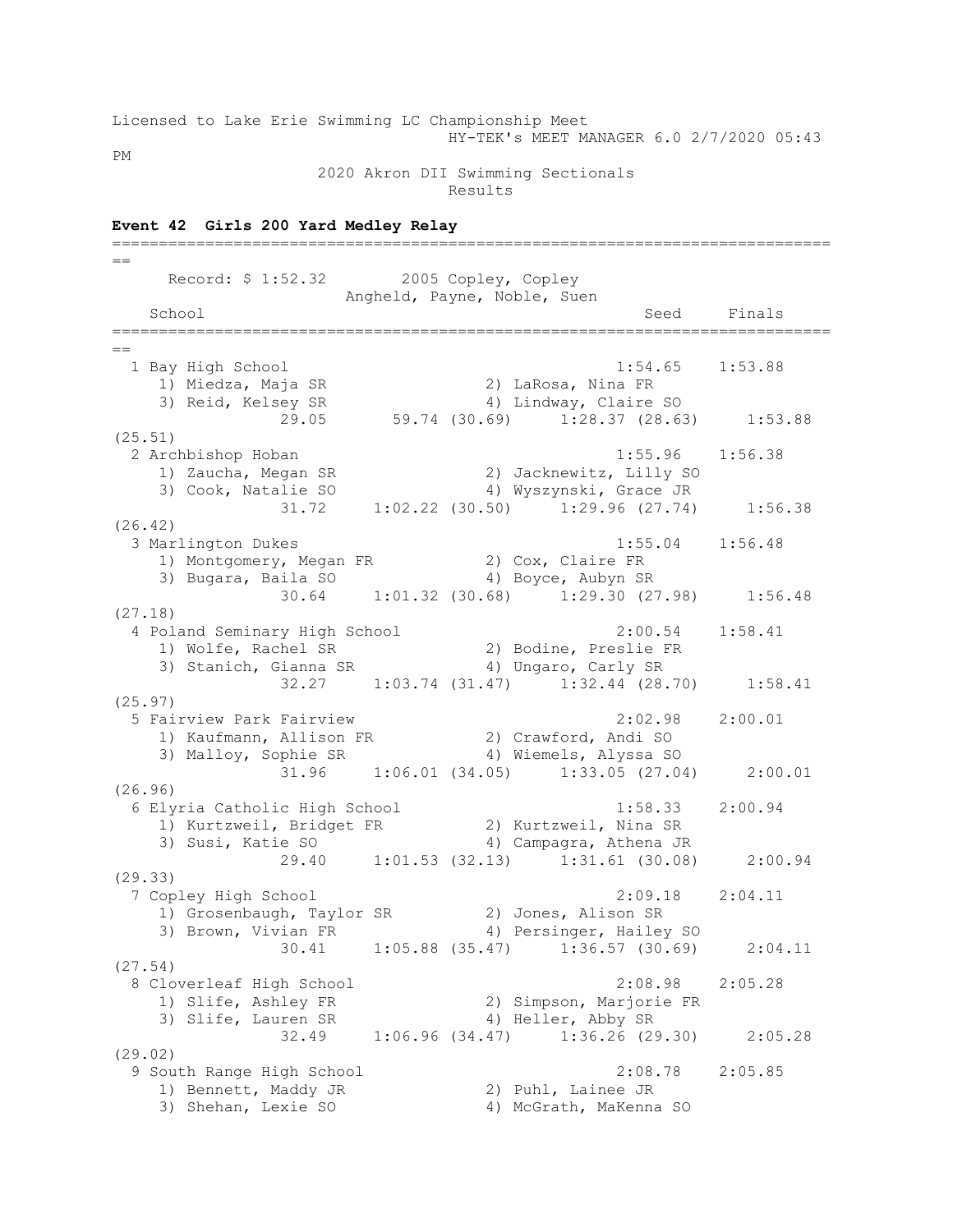Licensed to Lake Erie Swimming LC Championship Meet
HY-TEK's MEET MANAGER 6.0 2/7/2020 05:43 PM

2020 Akron DII Swimming Sectionals
Results

**Event 42 Girls 200 Yard Medley Relay**

```
===============================================================================
     Record: $ 1:52.32        2005 Copley, Copley
                        Angheld, Payne, Noble, Suen
   School                                              Seed     Finals
===============================================================================
  1 Bay High School                                 1:54.65    1:53.88
     1) Miedza, Maja SR                2) LaRosa, Nina FR
     3) Reid, Kelsey SR                4) Lindway, Claire SO
              29.05       59.74 (30.69)     1:28.37 (28.63)     1:53.88 (25.51)
  2 Archbishop Hoban                                1:55.96    1:56.38
     1) Zaucha, Megan SR               2) Jacknewitz, Lilly SO
     3) Cook, Natalie SO               4) Wyszynski, Grace JR
              31.72     1:02.22 (30.50)     1:29.96 (27.74)     1:56.38 (26.42)
  3 Marlington Dukes                                1:55.04    1:56.48
     1) Montgomery, Megan FR           2) Cox, Claire FR
     3) Bugara, Baila SO               4) Boyce, Aubyn SR
              30.64     1:01.32 (30.68)     1:29.30 (27.98)     1:56.48 (27.18)
  4 Poland Seminary High School                     2:00.54    1:58.41
     1) Wolfe, Rachel SR               2) Bodine, Preslie FR
     3) Stanich, Gianna SR             4) Ungaro, Carly SR
              32.27     1:03.74 (31.47)     1:32.44 (28.70)     1:58.41 (25.97)
  5 Fairview Park Fairview                          2:02.98    2:00.01
     1) Kaufmann, Allison FR           2) Crawford, Andi SO
     3) Malloy, Sophie SR              4) Wiemels, Alyssa SO
              31.96     1:06.01 (34.05)     1:33.05 (27.04)     2:00.01 (26.96)
  6 Elyria Catholic High School                     1:58.33    2:00.94
     1) Kurtzweil, Bridget FR          2) Kurtzweil, Nina SR
     3) Susi, Katie SO                 4) Campagra, Athena JR
              29.40     1:01.53 (32.13)     1:31.61 (30.08)     2:00.94 (29.33)
  7 Copley High School                              2:09.18    2:04.11
     1) Grosenbaugh, Taylor SR         2) Jones, Alison SR
     3) Brown, Vivian FR               4) Persinger, Hailey SO
              30.41     1:05.88 (35.47)     1:36.57 (30.69)     2:04.11 (27.54)
  8 Cloverleaf High School                          2:08.98    2:05.28
     1) Slife, Ashley FR               2) Simpson, Marjorie FR
     3) Slife, Lauren SR               4) Heller, Abby SR
              32.49     1:06.96 (34.47)     1:36.26 (29.30)     2:05.28 (29.02)
  9 South Range High School                         2:08.78    2:05.85
     1) Bennett, Maddy JR              2) Puhl, Lainee JR
     3) Shehan, Lexie SO               4) McGrath, MaKenna SO
```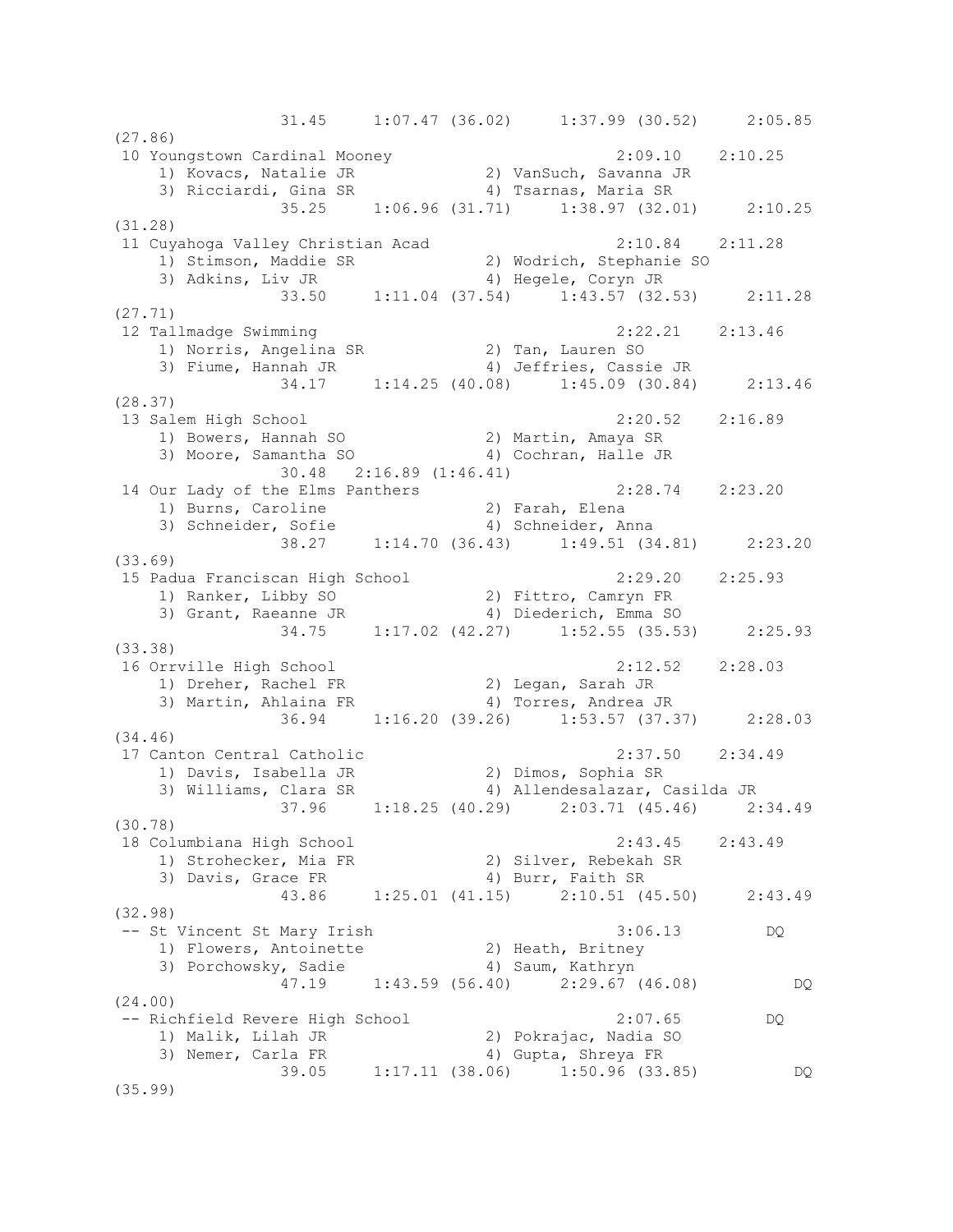```
              31.45     1:07.47 (36.02)     1:37.99 (30.52)     2:05.85
(27.86)
 10 Youngstown Cardinal Mooney                         2:09.10    2:10.25
    1) Kovacs, Natalie JR             2) VanSuch, Savanna JR
    3) Ricciardi, Gina SR             4) Tsarnas, Maria SR
              35.25     1:06.96 (31.71)     1:38.97 (32.01)     2:10.25
(31.28)
 11 Cuyahoga Valley Christian Acad                     2:10.84    2:11.28
    1) Stimson, Maddie SR             2) Wodrich, Stephanie SO
    3) Adkins, Liv JR                 4) Hegele, Coryn JR
              33.50     1:11.04 (37.54)     1:43.57 (32.53)     2:11.28
(27.71)
 12 Tallmadge Swimming                                 2:22.21    2:13.46
    1) Norris, Angelina SR            2) Tan, Lauren SO
    3) Fiume, Hannah JR               4) Jeffries, Cassie JR
              34.17     1:14.25 (40.08)     1:45.09 (30.84)     2:13.46
(28.37)
 13 Salem High School                                  2:20.52    2:16.89
    1) Bowers, Hannah SO              2) Martin, Amaya SR
    3) Moore, Samantha SO             4) Cochran, Halle JR
              30.48   2:16.89 (1:46.41)
 14 Our Lady of the Elms Panthers                      2:28.74    2:23.20
    1) Burns, Caroline                2) Farah, Elena
    3) Schneider, Sofie               4) Schneider, Anna
              38.27     1:14.70 (36.43)     1:49.51 (34.81)     2:23.20
(33.69)
 15 Padua Franciscan High School                       2:29.20    2:25.93
    1) Ranker, Libby SO               2) Fittro, Camryn FR
    3) Grant, Raeanne JR              4) Diederich, Emma SO
              34.75     1:17.02 (42.27)     1:52.55 (35.53)     2:25.93
(33.38)
 16 Orrville High School                               2:12.52    2:28.03
    1) Dreher, Rachel FR              2) Legan, Sarah JR
    3) Martin, Ahlaina FR             4) Torres, Andrea JR
              36.94     1:16.20 (39.26)     1:53.57 (37.37)     2:28.03
(34.46)
 17 Canton Central Catholic                            2:37.50    2:34.49
    1) Davis, Isabella JR             2) Dimos, Sophia SR
    3) Williams, Clara SR             4) Allendesalazar, Casilda JR
              37.96     1:18.25 (40.29)     2:03.71 (45.46)     2:34.49
(30.78)
 18 Columbiana High School                             2:43.45    2:43.49
    1) Strohecker, Mia FR             2) Silver, Rebekah SR
    3) Davis, Grace FR                4) Burr, Faith SR
              43.86     1:25.01 (41.15)     2:10.51 (45.50)     2:43.49
(32.98)
 -- St Vincent St Mary Irish                           3:06.13        DQ
    1) Flowers, Antoinette            2) Heath, Britney
    3) Porchowsky, Sadie              4) Saum, Kathryn
              47.19     1:43.59 (56.40)     2:29.67 (46.08)          DQ
(24.00)
 -- Richfield Revere High School                       2:07.65        DQ
    1) Malik, Lilah JR                2) Pokrajac, Nadia SO
    3) Nemer, Carla FR                4) Gupta, Shreya FR
              39.05     1:17.11 (38.06)     1:50.96 (33.85)          DQ
(35.99)
```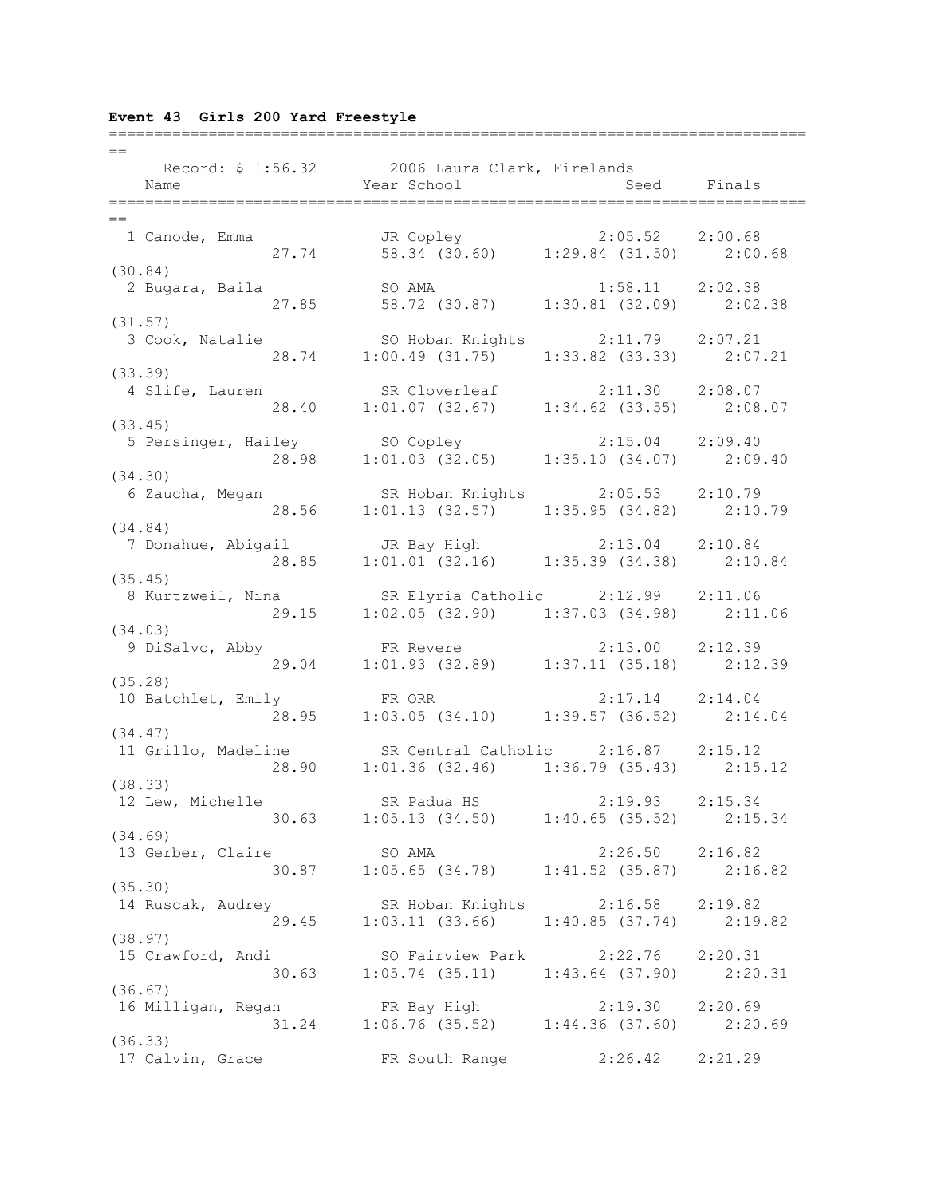**Event 43 Girls 200 Yard Freestyle**

Record: $ 1:56.32 2006 Laura Clark, Firelands

| Place | Name | Year | School | Seed | Finals |
|---|---|---|---|---|---|
| 1 | Canode, Emma | JR | Copley | 2:05.52 | 2:00.68 |
| | 27.74 | 58.34 (30.60) | 1:29.84 (31.50) | 2:00.68 (30.84) | |
| 2 | Bugara, Baila | SO | AMA | 1:58.11 | 2:02.38 |
| | 27.85 | 58.72 (30.87) | 1:30.81 (32.09) | 2:02.38 (31.57) | |
| 3 | Cook, Natalie | SO | Hoban Knights | 2:11.79 | 2:07.21 |
| | 28.74 | 1:00.49 (31.75) | 1:33.82 (33.33) | 2:07.21 (33.39) | |
| 4 | Slife, Lauren | SR | Cloverleaf | 2:11.30 | 2:08.07 |
| | 28.40 | 1:01.07 (32.67) | 1:34.62 (33.55) | 2:08.07 (33.45) | |
| 5 | Persinger, Hailey | SO | Copley | 2:15.04 | 2:09.40 |
| | 28.98 | 1:01.03 (32.05) | 1:35.10 (34.07) | 2:09.40 (34.30) | |
| 6 | Zaucha, Megan | SR | Hoban Knights | 2:05.53 | 2:10.79 |
| | 28.56 | 1:01.13 (32.57) | 1:35.95 (34.82) | 2:10.79 (34.84) | |
| 7 | Donahue, Abigail | JR | Bay High | 2:13.04 | 2:10.84 |
| | 28.85 | 1:01.01 (32.16) | 1:35.39 (34.38) | 2:10.84 (35.45) | |
| 8 | Kurtzweil, Nina | SR | Elyria Catholic | 2:12.99 | 2:11.06 |
| | 29.15 | 1:02.05 (32.90) | 1:37.03 (34.98) | 2:11.06 (34.03) | |
| 9 | DiSalvo, Abby | FR | Revere | 2:13.00 | 2:12.39 |
| | 29.04 | 1:01.93 (32.89) | 1:37.11 (35.18) | 2:12.39 (35.28) | |
| 10 | Batchlet, Emily | FR | ORR | 2:17.14 | 2:14.04 |
| | 28.95 | 1:03.05 (34.10) | 1:39.57 (36.52) | 2:14.04 (34.47) | |
| 11 | Grillo, Madeline | SR | Central Catholic | 2:16.87 | 2:15.12 |
| | 28.90 | 1:01.36 (32.46) | 1:36.79 (35.43) | 2:15.12 (38.33) | |
| 12 | Lew, Michelle | SR | Padua HS | 2:19.93 | 2:15.34 |
| | 30.63 | 1:05.13 (34.50) | 1:40.65 (35.52) | 2:15.34 (34.69) | |
| 13 | Gerber, Claire | SO | AMA | 2:26.50 | 2:16.82 |
| | 30.87 | 1:05.65 (34.78) | 1:41.52 (35.87) | 2:16.82 (35.30) | |
| 14 | Ruscak, Audrey | SR | Hoban Knights | 2:16.58 | 2:19.82 |
| | 29.45 | 1:03.11 (33.66) | 1:40.85 (37.74) | 2:19.82 (38.97) | |
| 15 | Crawford, Andi | SO | Fairview Park | 2:22.76 | 2:20.31 |
| | 30.63 | 1:05.74 (35.11) | 1:43.64 (37.90) | 2:20.31 (36.67) | |
| 16 | Milligan, Regan | FR | Bay High | 2:19.30 | 2:20.69 |
| | 31.24 | 1:06.76 (35.52) | 1:44.36 (37.60) | 2:20.69 (36.33) | |
| 17 | Calvin, Grace | FR | South Range | 2:26.42 | 2:21.29 |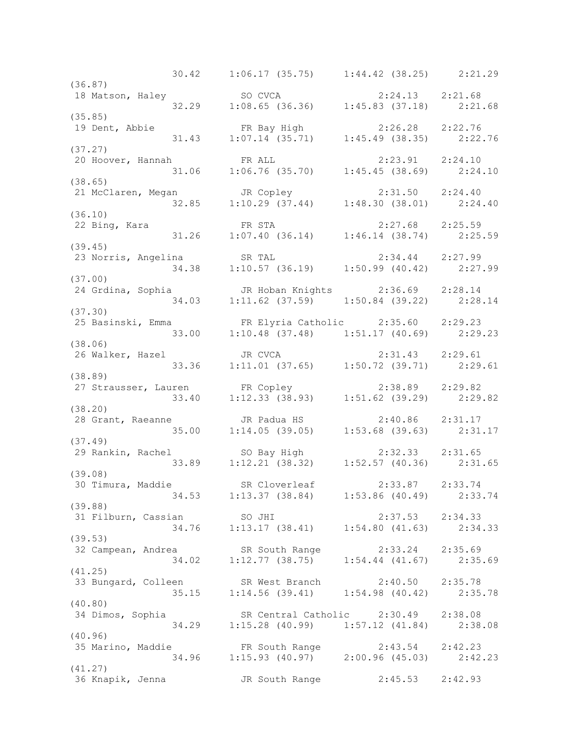```
                 30.42    1:06.17 (35.75)    1:44.42 (38.25)    2:21.29
(36.87)
 18 Matson, Haley           SO CVCA                  2:24.13    2:21.68
                 32.29    1:08.65 (36.36)    1:45.83 (37.18)    2:21.68
(35.85)
 19 Dent, Abbie             FR Bay High              2:26.28    2:22.76
                 31.43    1:07.14 (35.71)    1:45.49 (38.35)    2:22.76
(37.27)
 20 Hoover, Hannah          FR ALL                   2:23.91    2:24.10
                 31.06    1:06.76 (35.70)    1:45.45 (38.69)    2:24.10
(38.65)
 21 McClaren, Megan         JR Copley                2:31.50    2:24.40
                 32.85    1:10.29 (37.44)    1:48.30 (38.01)    2:24.40
(36.10)
 22 Bing, Kara              FR STA                   2:27.68    2:25.59
                 31.26    1:07.40 (36.14)    1:46.14 (38.74)    2:25.59
(39.45)
 23 Norris, Angelina        SR TAL                   2:34.44    2:27.99
                 34.38    1:10.57 (36.19)    1:50.99 (40.42)    2:27.99
(37.00)
 24 Grdina, Sophia          JR Hoban Knights         2:36.69    2:28.14
                 34.03    1:11.62 (37.59)    1:50.84 (39.22)    2:28.14
(37.30)
 25 Basinski, Emma          FR Elyria Catholic       2:35.60    2:29.23
                 33.00    1:10.48 (37.48)    1:51.17 (40.69)    2:29.23
(38.06)
 26 Walker, Hazel           JR CVCA                  2:31.43    2:29.61
                 33.36    1:11.01 (37.65)    1:50.72 (39.71)    2:29.61
(38.89)
 27 Strausser, Lauren       FR Copley                2:38.89    2:29.82
                 33.40    1:12.33 (38.93)    1:51.62 (39.29)    2:29.82
(38.20)
 28 Grant, Raeanne          JR Padua HS              2:40.86    2:31.17
                 35.00    1:14.05 (39.05)    1:53.68 (39.63)    2:31.17
(37.49)
 29 Rankin, Rachel          SO Bay High              2:32.33    2:31.65
                 33.89    1:12.21 (38.32)    1:52.57 (40.36)    2:31.65
(39.08)
 30 Timura, Maddie          SR Cloverleaf            2:33.87    2:33.74
                 34.53    1:13.37 (38.84)    1:53.86 (40.49)    2:33.74
(39.88)
 31 Filburn, Cassian        SO JHI                   2:37.53    2:34.33
                 34.76    1:13.17 (38.41)    1:54.80 (41.63)    2:34.33
(39.53)
 32 Campean, Andrea         SR South Range           2:33.24    2:35.69
                 34.02    1:12.77 (38.75)    1:54.44 (41.67)    2:35.69
(41.25)
 33 Bungard, Colleen        SR West Branch           2:40.50    2:35.78
                 35.15    1:14.56 (39.41)    1:54.98 (40.42)    2:35.78
(40.80)
 34 Dimos, Sophia           SR Central Catholic      2:30.49    2:38.08
                 34.29    1:15.28 (40.99)    1:57.12 (41.84)    2:38.08
(40.96)
 35 Marino, Maddie          FR South Range           2:43.54    2:42.23
                 34.96    1:15.93 (40.97)    2:00.96 (45.03)    2:42.23
(41.27)
 36 Knapik, Jenna           JR South Range           2:45.53    2:42.93
```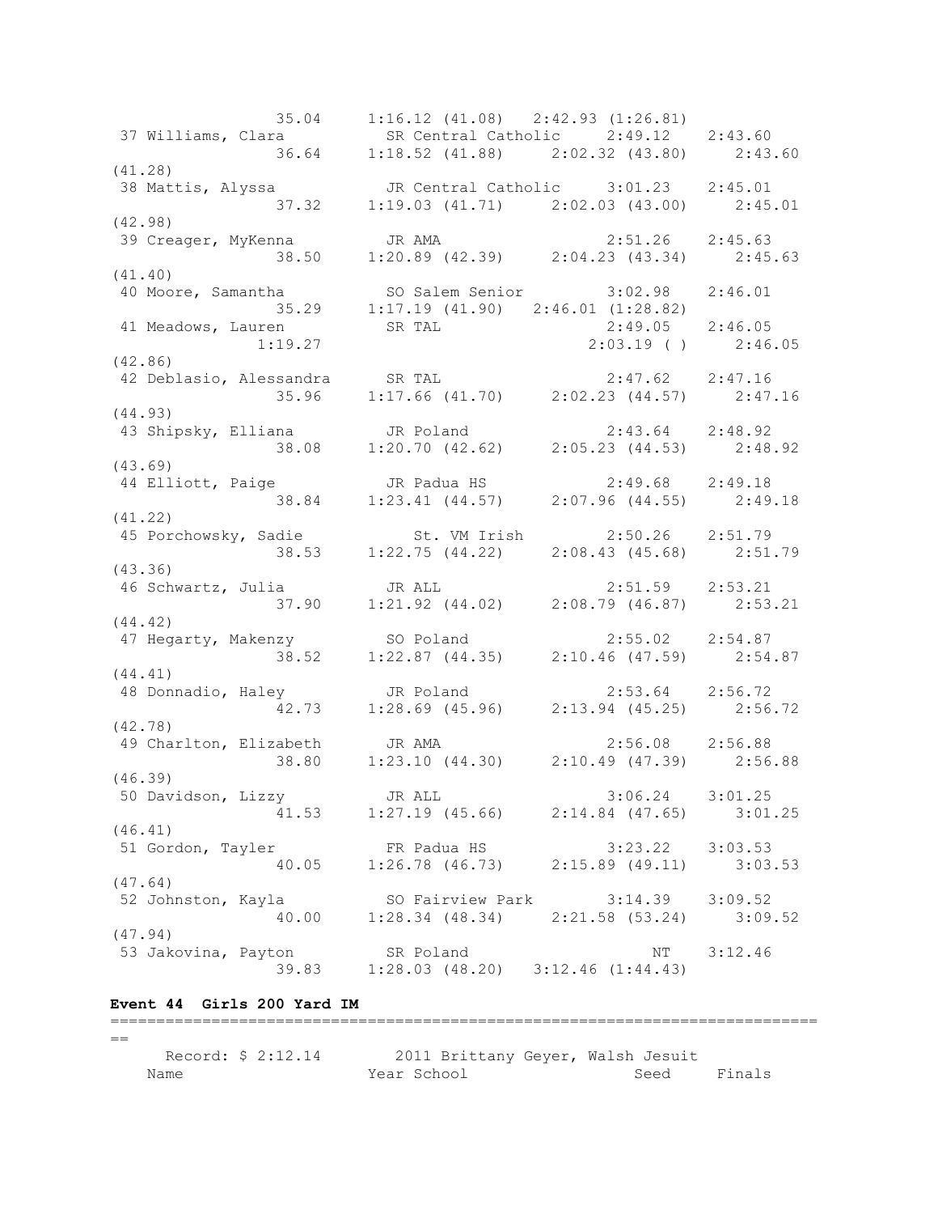```
                35.04     1:16.12 (41.08)   2:42.93 (1:26.81)
 37 Williams, Clara          SR Central Catholic     2:49.12     2:43.60
                36.64     1:18.52 (41.88)     2:02.32 (43.80)     2:43.60
(41.28)
 38 Mattis, Alyssa           JR Central Catholic     3:01.23     2:45.01
                37.32     1:19.03 (41.71)     2:02.03 (43.00)     2:45.01
(42.98)
 39 Creager, MyKenna         JR AMA                  2:51.26     2:45.63
                38.50     1:20.89 (42.39)     2:04.23 (43.34)     2:45.63
(41.40)
 40 Moore, Samantha          SO Salem Senior         3:02.98     2:46.01
                35.29     1:17.19 (41.90)   2:46.01 (1:28.82)
 41 Meadows, Lauren          SR TAL                  2:49.05     2:46.05
              1:19.27                          2:03.19 ( )        2:46.05
(42.86)
 42 Deblasio, Alessandra     SR TAL                  2:47.62     2:47.16
                35.96     1:17.66 (41.70)     2:02.23 (44.57)     2:47.16
(44.93)
 43 Shipsky, Elliana         JR Poland               2:43.64     2:48.92
                38.08     1:20.70 (42.62)     2:05.23 (44.53)     2:48.92
(43.69)
 44 Elliott, Paige           JR Padua HS             2:49.68     2:49.18
                38.84     1:23.41 (44.57)     2:07.96 (44.55)     2:49.18
(41.22)
 45 Porchowsky, Sadie           St. VM Irish         2:50.26     2:51.79
                38.53     1:22.75 (44.22)     2:08.43 (45.68)     2:51.79
(43.36)
 46 Schwartz, Julia          JR ALL                  2:51.59     2:53.21
                37.90     1:21.92 (44.02)     2:08.79 (46.87)     2:53.21
(44.42)
 47 Hegarty, Makenzy         SO Poland               2:55.02     2:54.87
                38.52     1:22.87 (44.35)     2:10.46 (47.59)     2:54.87
(44.41)
 48 Donnadio, Haley          JR Poland               2:53.64     2:56.72
                42.73     1:28.69 (45.96)     2:13.94 (45.25)     2:56.72
(42.78)
 49 Charlton, Elizabeth      JR AMA                  2:56.08     2:56.88
                38.80     1:23.10 (44.30)     2:10.49 (47.39)     2:56.88
(46.39)
 50 Davidson, Lizzy          JR ALL                  3:06.24     3:01.25
                41.53     1:27.19 (45.66)     2:14.84 (47.65)     3:01.25
(46.41)
 51 Gordon, Tayler           FR Padua HS             3:23.22     3:03.53
                40.05     1:26.78 (46.73)     2:15.89 (49.11)     3:03.53
(47.64)
 52 Johnston, Kayla          SO Fairview Park        3:14.39     3:09.52
                40.00     1:28.34 (48.34)     2:21.58 (53.24)     3:09.52
(47.94)
 53 Jakovina, Payton         SR Poland                    NT     3:12.46
                39.83     1:28.03 (48.20)   3:12.46 (1:44.43)
```

**Event 44  Girls 200 Yard IM**

```
===============================================================================
==
      Record: $ 2:12.14        2011 Brittany Geyer, Walsh Jesuit
    Name                    Year School                 Seed     Finals
```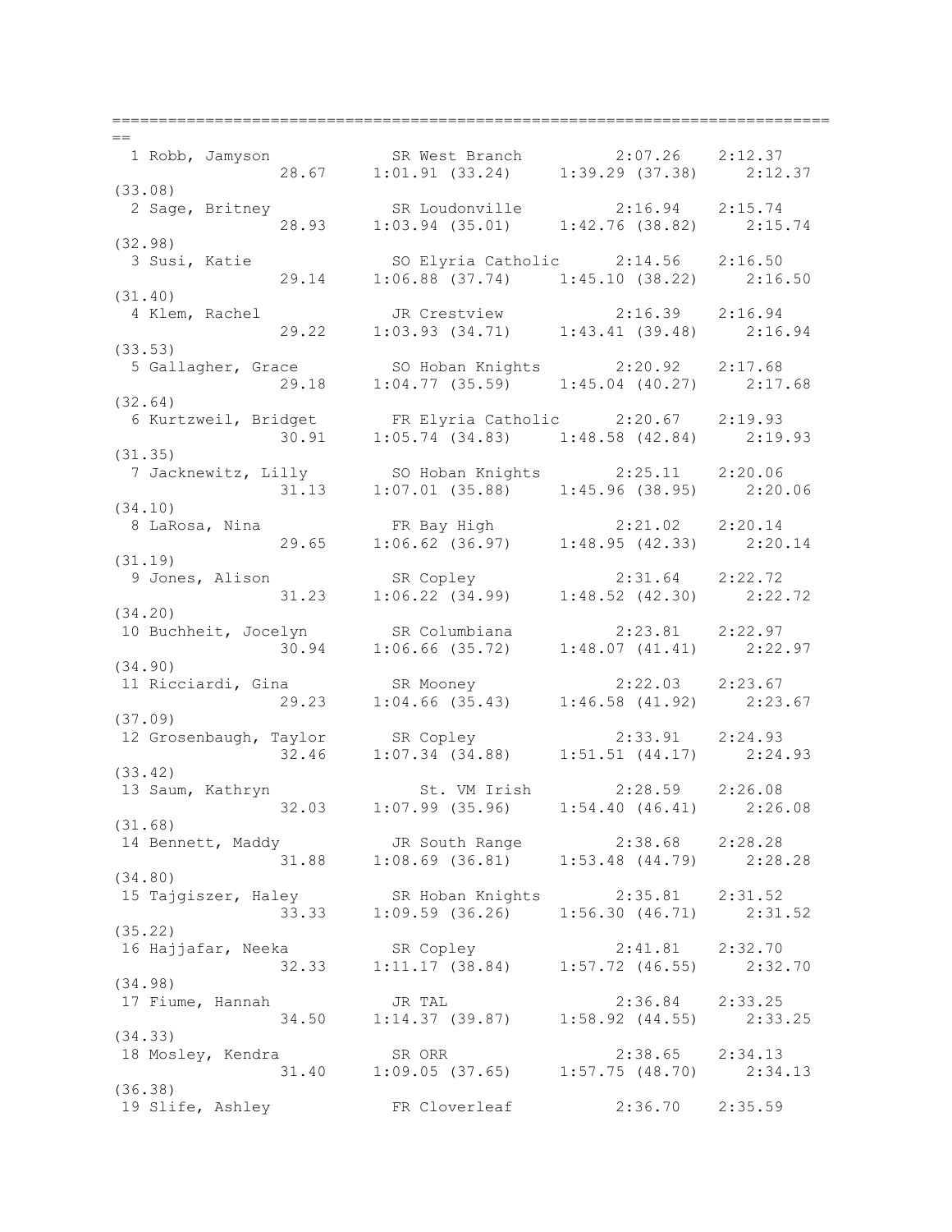```
===============================================================================
==
  1 Robb, Jamyson           SR West Branch          2:07.26    2:12.37 
                 28.67    1:01.91 (33.24)     1:39.29 (37.38)     2:12.37 
(33.08)
  2 Sage, Britney           SR Loudonville          2:16.94    2:15.74 
                 28.93    1:03.94 (35.01)     1:42.76 (38.82)     2:15.74 
(32.98)
  3 Susi, Katie             SO Elyria Catholic      2:14.56    2:16.50 
                 29.14    1:06.88 (37.74)     1:45.10 (38.22)     2:16.50 
(31.40)
  4 Klem, Rachel            JR Crestview            2:16.39    2:16.94 
                 29.22    1:03.93 (34.71)     1:43.41 (39.48)     2:16.94 
(33.53)
  5 Gallagher, Grace        SO Hoban Knights        2:20.92    2:17.68 
                 29.18    1:04.77 (35.59)     1:45.04 (40.27)     2:17.68 
(32.64)
  6 Kurtzweil, Bridget      FR Elyria Catholic      2:20.67    2:19.93 
                 30.91    1:05.74 (34.83)     1:48.58 (42.84)     2:19.93 
(31.35)
  7 Jacknewitz, Lilly       SO Hoban Knights        2:25.11    2:20.06 
                 31.13    1:07.01 (35.88)     1:45.96 (38.95)     2:20.06 
(34.10)
  8 LaRosa, Nina            FR Bay High             2:21.02    2:20.14 
                 29.65    1:06.62 (36.97)     1:48.95 (42.33)     2:20.14 
(31.19)
  9 Jones, Alison           SR Copley               2:31.64    2:22.72 
                 31.23    1:06.22 (34.99)     1:48.52 (42.30)     2:22.72 
(34.20)
 10 Buchheit, Jocelyn       SR Columbiana           2:23.81    2:22.97 
                 30.94    1:06.66 (35.72)     1:48.07 (41.41)     2:22.97 
(34.90)
 11 Ricciardi, Gina         SR Mooney               2:22.03    2:23.67 
                 29.23    1:04.66 (35.43)     1:46.58 (41.92)     2:23.67 
(37.09)
 12 Grosenbaugh, Taylor     SR Copley               2:33.91    2:24.93 
                 32.46    1:07.34 (34.88)     1:51.51 (44.17)     2:24.93 
(33.42)
 13 Saum, Kathryn              St. VM Irish         2:28.59    2:26.08 
                 32.03    1:07.99 (35.96)     1:54.40 (46.41)     2:26.08 
(31.68)
 14 Bennett, Maddy          JR South Range          2:38.68    2:28.28 
                 31.88    1:08.69 (36.81)     1:53.48 (44.79)     2:28.28 
(34.80)
 15 Tajgiszer, Haley        SR Hoban Knights        2:35.81    2:31.52 
                 33.33    1:09.59 (36.26)     1:56.30 (46.71)     2:31.52 
(35.22)
 16 Hajjafar, Neeka         SR Copley               2:41.81    2:32.70 
                 32.33    1:11.17 (38.84)     1:57.72 (46.55)     2:32.70 
(34.98)
 17 Fiume, Hannah           JR TAL                  2:36.84    2:33.25 
                 34.50    1:14.37 (39.87)     1:58.92 (44.55)     2:33.25 
(34.33)
 18 Mosley, Kendra          SR ORR                  2:38.65    2:34.13 
                 31.40    1:09.05 (37.65)     1:57.75 (48.70)     2:34.13 
(36.38)
 19 Slife, Ashley           FR Cloverleaf           2:36.70    2:35.59 
```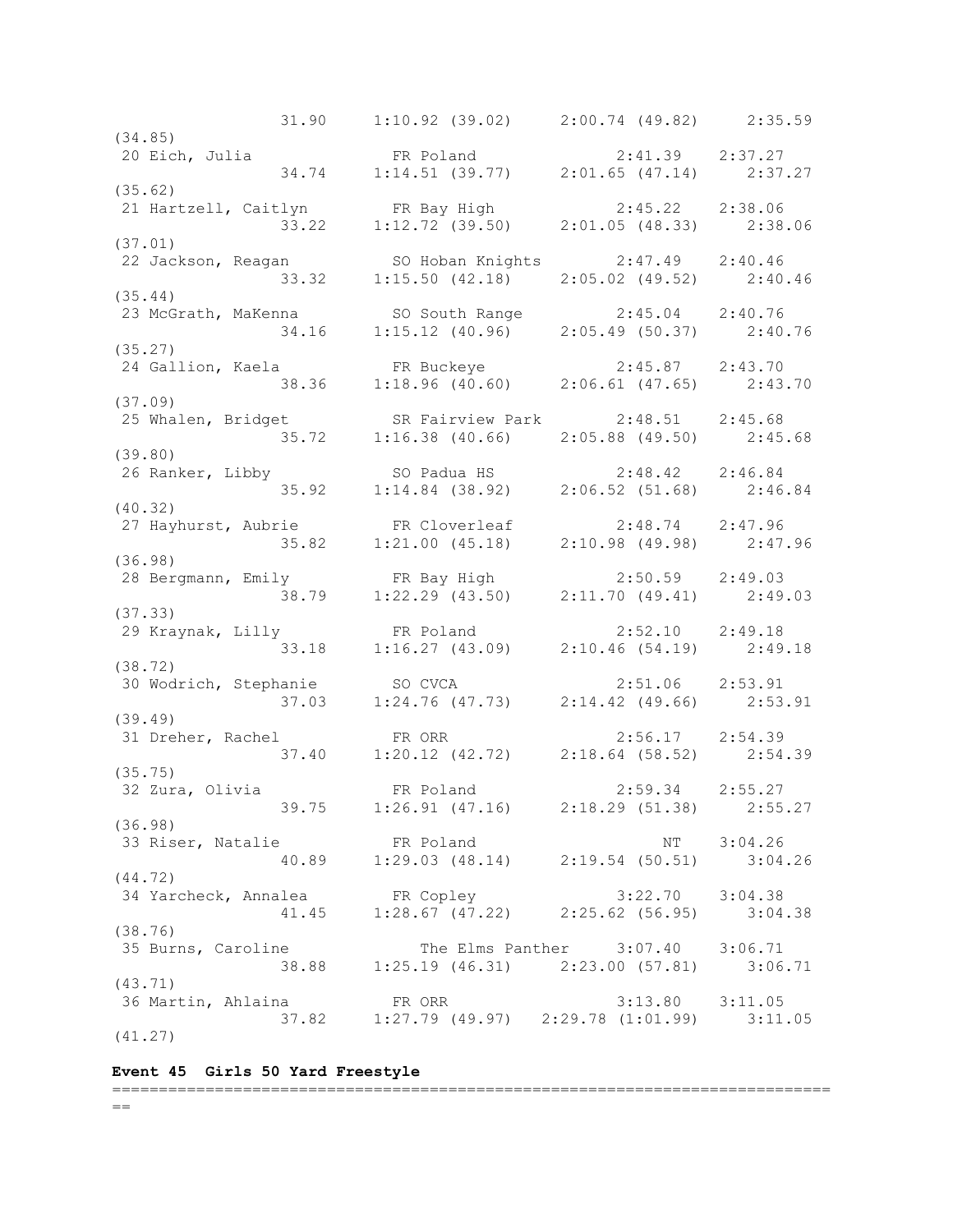```
                31.90    1:10.92 (39.02)    2:00.74 (49.82)    2:35.59
(34.85)
 20 Eich, Julia             FR Poland                2:41.39    2:37.27
                34.74    1:14.51 (39.77)    2:01.65 (47.14)    2:37.27
(35.62)
 21 Hartzell, Caitlyn       FR Bay High              2:45.22    2:38.06
                33.22    1:12.72 (39.50)    2:01.05 (48.33)    2:38.06
(37.01)
 22 Jackson, Reagan         SO Hoban Knights         2:47.49    2:40.46
                33.32    1:15.50 (42.18)    2:05.02 (49.52)    2:40.46
(35.44)
 23 McGrath, MaKenna        SO South Range           2:45.04    2:40.76
                34.16    1:15.12 (40.96)    2:05.49 (50.37)    2:40.76
(35.27)
 24 Gallion, Kaela          FR Buckeye               2:45.87    2:43.70
                38.36    1:18.96 (40.60)    2:06.61 (47.65)    2:43.70
(37.09)
 25 Whalen, Bridget         SR Fairview Park         2:48.51    2:45.68
                35.72    1:16.38 (40.66)    2:05.88 (49.50)    2:45.68
(39.80)
 26 Ranker, Libby           SO Padua HS              2:48.42    2:46.84
                35.92    1:14.84 (38.92)    2:06.52 (51.68)    2:46.84
(40.32)
 27 Hayhurst, Aubrie        FR Cloverleaf            2:48.74    2:47.96
                35.82    1:21.00 (45.18)    2:10.98 (49.98)    2:47.96
(36.98)
 28 Bergmann, Emily         FR Bay High              2:50.59    2:49.03
                38.79    1:22.29 (43.50)    2:11.70 (49.41)    2:49.03
(37.33)
 29 Kraynak, Lilly          FR Poland                2:52.10    2:49.18
                33.18    1:16.27 (43.09)    2:10.46 (54.19)    2:49.18
(38.72)
 30 Wodrich, Stephanie      SO CVCA                  2:51.06    2:53.91
                37.03    1:24.76 (47.73)    2:14.42 (49.66)    2:53.91
(39.49)
 31 Dreher, Rachel          FR ORR                   2:56.17    2:54.39
                37.40    1:20.12 (42.72)    2:18.64 (58.52)    2:54.39
(35.75)
 32 Zura, Olivia            FR Poland                2:59.34    2:55.27
                39.75    1:26.91 (47.16)    2:18.29 (51.38)    2:55.27
(36.98)
 33 Riser, Natalie          FR Poland                     NT    3:04.26
                40.89    1:29.03 (48.14)    2:19.54 (50.51)    3:04.26
(44.72)
 34 Yarcheck, Annalea       FR Copley                3:22.70    3:04.38
                41.45    1:28.67 (47.22)    2:25.62 (56.95)    3:04.38
(38.76)
 35 Burns, Caroline            The Elms Panther      3:07.40    3:06.71
                38.88    1:25.19 (46.31)    2:23.00 (57.81)    3:06.71
(43.71)
 36 Martin, Ahlaina         FR ORR                   3:13.80    3:11.05
                37.82    1:27.79 (49.97)    2:29.78 (1:01.99)    3:11.05
(41.27)
```

**Event 45  Girls 50 Yard Freestyle**

```
===============================================================================
==
```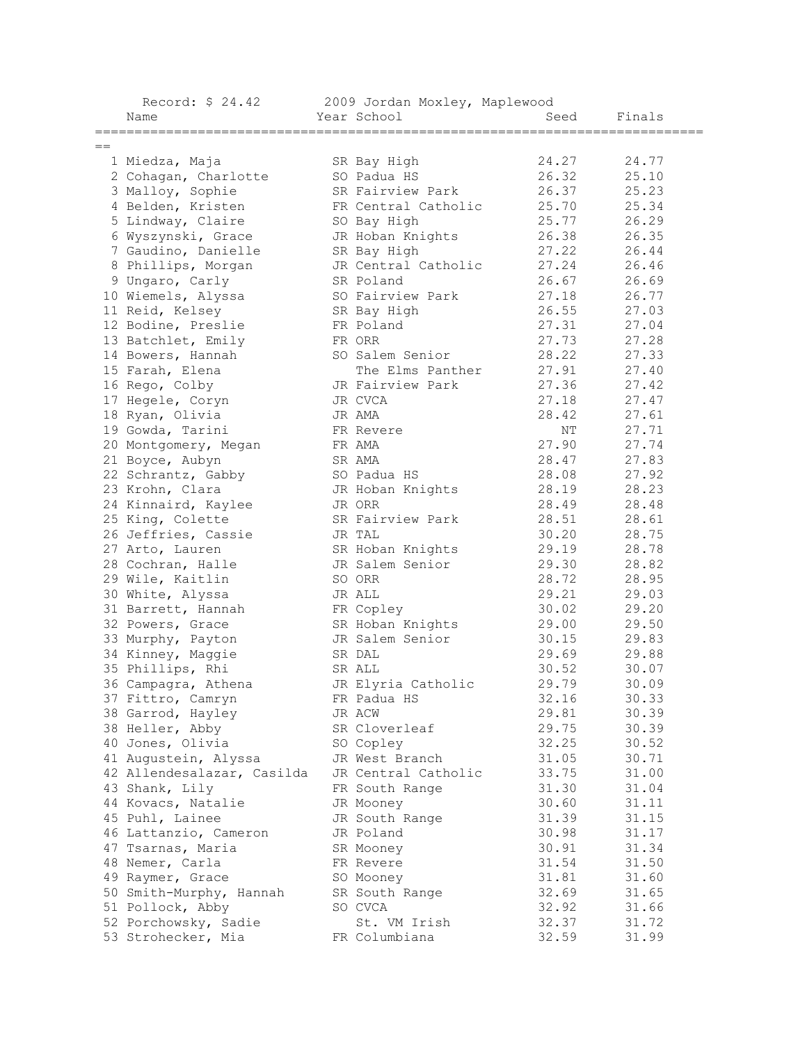Record: $ 24.42 2009 Jordan Moxley, Maplewood

| | Name | Year | School | Seed | Finals |
|---|---|---|---|---|---|
| 1 | Miedza, Maja | SR | Bay High | 24.27 | 24.77 |
| 2 | Cohagan, Charlotte | SO | Padua HS | 26.32 | 25.10 |
| 3 | Malloy, Sophie | SR | Fairview Park | 26.37 | 25.23 |
| 4 | Belden, Kristen | FR | Central Catholic | 25.70 | 25.34 |
| 5 | Lindway, Claire | SO | Bay High | 25.77 | 26.29 |
| 6 | Wyszynski, Grace | JR | Hoban Knights | 26.38 | 26.35 |
| 7 | Gaudino, Danielle | SR | Bay High | 27.22 | 26.44 |
| 8 | Phillips, Morgan | JR | Central Catholic | 27.24 | 26.46 |
| 9 | Ungaro, Carly | SR | Poland | 26.67 | 26.69 |
| 10 | Wiemels, Alyssa | SO | Fairview Park | 27.18 | 26.77 |
| 11 | Reid, Kelsey | SR | Bay High | 26.55 | 27.03 |
| 12 | Bodine, Preslie | FR | Poland | 27.31 | 27.04 |
| 13 | Batchlet, Emily | FR | ORR | 27.73 | 27.28 |
| 14 | Bowers, Hannah | SO | Salem Senior | 28.22 | 27.33 |
| 15 | Farah, Elena | | The Elms Panther | 27.91 | 27.40 |
| 16 | Rego, Colby | JR | Fairview Park | 27.36 | 27.42 |
| 17 | Hegele, Coryn | JR | CVCA | 27.18 | 27.47 |
| 18 | Ryan, Olivia | JR | AMA | 28.42 | 27.61 |
| 19 | Gowda, Tarini | FR | Revere | NT | 27.71 |
| 20 | Montgomery, Megan | FR | AMA | 27.90 | 27.74 |
| 21 | Boyce, Aubyn | SR | AMA | 28.47 | 27.83 |
| 22 | Schrantz, Gabby | SO | Padua HS | 28.08 | 27.92 |
| 23 | Krohn, Clara | JR | Hoban Knights | 28.19 | 28.23 |
| 24 | Kinnaird, Kaylee | JR | ORR | 28.49 | 28.48 |
| 25 | King, Colette | SR | Fairview Park | 28.51 | 28.61 |
| 26 | Jeffries, Cassie | JR | TAL | 30.20 | 28.75 |
| 27 | Arto, Lauren | SR | Hoban Knights | 29.19 | 28.78 |
| 28 | Cochran, Halle | JR | Salem Senior | 29.30 | 28.82 |
| 29 | Wile, Kaitlin | SO | ORR | 28.72 | 28.95 |
| 30 | White, Alyssa | JR | ALL | 29.21 | 29.03 |
| 31 | Barrett, Hannah | FR | Copley | 30.02 | 29.20 |
| 32 | Powers, Grace | SR | Hoban Knights | 29.00 | 29.50 |
| 33 | Murphy, Payton | JR | Salem Senior | 30.15 | 29.83 |
| 34 | Kinney, Maggie | SR | DAL | 29.69 | 29.88 |
| 35 | Phillips, Rhi | SR | ALL | 30.52 | 30.07 |
| 36 | Campagra, Athena | JR | Elyria Catholic | 29.79 | 30.09 |
| 37 | Fittro, Camryn | FR | Padua HS | 32.16 | 30.33 |
| 38 | Garrod, Hayley | JR | ACW | 29.81 | 30.39 |
| 38 | Heller, Abby | SR | Cloverleaf | 29.75 | 30.39 |
| 40 | Jones, Olivia | SO | Copley | 32.25 | 30.52 |
| 41 | Augustein, Alyssa | JR | West Branch | 31.05 | 30.71 |
| 42 | Allendesalazar, Casilda | JR | Central Catholic | 33.75 | 31.00 |
| 43 | Shank, Lily | FR | South Range | 31.30 | 31.04 |
| 44 | Kovacs, Natalie | JR | Mooney | 30.60 | 31.11 |
| 45 | Puhl, Lainee | JR | South Range | 31.39 | 31.15 |
| 46 | Lattanzio, Cameron | JR | Poland | 30.98 | 31.17 |
| 47 | Tsarnas, Maria | SR | Mooney | 30.91 | 31.34 |
| 48 | Nemer, Carla | FR | Revere | 31.54 | 31.50 |
| 49 | Raymer, Grace | SO | Mooney | 31.81 | 31.60 |
| 50 | Smith-Murphy, Hannah | SR | South Range | 32.69 | 31.65 |
| 51 | Pollock, Abby | SO | CVCA | 32.92 | 31.66 |
| 52 | Porchowsky, Sadie | | St. VM Irish | 32.37 | 31.72 |
| 53 | Strohecker, Mia | FR | Columbiana | 32.59 | 31.99 |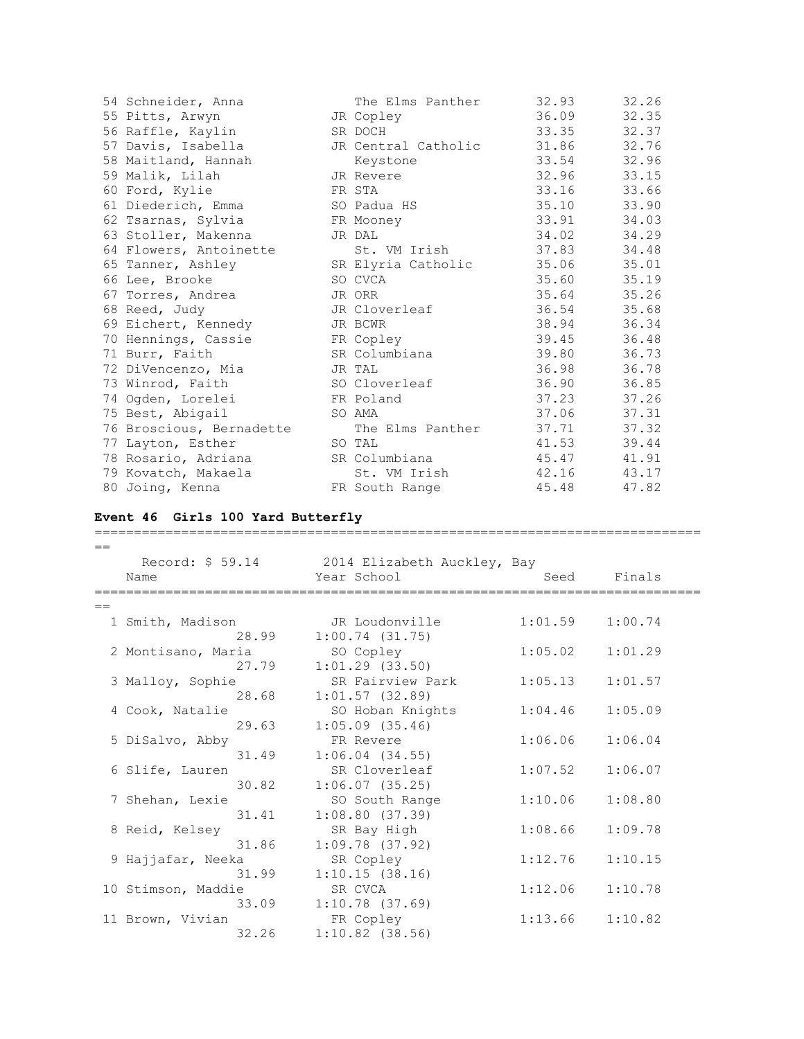```
 54 Schneider, Anna              The Elms Panther      32.93      32.26
 55 Pitts, Arwyn              JR Copley                36.09      32.35
 56 Raffle, Kaylin            SR DOCH                  33.35      32.37
 57 Davis, Isabella           JR Central Catholic      31.86      32.76
 58 Maitland, Hannah             Keystone              33.54      32.96
 59 Malik, Lilah              JR Revere                32.96      33.15
 60 Ford, Kylie               FR STA                   33.16      33.66
 61 Diederich, Emma           SO Padua HS              35.10      33.90
 62 Tsarnas, Sylvia           FR Mooney                33.91      34.03
 63 Stoller, Makenna          JR DAL                   34.02      34.29
 64 Flowers, Antoinette          St. VM Irish          37.83      34.48
 65 Tanner, Ashley            SR Elyria Catholic       35.06      35.01
 66 Lee, Brooke               SO CVCA                  35.60      35.19
 67 Torres, Andrea            JR ORR                   35.64      35.26
 68 Reed, Judy                JR Cloverleaf            36.54      35.68
 69 Eichert, Kennedy          JR BCWR                  38.94      36.34
 70 Hennings, Cassie          FR Copley                39.45      36.48
 71 Burr, Faith               SR Columbiana            39.80      36.73
 72 DiVencenzo, Mia           JR TAL                   36.98      36.78
 73 Winrod, Faith             SO Cloverleaf            36.90      36.85
 74 Ogden, Lorelei            FR Poland                37.23      37.26
 75 Best, Abigail             SO AMA                   37.06      37.31
 76 Broscious, Bernadette        The Elms Panther      37.71      37.32
 77 Layton, Esther            SO TAL                   41.53      39.44
 78 Rosario, Adriana          SR Columbiana            45.47      41.91
 79 Kovatch, Makaela             St. VM Irish          42.16      43.17
 80 Joing, Kenna              FR South Range           45.48      47.82
```

**Event 46  Girls 100 Yard Butterfly**

```
===============================================================================
==
    Record: $ 59.14         2014 Elizabeth Auckley, Bay
    Name                    Year School                Seed     Finals
===============================================================================
==
  1 Smith, Madison            JR Loudonville         1:01.59    1:00.74
                 28.99     1:00.74 (31.75)
  2 Montisano, Maria          SO Copley              1:05.02    1:01.29
                 27.79     1:01.29 (33.50)
  3 Malloy, Sophie            SR Fairview Park       1:05.13    1:01.57
                 28.68     1:01.57 (32.89)
  4 Cook, Natalie             SO Hoban Knights       1:04.46    1:05.09
                 29.63     1:05.09 (35.46)
  5 DiSalvo, Abby             FR Revere              1:06.06    1:06.04
                 31.49     1:06.04 (34.55)
  6 Slife, Lauren             SR Cloverleaf          1:07.52    1:06.07
                 30.82     1:06.07 (35.25)
  7 Shehan, Lexie             SO South Range         1:10.06    1:08.80
                 31.41     1:08.80 (37.39)
  8 Reid, Kelsey              SR Bay High            1:08.66    1:09.78
                 31.86     1:09.78 (37.92)
  9 Hajjafar, Neeka           SR Copley              1:12.76    1:10.15
                 31.99     1:10.15 (38.16)
 10 Stimson, Maddie           SR CVCA                1:12.06    1:10.78
                 33.09     1:10.78 (37.69)
 11 Brown, Vivian             FR Copley              1:13.66    1:10.82
                 32.26     1:10.82 (38.56)
```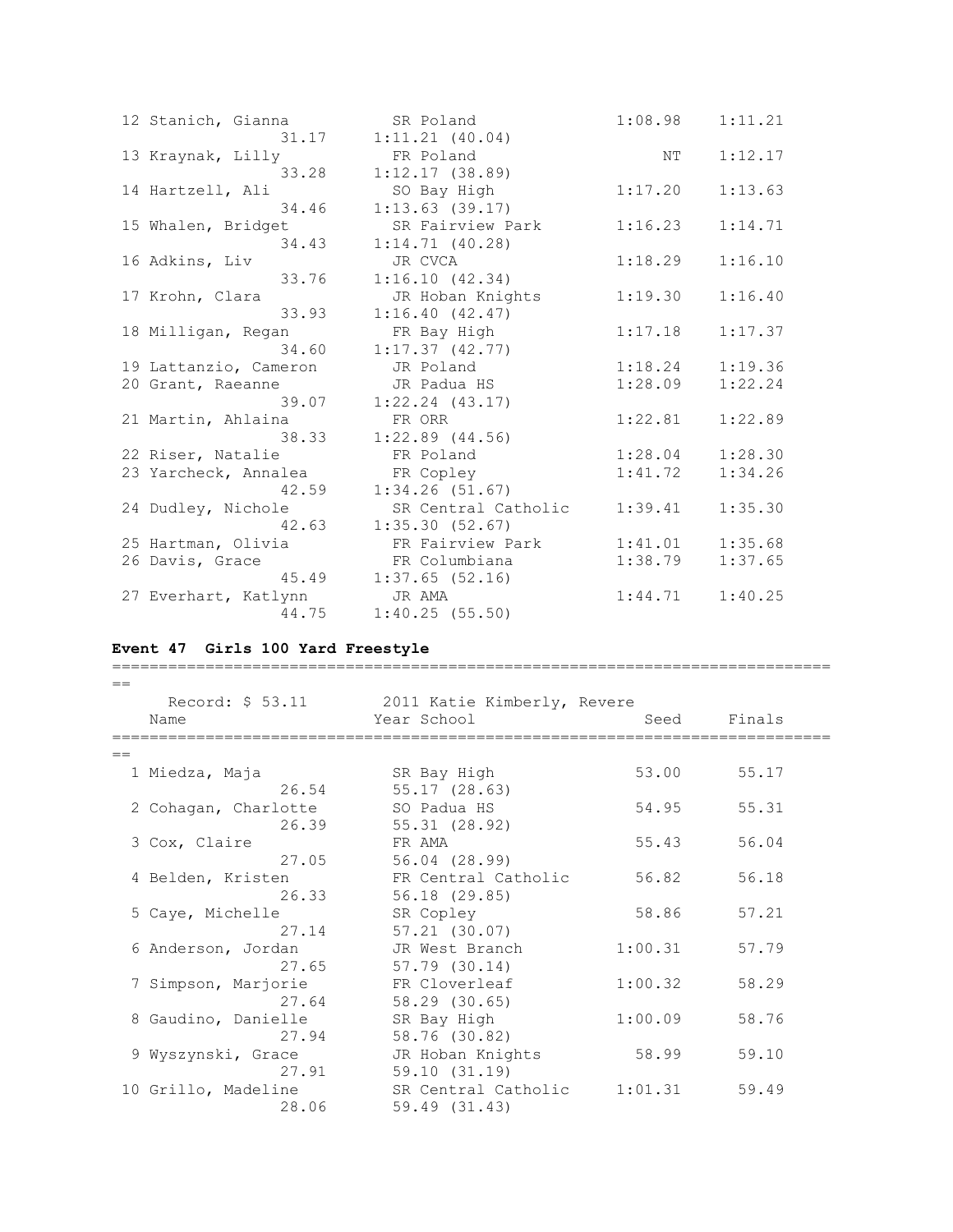```
 12 Stanich, Gianna          SR Poland               1:08.98    1:11.21
                 31.17     1:11.21 (40.04)
 13 Kraynak, Lilly           FR Poland                    NT    1:12.17
                 33.28     1:12.17 (38.89)
 14 Hartzell, Ali            SO Bay High             1:17.20    1:13.63
                 34.46     1:13.63 (39.17)
 15 Whalen, Bridget          SR Fairview Park        1:16.23    1:14.71
                 34.43     1:14.71 (40.28)
 16 Adkins, Liv              JR CVCA                 1:18.29    1:16.10
                 33.76     1:16.10 (42.34)
 17 Krohn, Clara             JR Hoban Knights        1:19.30    1:16.40
                 33.93     1:16.40 (42.47)
 18 Milligan, Regan          FR Bay High             1:17.18    1:17.37
                 34.60     1:17.37 (42.77)
 19 Lattanzio, Cameron       JR Poland               1:18.24    1:19.36
 20 Grant, Raeanne           JR Padua HS             1:28.09    1:22.24
                 39.07     1:22.24 (43.17)
 21 Martin, Ahlaina          FR ORR                  1:22.81    1:22.89
                 38.33     1:22.89 (44.56)
 22 Riser, Natalie           FR Poland               1:28.04    1:28.30
 23 Yarcheck, Annalea        FR Copley               1:41.72    1:34.26
                 42.59     1:34.26 (51.67)
 24 Dudley, Nichole          SR Central Catholic     1:39.41    1:35.30
                 42.63     1:35.30 (52.67)
 25 Hartman, Olivia          FR Fairview Park        1:41.01    1:35.68
 26 Davis, Grace             FR Columbiana           1:38.79    1:37.65
                 45.49     1:37.65 (52.16)
 27 Everhart, Katlynn        JR AMA                  1:44.71    1:40.25
                 44.75     1:40.25 (55.50)
```

**Event 47  Girls 100 Yard Freestyle**

```
===============================================================================
==
    Record: $ 53.11        2011 Katie Kimberly, Revere
    Name                   Year School                Seed     Finals
===============================================================================
==
  1 Miedza, Maja             SR Bay High               53.00      55.17
                 26.54     55.17 (28.63)
  2 Cohagan, Charlotte       SO Padua HS               54.95      55.31
                 26.39     55.31 (28.92)
  3 Cox, Claire              FR AMA                    55.43      56.04
                 27.05     56.04 (28.99)
  4 Belden, Kristen          FR Central Catholic       56.82      56.18
                 26.33     56.18 (29.85)
  5 Caye, Michelle           SR Copley                 58.86      57.21
                 27.14     57.21 (30.07)
  6 Anderson, Jordan         JR West Branch          1:00.31      57.79
                 27.65     57.79 (30.14)
  7 Simpson, Marjorie        FR Cloverleaf           1:00.32      58.29
                 27.64     58.29 (30.65)
  8 Gaudino, Danielle        SR Bay High             1:00.09      58.76
                 27.94     58.76 (30.82)
  9 Wyszynski, Grace         JR Hoban Knights          58.99      59.10
                 27.91     59.10 (31.19)
 10 Grillo, Madeline         SR Central Catholic     1:01.31      59.49
                 28.06     59.49 (31.43)
```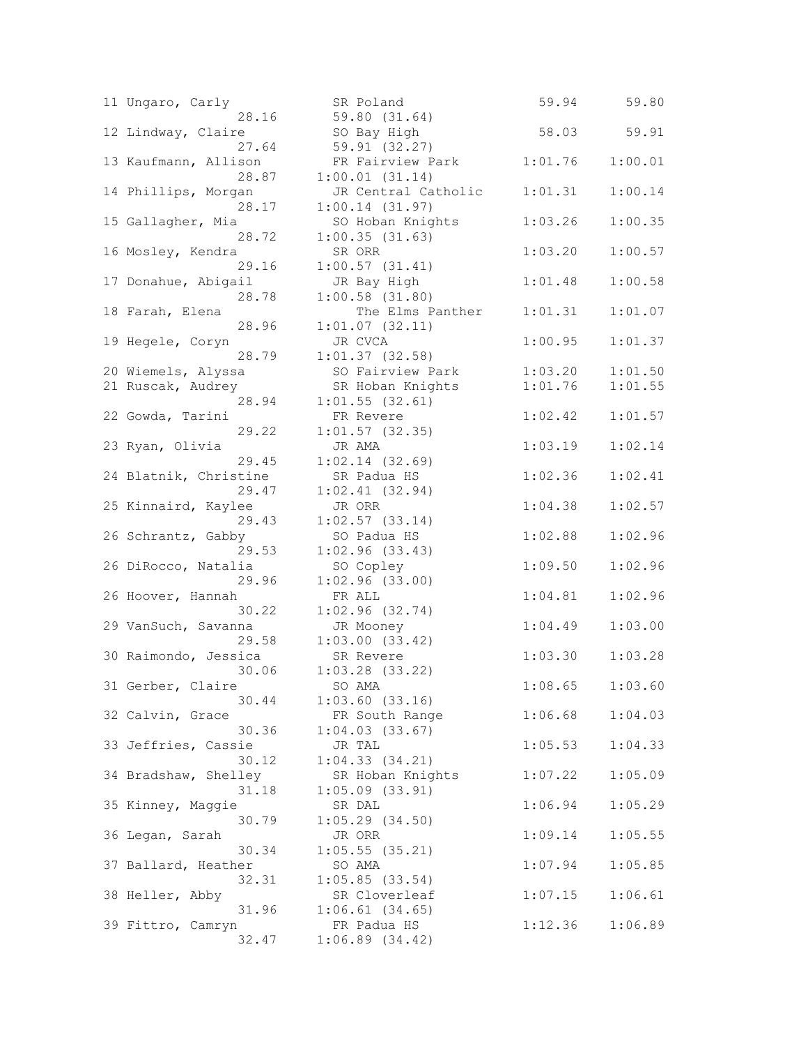```
 11 Ungaro, Carly            SR Poland                 59.94      59.80
                   28.16      59.80 (31.64)
 12 Lindway, Claire          SO Bay High               58.03      59.91
                   27.64      59.91 (32.27)
 13 Kaufmann, Allison        FR Fairview Park        1:01.76    1:00.01
                   28.87    1:00.01 (31.14)
 14 Phillips, Morgan         JR Central Catholic     1:01.31    1:00.14
                   28.17    1:00.14 (31.97)
 15 Gallagher, Mia           SO Hoban Knights        1:03.26    1:00.35
                   28.72    1:00.35 (31.63)
 16 Mosley, Kendra           SR ORR                  1:03.20    1:00.57
                   29.16    1:00.57 (31.41)
 17 Donahue, Abigail         JR Bay High             1:01.48    1:00.58
                   28.78    1:00.58 (31.80)
 18 Farah, Elena                The Elms Panther     1:01.31    1:01.07
                   28.96    1:01.07 (32.11)
 19 Hegele, Coryn            JR CVCA                 1:00.95    1:01.37
                   28.79    1:01.37 (32.58)
 20 Wiemels, Alyssa          SO Fairview Park        1:03.20    1:01.50
 21 Ruscak, Audrey           SR Hoban Knights        1:01.76    1:01.55
                   28.94    1:01.55 (32.61)
 22 Gowda, Tarini            FR Revere               1:02.42    1:01.57
                   29.22    1:01.57 (32.35)
 23 Ryan, Olivia             JR AMA                  1:03.19    1:02.14
                   29.45    1:02.14 (32.69)
 24 Blatnik, Christine       SR Padua HS             1:02.36    1:02.41
                   29.47    1:02.41 (32.94)
 25 Kinnaird, Kaylee         JR ORR                  1:04.38    1:02.57
                   29.43    1:02.57 (33.14)
 26 Schrantz, Gabby          SO Padua HS             1:02.88    1:02.96
                   29.53    1:02.96 (33.43)
 26 DiRocco, Natalia         SO Copley               1:09.50    1:02.96
                   29.96    1:02.96 (33.00)
 26 Hoover, Hannah           FR ALL                  1:04.81    1:02.96
                   30.22    1:02.96 (32.74)
 29 VanSuch, Savanna         JR Mooney               1:04.49    1:03.00
                   29.58    1:03.00 (33.42)
 30 Raimondo, Jessica        SR Revere               1:03.30    1:03.28
                   30.06    1:03.28 (33.22)
 31 Gerber, Claire           SO AMA                  1:08.65    1:03.60
                   30.44    1:03.60 (33.16)
 32 Calvin, Grace            FR South Range          1:06.68    1:04.03
                   30.36    1:04.03 (33.67)
 33 Jeffries, Cassie         JR TAL                  1:05.53    1:04.33
                   30.12    1:04.33 (34.21)
 34 Bradshaw, Shelley        SR Hoban Knights        1:07.22    1:05.09
                   31.18    1:05.09 (33.91)
 35 Kinney, Maggie           SR DAL                  1:06.94    1:05.29
                   30.79    1:05.29 (34.50)
 36 Legan, Sarah             JR ORR                  1:09.14    1:05.55
                   30.34    1:05.55 (35.21)
 37 Ballard, Heather         SO AMA                  1:07.94    1:05.85
                   32.31    1:05.85 (33.54)
 38 Heller, Abby             SR Cloverleaf           1:07.15    1:06.61
                   31.96    1:06.61 (34.65)
 39 Fittro, Camryn           FR Padua HS             1:12.36    1:06.89
                   32.47    1:06.89 (34.42)
```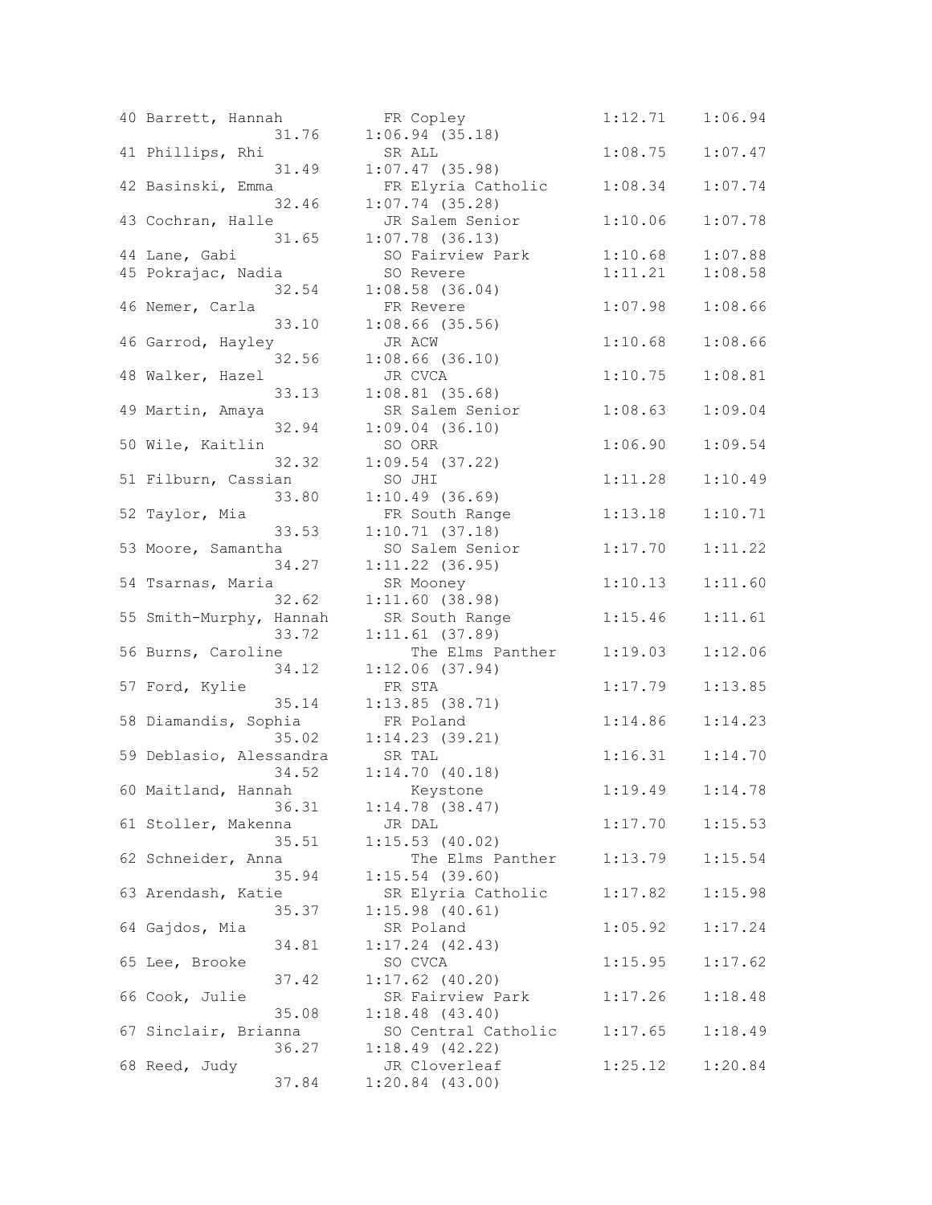```
40 Barrett, Hannah          FR Copley              1:12.71    1:06.94
                31.76     1:06.94 (35.18)
41 Phillips, Rhi            SR ALL                 1:08.75    1:07.47
                31.49     1:07.47 (35.98)
42 Basinski, Emma           FR Elyria Catholic     1:08.34    1:07.74
                32.46     1:07.74 (35.28)
43 Cochran, Halle           JR Salem Senior        1:10.06    1:07.78
                31.65     1:07.78 (36.13)
44 Lane, Gabi               SO Fairview Park       1:10.68    1:07.88
45 Pokrajac, Nadia          SO Revere              1:11.21    1:08.58
                32.54     1:08.58 (36.04)
46 Nemer, Carla             FR Revere              1:07.98    1:08.66
                33.10     1:08.66 (35.56)
46 Garrod, Hayley           JR ACW                 1:10.68    1:08.66
                32.56     1:08.66 (36.10)
48 Walker, Hazel            JR CVCA                1:10.75    1:08.81
                33.13     1:08.81 (35.68)
49 Martin, Amaya            SR Salem Senior        1:08.63    1:09.04
                32.94     1:09.04 (36.10)
50 Wile, Kaitlin            SO ORR                 1:06.90    1:09.54
                32.32     1:09.54 (37.22)
51 Filburn, Cassian         SO JHI                 1:11.28    1:10.49
                33.80     1:10.49 (36.69)
52 Taylor, Mia              FR South Range         1:13.18    1:10.71
                33.53     1:10.71 (37.18)
53 Moore, Samantha          SO Salem Senior        1:17.70    1:11.22
                34.27     1:11.22 (36.95)
54 Tsarnas, Maria           SR Mooney              1:10.13    1:11.60
                32.62     1:11.60 (38.98)
55 Smith-Murphy, Hannah     SR South Range         1:15.46    1:11.61
                33.72     1:11.61 (37.89)
56 Burns, Caroline             The Elms Panther    1:19.03    1:12.06
                34.12     1:12.06 (37.94)
57 Ford, Kylie              FR STA                 1:17.79    1:13.85
                35.14     1:13.85 (38.71)
58 Diamandis, Sophia        FR Poland              1:14.86    1:14.23
                35.02     1:14.23 (39.21)
59 Deblasio, Alessandra     SR TAL                 1:16.31    1:14.70
                34.52     1:14.70 (40.18)
60 Maitland, Hannah            Keystone            1:19.49    1:14.78
                36.31     1:14.78 (38.47)
61 Stoller, Makenna         JR DAL                 1:17.70    1:15.53
                35.51     1:15.53 (40.02)
62 Schneider, Anna             The Elms Panther    1:13.79    1:15.54
                35.94     1:15.54 (39.60)
63 Arendash, Katie          SR Elyria Catholic     1:17.82    1:15.98
                35.37     1:15.98 (40.61)
64 Gajdos, Mia              SR Poland              1:05.92    1:17.24
                34.81     1:17.24 (42.43)
65 Lee, Brooke              SO CVCA                1:15.95    1:17.62
                37.42     1:17.62 (40.20)
66 Cook, Julie              SR Fairview Park       1:17.26    1:18.48
                35.08     1:18.48 (43.40)
67 Sinclair, Brianna        SO Central Catholic    1:17.65    1:18.49
                36.27     1:18.49 (42.22)
68 Reed, Judy               JR Cloverleaf          1:25.12    1:20.84
                37.84     1:20.84 (43.00)
```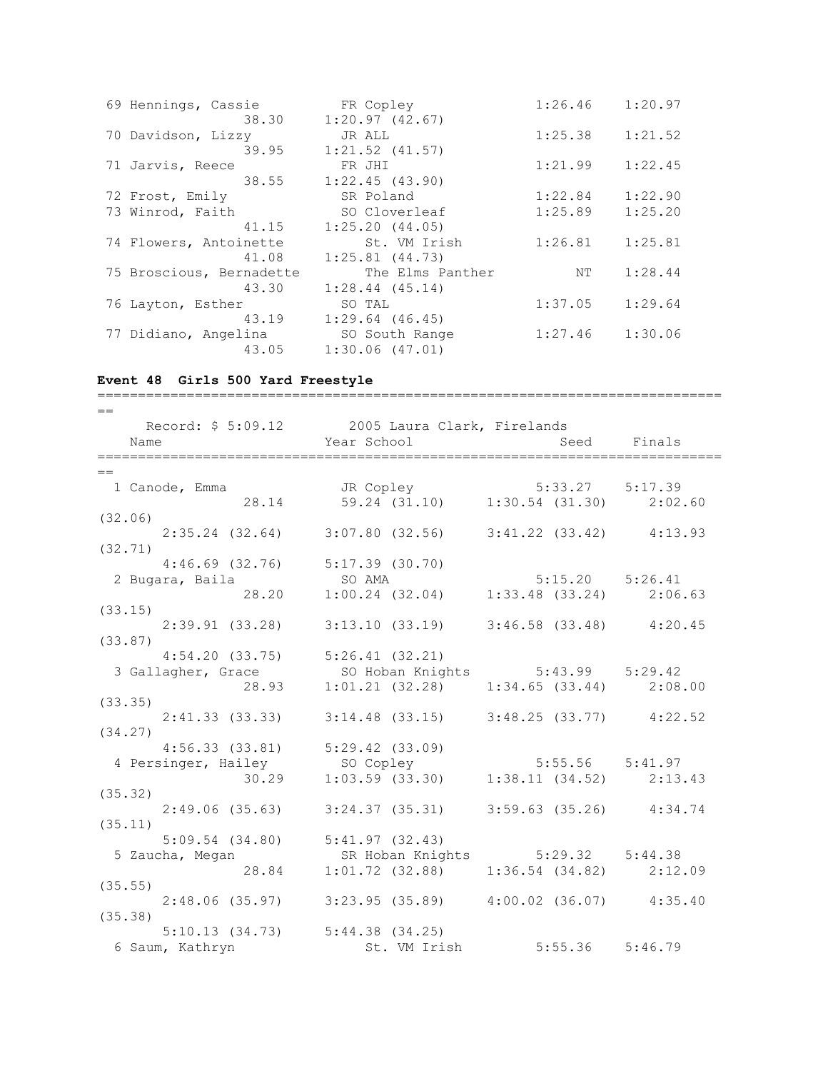```
 69 Hennings, Cassie          FR Copley                1:26.46    1:20.97
               38.30      1:20.97 (42.67)
 70 Davidson, Lizzy           JR ALL                   1:25.38    1:21.52
               39.95      1:21.52 (41.57)
 71 Jarvis, Reece             FR JHI                   1:21.99    1:22.45
               38.55      1:22.45 (43.90)
 72 Frost, Emily              SR Poland                1:22.84    1:22.90
 73 Winrod, Faith             SO Cloverleaf            1:25.89    1:25.20
               41.15      1:25.20 (44.05)
 74 Flowers, Antoinette          St. VM Irish          1:26.81    1:25.81
               41.08      1:25.81 (44.73)
 75 Broscious, Bernadette        The Elms Panther           NT    1:28.44
               43.30      1:28.44 (45.14)
 76 Layton, Esther            SO TAL                   1:37.05    1:29.64
               43.19      1:29.64 (46.45)
 77 Didiano, Angelina         SO South Range           1:27.46    1:30.06
               43.05      1:30.06 (47.01)
```

**Event 48  Girls 500 Yard Freestyle**

```
===============================================================================
==
    Record: $ 5:09.12       2005 Laura Clark, Firelands
    Name                    Year School                 Seed     Finals
===============================================================================
==
  1 Canode, Emma            JR Copley               5:33.27    5:17.39
               28.14        59.24 (31.10)     1:30.54 (31.30)     2:02.60
(32.06)
      2:35.24 (32.64)     3:07.80 (32.56)     3:41.22 (33.42)     4:13.93
(32.71)
      4:46.69 (32.76)     5:17.39 (30.70)
  2 Bugara, Baila           SO AMA                  5:15.20    5:26.41
               28.20      1:00.24 (32.04)     1:33.48 (33.24)     2:06.63
(33.15)
      2:39.91 (33.28)     3:13.10 (33.19)     3:46.58 (33.48)     4:20.45
(33.87)
      4:54.20 (33.75)     5:26.41 (32.21)
  3 Gallagher, Grace         SO Hoban Knights       5:43.99    5:29.42
               28.93      1:01.21 (32.28)     1:34.65 (33.44)     2:08.00
(33.35)
      2:41.33 (33.33)     3:14.48 (33.15)     3:48.25 (33.77)     4:22.52
(34.27)
      4:56.33 (33.81)     5:29.42 (33.09)
  4 Persinger, Hailey       SO Copley               5:55.56    5:41.97
               30.29      1:03.59 (33.30)     1:38.11 (34.52)     2:13.43
(35.32)
      2:49.06 (35.63)     3:24.37 (35.31)     3:59.63 (35.26)     4:34.74
(35.11)
      5:09.54 (34.80)     5:41.97 (32.43)
  5 Zaucha, Megan            SR Hoban Knights       5:29.32    5:44.38
               28.84      1:01.72 (32.88)     1:36.54 (34.82)     2:12.09
(35.55)
      2:48.06 (35.97)     3:23.95 (35.89)     4:00.02 (36.07)     4:35.40
(35.38)
      5:10.13 (34.73)     5:44.38 (34.25)
  6 Saum, Kathryn              St. VM Irish         5:55.36    5:46.79
```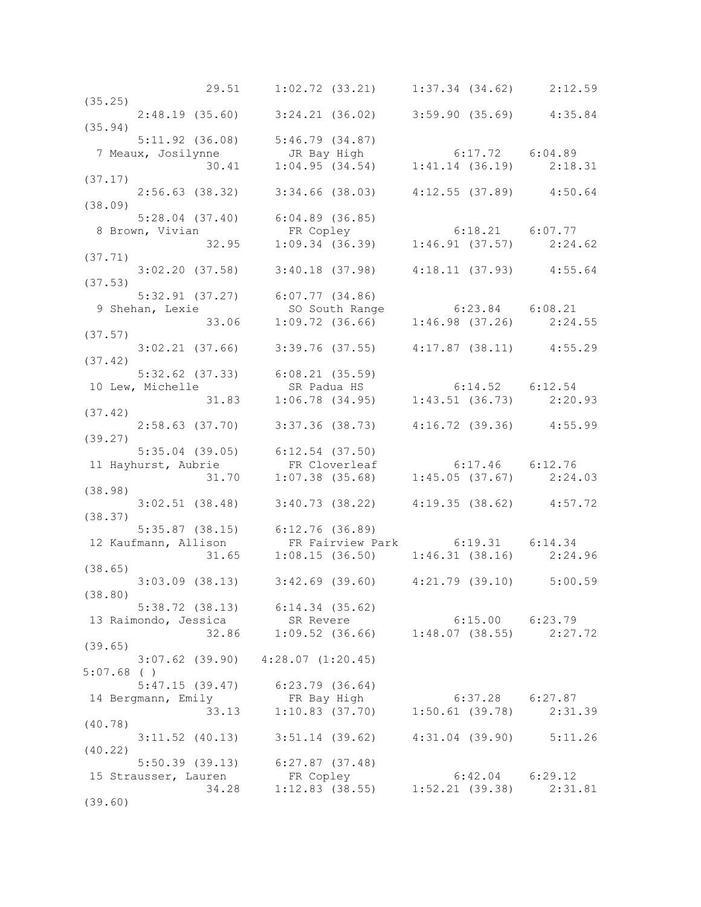```
             29.51     1:02.72 (33.21)     1:37.34 (34.62)     2:12.59
(35.25)
       2:48.19 (35.60)     3:24.21 (36.02)     3:59.90 (35.69)     4:35.84
(35.94)
       5:11.92 (36.08)     5:46.79 (34.87)
  7 Meaux, Josilynne        JR Bay High            6:17.72    6:04.89
             30.41     1:04.95 (34.54)     1:41.14 (36.19)     2:18.31
(37.17)
       2:56.63 (38.32)     3:34.66 (38.03)     4:12.55 (37.89)     4:50.64
(38.09)
       5:28.04 (37.40)     6:04.89 (36.85)
  8 Brown, Vivian           FR Copley              6:18.21    6:07.77
             32.95     1:09.34 (36.39)     1:46.91 (37.57)     2:24.62
(37.71)
       3:02.20 (37.58)     3:40.18 (37.98)     4:18.11 (37.93)     4:55.64
(37.53)
       5:32.91 (37.27)     6:07.77 (34.86)
  9 Shehan, Lexie           SO South Range         6:23.84    6:08.21
             33.06     1:09.72 (36.66)     1:46.98 (37.26)     2:24.55
(37.57)
       3:02.21 (37.66)     3:39.76 (37.55)     4:17.87 (38.11)     4:55.29
(37.42)
       5:32.62 (37.33)     6:08.21 (35.59)
 10 Lew, Michelle           SR Padua HS            6:14.52    6:12.54
             31.83     1:06.78 (34.95)     1:43.51 (36.73)     2:20.93
(37.42)
       2:58.63 (37.70)     3:37.36 (38.73)     4:16.72 (39.36)     4:55.99
(39.27)
       5:35.04 (39.05)     6:12.54 (37.50)
 11 Hayhurst, Aubrie        FR Cloverleaf          6:17.46    6:12.76
             31.70     1:07.38 (35.68)     1:45.05 (37.67)     2:24.03
(38.98)
       3:02.51 (38.48)     3:40.73 (38.22)     4:19.35 (38.62)     4:57.72
(38.37)
       5:35.87 (38.15)     6:12.76 (36.89)
 12 Kaufmann, Allison       FR Fairview Park       6:19.31    6:14.34
             31.65     1:08.15 (36.50)     1:46.31 (38.16)     2:24.96
(38.65)
       3:03.09 (38.13)     3:42.69 (39.60)     4:21.79 (39.10)     5:00.59
(38.80)
       5:38.72 (38.13)     6:14.34 (35.62)
 13 Raimondo, Jessica       SR Revere              6:15.00    6:23.79
             32.86     1:09.52 (36.66)     1:48.07 (38.55)     2:27.72
(39.65)
       3:07.62 (39.90)   4:28.07 (1:20.45)
5:07.68 ( )
       5:47.15 (39.47)     6:23.79 (36.64)
 14 Bergmann, Emily         FR Bay High            6:37.28    6:27.87
             33.13     1:10.83 (37.70)     1:50.61 (39.78)     2:31.39
(40.78)
       3:11.52 (40.13)     3:51.14 (39.62)     4:31.04 (39.90)     5:11.26
(40.22)
       5:50.39 (39.13)     6:27.87 (37.48)
 15 Strausser, Lauren       FR Copley              6:42.04    6:29.12
             34.28     1:12.83 (38.55)     1:52.21 (39.38)     2:31.81
(39.60)
```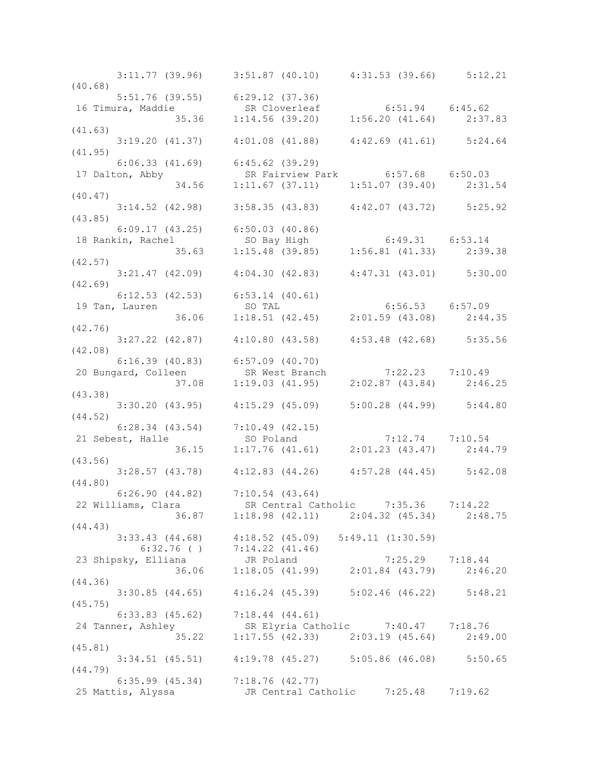```
       3:11.77 (39.96)     3:51.87 (40.10)     4:31.53 (39.66)     5:12.21
(40.68)
       5:51.76 (39.55)     6:29.12 (37.36)
 16 Timura, Maddie           SR Cloverleaf           6:51.94    6:45.62 
                 35.36     1:14.56 (39.20)     1:56.20 (41.64)     2:37.83
(41.63)
       3:19.20 (41.37)     4:01.08 (41.88)     4:42.69 (41.61)     5:24.64
(41.95)
       6:06.33 (41.69)     6:45.62 (39.29)
 17 Dalton, Abby             SR Fairview Park        6:57.68    6:50.03 
                 34.56     1:11.67 (37.11)     1:51.07 (39.40)     2:31.54
(40.47)
       3:14.52 (42.98)     3:58.35 (43.83)     4:42.07 (43.72)     5:25.92
(43.85)
       6:09.17 (43.25)     6:50.03 (40.86)
 18 Rankin, Rachel           SO Bay High             6:49.31    6:53.14 
                 35.63     1:15.48 (39.85)     1:56.81 (41.33)     2:39.38
(42.57)
       3:21.47 (42.09)     4:04.30 (42.83)     4:47.31 (43.01)     5:30.00
(42.69)
       6:12.53 (42.53)     6:53.14 (40.61)
 19 Tan, Lauren              SO TAL                  6:56.53    6:57.09 
                 36.06     1:18.51 (42.45)     2:01.59 (43.08)     2:44.35
(42.76)
       3:27.22 (42.87)     4:10.80 (43.58)     4:53.48 (42.68)     5:35.56
(42.08)
       6:16.39 (40.83)     6:57.09 (40.70)
 20 Bungard, Colleen         SR West Branch          7:22.23    7:10.49 
                 37.08     1:19.03 (41.95)     2:02.87 (43.84)     2:46.25
(43.38)
       3:30.20 (43.95)     4:15.29 (45.09)     5:00.28 (44.99)     5:44.80
(44.52)
       6:28.34 (43.54)     7:10.49 (42.15)
 21 Sebest, Halle            SO Poland               7:12.74    7:10.54 
                 36.15     1:17.76 (41.61)     2:01.23 (43.47)     2:44.79
(43.56)
       3:28.57 (43.78)     4:12.83 (44.26)     4:57.28 (44.45)     5:42.08
(44.80)
       6:26.90 (44.82)     7:10.54 (43.64)
 22 Williams, Clara          SR Central Catholic     7:35.36    7:14.22 
                 36.87     1:18.98 (42.11)     2:04.32 (45.34)     2:48.75
(44.43)
       3:33.43 (44.68)     4:18.52 (45.09)   5:49.11 (1:30.59)
         6:32.76 ( )       7:14.22 (41.46)
 23 Shipsky, Elliana         JR Poland               7:25.29    7:18.44 
                 36.06     1:18.05 (41.99)     2:01.84 (43.79)     2:46.20
(44.36)
       3:30.85 (44.65)     4:16.24 (45.39)     5:02.46 (46.22)     5:48.21
(45.75)
       6:33.83 (45.62)     7:18.44 (44.61)
 24 Tanner, Ashley           SR Elyria Catholic      7:40.47    7:18.76 
                 35.22     1:17.55 (42.33)     2:03.19 (45.64)     2:49.00
(45.81)
       3:34.51 (45.51)     4:19.78 (45.27)     5:05.86 (46.08)     5:50.65
(44.79)
       6:35.99 (45.34)     7:18.76 (42.77)
 25 Mattis, Alyssa           JR Central Catholic     7:25.48    7:19.62 
```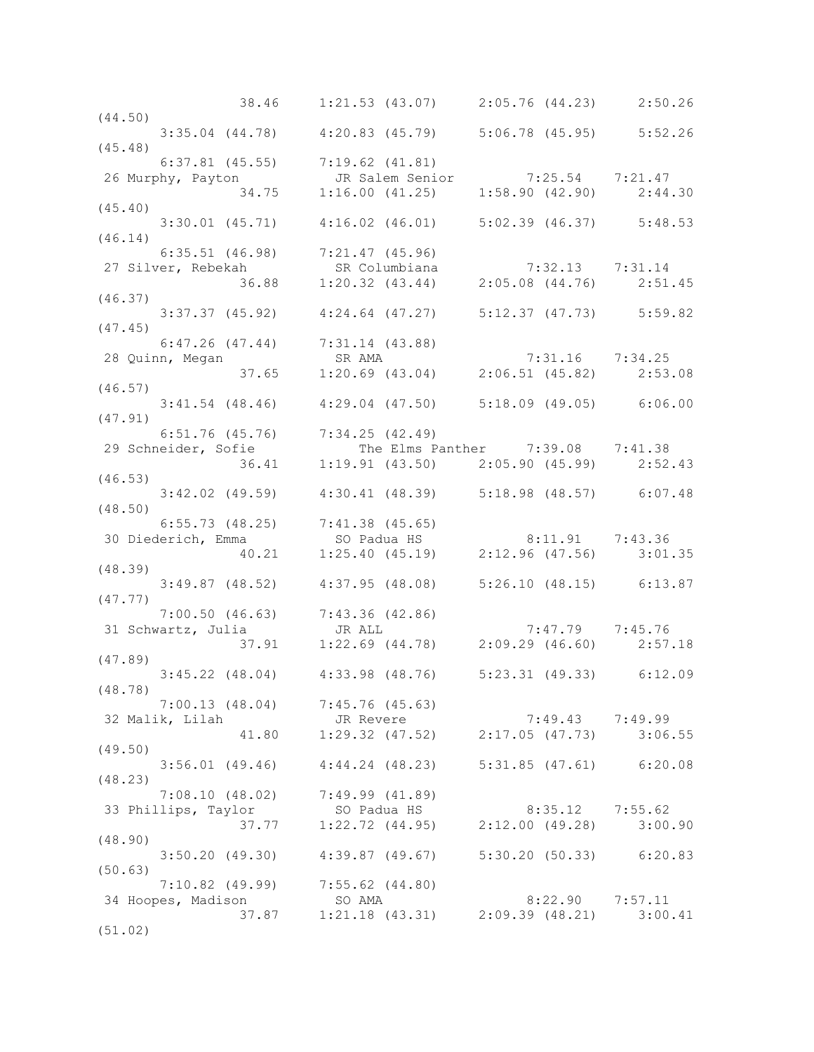```
                38.46     1:21.53 (43.07)     2:05.76 (44.23)     2:50.26
(44.50)
       3:35.04 (44.78)     4:20.83 (45.79)     5:06.78 (45.95)     5:52.26
(45.48)
       6:37.81 (45.55)     7:19.62 (41.81)
 26 Murphy, Payton            JR Salem Senior        7:25.54   7:21.47
                34.75     1:16.00 (41.25)     1:58.90 (42.90)     2:44.30
(45.40)
       3:30.01 (45.71)     4:16.02 (46.01)     5:02.39 (46.37)     5:48.53
(46.14)
       6:35.51 (46.98)     7:21.47 (45.96)
 27 Silver, Rebekah            SR Columbiana          7:32.13   7:31.14
                36.88     1:20.32 (43.44)     2:05.08 (44.76)     2:51.45
(46.37)
       3:37.37 (45.92)     4:24.64 (47.27)     5:12.37 (47.73)     5:59.82
(47.45)
       6:47.26 (47.44)     7:31.14 (43.88)
 28 Quinn, Megan               SR AMA                 7:31.16   7:34.25
                37.65     1:20.69 (43.04)     2:06.51 (45.82)     2:53.08
(46.57)
       3:41.54 (48.46)     4:29.04 (47.50)     5:18.09 (49.05)     6:06.00
(47.91)
       6:51.76 (45.76)     7:34.25 (42.49)
 29 Schneider, Sofie              The Elms Panther     7:39.08   7:41.38
                36.41     1:19.91 (43.50)     2:05.90 (45.99)     2:52.43
(46.53)
       3:42.02 (49.59)     4:30.41 (48.39)     5:18.98 (48.57)     6:07.48
(48.50)
       6:55.73 (48.25)     7:41.38 (45.65)
 30 Diederich, Emma            SO Padua HS            8:11.91   7:43.36
                40.21     1:25.40 (45.19)     2:12.96 (47.56)     3:01.35
(48.39)
       3:49.87 (48.52)     4:37.95 (48.08)     5:26.10 (48.15)     6:13.87
(47.77)
       7:00.50 (46.63)     7:43.36 (42.86)
 31 Schwartz, Julia            JR ALL                 7:47.79   7:45.76
                37.91     1:22.69 (44.78)     2:09.29 (46.60)     2:57.18
(47.89)
       3:45.22 (48.04)     4:33.98 (48.76)     5:23.31 (49.33)     6:12.09
(48.78)
       7:00.13 (48.04)     7:45.76 (45.63)
 32 Malik, Lilah               JR Revere              7:49.43   7:49.99
                41.80     1:29.32 (47.52)     2:17.05 (47.73)     3:06.55
(49.50)
       3:56.01 (49.46)     4:44.24 (48.23)     5:31.85 (47.61)     6:20.08
(48.23)
       7:08.10 (48.02)     7:49.99 (41.89)
 33 Phillips, Taylor           SO Padua HS            8:35.12   7:55.62
                37.77     1:22.72 (44.95)     2:12.00 (49.28)     3:00.90
(48.90)
       3:50.20 (49.30)     4:39.87 (49.67)     5:30.20 (50.33)     6:20.83
(50.63)
       7:10.82 (49.99)     7:55.62 (44.80)
 34 Hoopes, Madison            SO AMA                 8:22.90   7:57.11
                37.87     1:21.18 (43.31)     2:09.39 (48.21)     3:00.41
(51.02)
```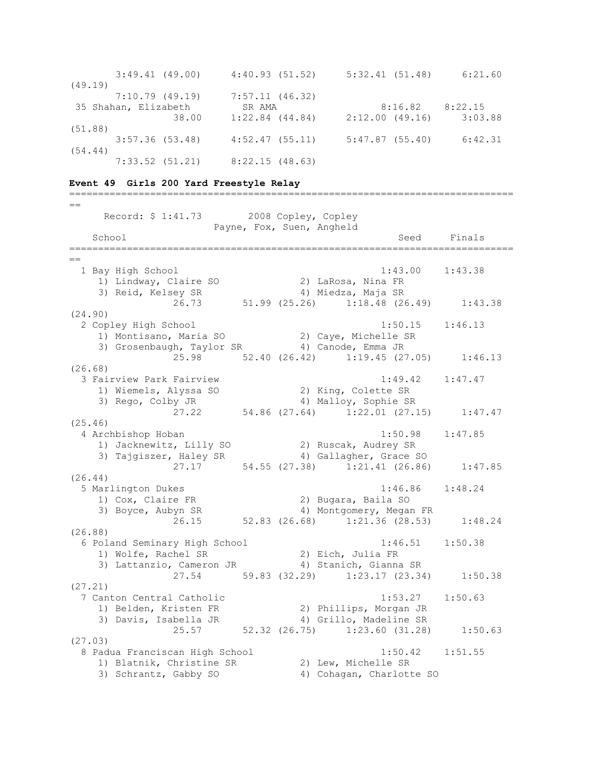```
       3:49.41 (49.00)     4:40.93 (51.52)     5:32.41 (51.48)     6:21.60
(49.19)
       7:10.79 (49.19)     7:57.11 (46.32)
 35 Shahan, Elizabeth         SR AMA                   8:16.82    8:22.15
                 38.00     1:22.84 (44.84)     2:12.00 (49.16)     3:03.88
(51.88)
       3:57.36 (53.48)     4:52.47 (55.11)     5:47.87 (55.40)     6:42.31
(54.44)
       7:33.52 (51.21)     8:22.15 (48.63)
```

**Event 49  Girls 200 Yard Freestyle Relay**

```
===============================================================================
==
     Record: $ 1:41.73        2008 Copley, Copley
                        Payne, Fox, Suen, Angheld
   School                                                 Seed     Finals
===============================================================================
==
  1 Bay High School                                    1:43.00    1:43.38
     1) Lindway, Claire SO              2) LaRosa, Nina FR
     3) Reid, Kelsey SR                 4) Miedza, Maja SR
                 26.73       51.99 (25.26)     1:18.48 (26.49)     1:43.38
(24.90)
  2 Copley High School                                 1:50.15    1:46.13
     1) Montisano, Maria SO             2) Caye, Michelle SR
     3) Grosenbaugh, Taylor SR          4) Canode, Emma JR
                 25.98       52.40 (26.42)     1:19.45 (27.05)     1:46.13
(26.68)
  3 Fairview Park Fairview                             1:49.42    1:47.47
     1) Wiemels, Alyssa SO              2) King, Colette SR
     3) Rego, Colby JR                  4) Malloy, Sophie SR
                 27.22       54.86 (27.64)     1:22.01 (27.15)     1:47.47
(25.46)
  4 Archbishop Hoban                                   1:50.98    1:47.85
     1) Jacknewitz, Lilly SO            2) Ruscak, Audrey SR
     3) Tajgiszer, Haley SR             4) Gallagher, Grace SO
                 27.17       54.55 (27.38)     1:21.41 (26.86)     1:47.85
(26.44)
  5 Marlington Dukes                                   1:46.86    1:48.24
     1) Cox, Claire FR                  2) Bugara, Baila SO
     3) Boyce, Aubyn SR                 4) Montgomery, Megan FR
                 26.15       52.83 (26.68)     1:21.36 (28.53)     1:48.24
(26.88)
  6 Poland Seminary High School                        1:46.51    1:50.38
     1) Wolfe, Rachel SR                2) Eich, Julia FR
     3) Lattanzio, Cameron JR           4) Stanich, Gianna SR
                 27.54       59.83 (32.29)     1:23.17 (23.34)     1:50.38
(27.21)
  7 Canton Central Catholic                            1:53.27    1:50.63
     1) Belden, Kristen FR              2) Phillips, Morgan JR
     3) Davis, Isabella JR              4) Grillo, Madeline SR
                 25.57       52.32 (26.75)     1:23.60 (31.28)     1:50.63
(27.03)
  8 Padua Franciscan High School                       1:50.42    1:51.55
     1) Blatnik, Christine SR           2) Lew, Michelle SR
     3) Schrantz, Gabby SO              4) Cohagan, Charlotte SO
```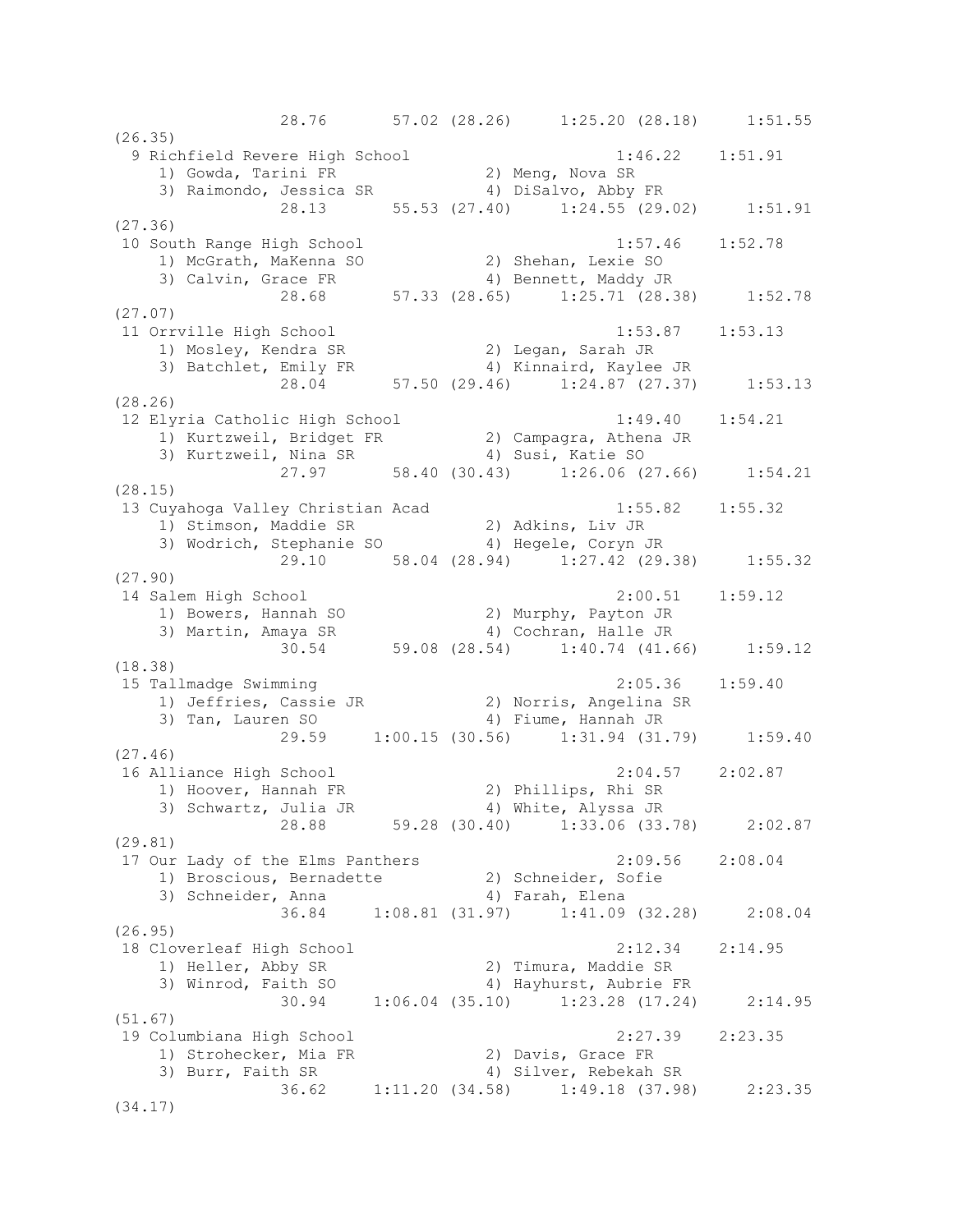```
              28.76      57.02 (28.26)     1:25.20 (28.18)     1:51.55
(26.35)
  9 Richfield Revere High School                    1:46.22    1:51.91
    1) Gowda, Tarini FR               2) Meng, Nova SR
    3) Raimondo, Jessica SR           4) DiSalvo, Abby FR
              28.13      55.53 (27.40)     1:24.55 (29.02)     1:51.91
(27.36)
 10 South Range High School                         1:57.46    1:52.78
    1) McGrath, MaKenna SO            2) Shehan, Lexie SO
    3) Calvin, Grace FR               4) Bennett, Maddy JR
              28.68      57.33 (28.65)     1:25.71 (28.38)     1:52.78
(27.07)
 11 Orrville High School                            1:53.87    1:53.13
    1) Mosley, Kendra SR              2) Legan, Sarah JR
    3) Batchlet, Emily FR             4) Kinnaird, Kaylee JR
              28.04      57.50 (29.46)     1:24.87 (27.37)     1:53.13
(28.26)
 12 Elyria Catholic High School                     1:49.40    1:54.21
    1) Kurtzweil, Bridget FR          2) Campagra, Athena JR
    3) Kurtzweil, Nina SR             4) Susi, Katie SO
              27.97      58.40 (30.43)     1:26.06 (27.66)     1:54.21
(28.15)
 13 Cuyahoga Valley Christian Acad                  1:55.82    1:55.32
    1) Stimson, Maddie SR             2) Adkins, Liv JR
    3) Wodrich, Stephanie SO          4) Hegele, Coryn JR
              29.10      58.04 (28.94)     1:27.42 (29.38)     1:55.32
(27.90)
 14 Salem High School                               2:00.51    1:59.12
    1) Bowers, Hannah SO              2) Murphy, Payton JR
    3) Martin, Amaya SR               4) Cochran, Halle JR
              30.54      59.08 (28.54)     1:40.74 (41.66)     1:59.12
(18.38)
 15 Tallmadge Swimming                              2:05.36    1:59.40
    1) Jeffries, Cassie JR            2) Norris, Angelina SR
    3) Tan, Lauren SO                 4) Fiume, Hannah JR
              29.59    1:00.15 (30.56)     1:31.94 (31.79)     1:59.40
(27.46)
 16 Alliance High School                            2:04.57    2:02.87
    1) Hoover, Hannah FR              2) Phillips, Rhi SR
    3) Schwartz, Julia JR             4) White, Alyssa JR
              28.88      59.28 (30.40)     1:33.06 (33.78)     2:02.87
(29.81)
 17 Our Lady of the Elms Panthers                   2:09.56    2:08.04
    1) Broscious, Bernadette          2) Schneider, Sofie
    3) Schneider, Anna                4) Farah, Elena
              36.84    1:08.81 (31.97)     1:41.09 (32.28)     2:08.04
(26.95)
 18 Cloverleaf High School                          2:12.34    2:14.95
    1) Heller, Abby SR                2) Timura, Maddie SR
    3) Winrod, Faith SO               4) Hayhurst, Aubrie FR
              30.94    1:06.04 (35.10)     1:23.28 (17.24)     2:14.95
(51.67)
 19 Columbiana High School                          2:27.39    2:23.35
    1) Strohecker, Mia FR             2) Davis, Grace FR
    3) Burr, Faith SR                 4) Silver, Rebekah SR
              36.62    1:11.20 (34.58)     1:49.18 (37.98)     2:23.35
(34.17)
```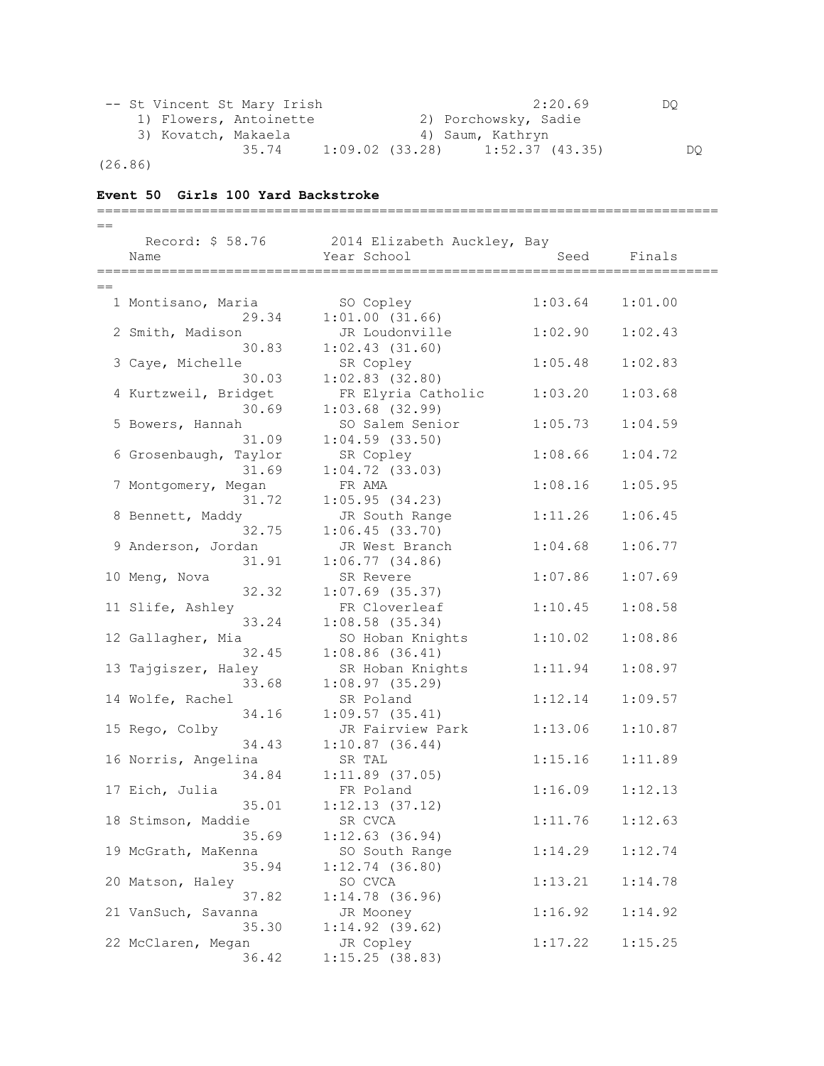```
 -- St Vincent St Mary Irish                          2:20.69         DQ
     1) Flowers, Antoinette            2) Porchowsky, Sadie
     3) Kovatch, Makaela               4) Saum, Kathryn
               35.74     1:09.02 (33.28)     1:52.37 (43.35)          DQ
(26.86)
```

**Event 50  Girls 100 Yard Backstroke**

```
===============================================================================
==
     Record: $ 58.76        2014 Elizabeth Auckley, Bay
    Name                    Year School                  Seed     Finals
===============================================================================
==
  1 Montisano, Maria         SO Copley                1:03.64    1:01.00
                 29.34     1:01.00 (31.66)
  2 Smith, Madison           JR Loudonville           1:02.90    1:02.43
                 30.83     1:02.43 (31.60)
  3 Caye, Michelle           SR Copley                1:05.48    1:02.83
                 30.03     1:02.83 (32.80)
  4 Kurtzweil, Bridget       FR Elyria Catholic       1:03.20    1:03.68
                 30.69     1:03.68 (32.99)
  5 Bowers, Hannah           SO Salem Senior          1:05.73    1:04.59
                 31.09     1:04.59 (33.50)
  6 Grosenbaugh, Taylor      SR Copley                1:08.66    1:04.72
                 31.69     1:04.72 (33.03)
  7 Montgomery, Megan        FR AMA                   1:08.16    1:05.95
                 31.72     1:05.95 (34.23)
  8 Bennett, Maddy           JR South Range           1:11.26    1:06.45
                 32.75     1:06.45 (33.70)
  9 Anderson, Jordan         JR West Branch           1:04.68    1:06.77
                 31.91     1:06.77 (34.86)
 10 Meng, Nova               SR Revere                1:07.86    1:07.69
                 32.32     1:07.69 (35.37)
 11 Slife, Ashley            FR Cloverleaf            1:10.45    1:08.58
                 33.24     1:08.58 (35.34)
 12 Gallagher, Mia           SO Hoban Knights         1:10.02    1:08.86
                 32.45     1:08.86 (36.41)
 13 Tajgiszer, Haley         SR Hoban Knights         1:11.94    1:08.97
                 33.68     1:08.97 (35.29)
 14 Wolfe, Rachel            SR Poland                1:12.14    1:09.57
                 34.16     1:09.57 (35.41)
 15 Rego, Colby              JR Fairview Park         1:13.06    1:10.87
                 34.43     1:10.87 (36.44)
 16 Norris, Angelina         SR TAL                   1:15.16    1:11.89
                 34.84     1:11.89 (37.05)
 17 Eich, Julia              FR Poland                1:16.09    1:12.13
                 35.01     1:12.13 (37.12)
 18 Stimson, Maddie          SR CVCA                  1:11.76    1:12.63
                 35.69     1:12.63 (36.94)
 19 McGrath, MaKenna         SO South Range           1:14.29    1:12.74
                 35.94     1:12.74 (36.80)
 20 Matson, Haley            SO CVCA                  1:13.21    1:14.78
                 37.82     1:14.78 (36.96)
 21 VanSuch, Savanna         JR Mooney                1:16.92    1:14.92
                 35.30     1:14.92 (39.62)
 22 McClaren, Megan          JR Copley                1:17.22    1:15.25
                 36.42     1:15.25 (38.83)
```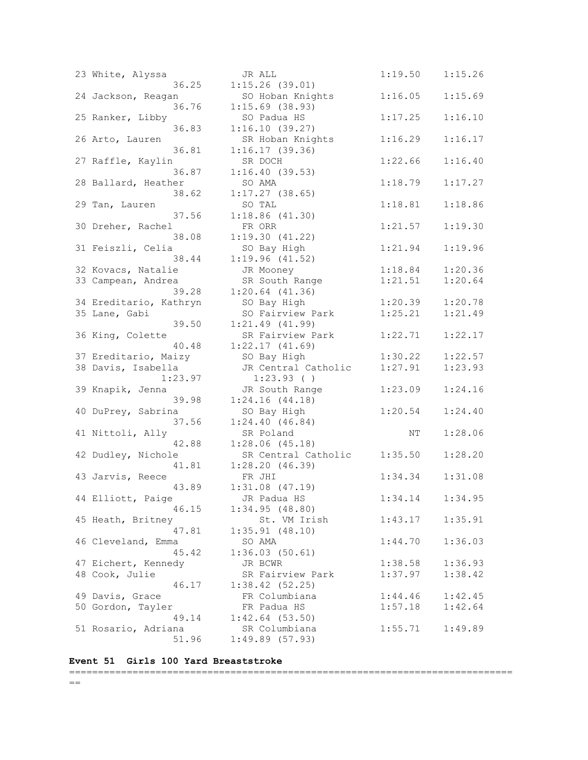```
 23 White, Alyssa            JR ALL                  1:19.50    1:15.26
                 36.25     1:15.26 (39.01)
 24 Jackson, Reagan          SO Hoban Knights        1:16.05    1:15.69
                 36.76     1:15.69 (38.93)
 25 Ranker, Libby            SO Padua HS             1:17.25    1:16.10
                 36.83     1:16.10 (39.27)
 26 Arto, Lauren             SR Hoban Knights        1:16.29    1:16.17
                 36.81     1:16.17 (39.36)
 27 Raffle, Kaylin           SR DOCH                 1:22.66    1:16.40
                 36.87     1:16.40 (39.53)
 28 Ballard, Heather         SO AMA                  1:18.79    1:17.27
                 38.62     1:17.27 (38.65)
 29 Tan, Lauren              SO TAL                  1:18.81    1:18.86
                 37.56     1:18.86 (41.30)
 30 Dreher, Rachel           FR ORR                  1:21.57    1:19.30
                 38.08     1:19.30 (41.22)
 31 Feiszli, Celia           SO Bay High             1:21.94    1:19.96
                 38.44     1:19.96 (41.52)
 32 Kovacs, Natalie          JR Mooney               1:18.84    1:20.36
 33 Campean, Andrea          SR South Range          1:21.51    1:20.64
                 39.28     1:20.64 (41.36)
 34 Ereditario, Kathryn      SO Bay High             1:20.39    1:20.78
 35 Lane, Gabi               SO Fairview Park        1:25.21    1:21.49
                 39.50     1:21.49 (41.99)
 36 King, Colette            SR Fairview Park        1:22.71    1:22.17
                 40.48     1:22.17 (41.69)
 37 Ereditario, Maizy        SO Bay High             1:30.22    1:22.57
 38 Davis, Isabella          JR Central Catholic     1:27.91    1:23.93
               1:23.97       1:23.93 ( )
 39 Knapik, Jenna            JR South Range          1:23.09    1:24.16
                 39.98     1:24.16 (44.18)
 40 DuPrey, Sabrina          SO Bay High             1:20.54    1:24.40
                 37.56     1:24.40 (46.84)
 41 Nittoli, Ally            SR Poland                    NT    1:28.06
                 42.88     1:28.06 (45.18)
 42 Dudley, Nichole          SR Central Catholic     1:35.50    1:28.20
                 41.81     1:28.20 (46.39)
 43 Jarvis, Reece            FR JHI                  1:34.34    1:31.08
                 43.89     1:31.08 (47.19)
 44 Elliott, Paige           JR Padua HS             1:34.14    1:34.95
                 46.15     1:34.95 (48.80)
 45 Heath, Britney              St. VM Irish         1:43.17    1:35.91
                 47.81     1:35.91 (48.10)
 46 Cleveland, Emma          SO AMA                  1:44.70    1:36.03
                 45.42     1:36.03 (50.61)
 47 Eichert, Kennedy         JR BCWR                 1:38.58    1:36.93
 48 Cook, Julie              SR Fairview Park        1:37.97    1:38.42
                 46.17     1:38.42 (52.25)
 49 Davis, Grace             FR Columbiana           1:44.46    1:42.45
 50 Gordon, Tayler           FR Padua HS             1:57.18    1:42.64
                 49.14     1:42.64 (53.50)
 51 Rosario, Adriana         SR Columbiana           1:55.71    1:49.89
                 51.96     1:49.89 (57.93)
```

**Event 51  Girls 100 Yard Breaststroke**

```
===============================================================================
==
```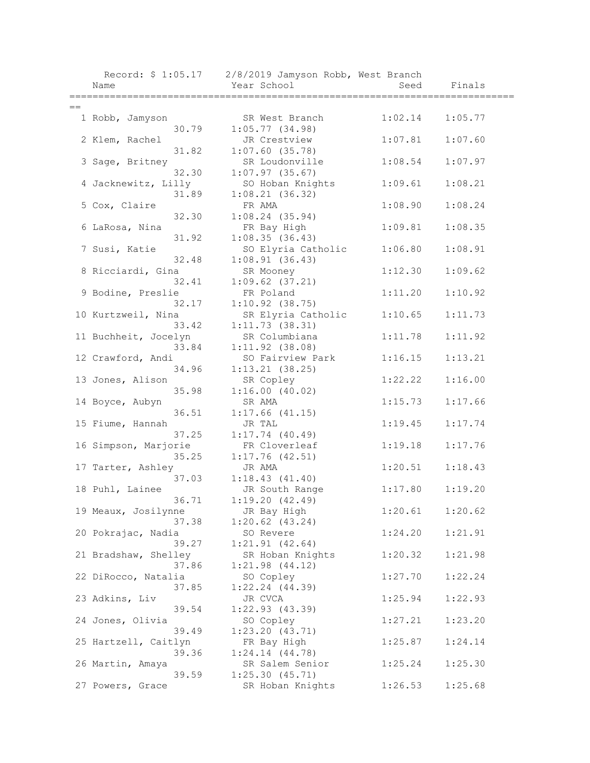Record: $ 1:05.17    2/8/2019 Jamyson Robb, West Branch

| Place | Name | Year | School | Seed | Finals | Split 1 | Split 2 |
|---|---|---|---|---|---|---|---|
| 1 | Robb, Jamyson | SR | West Branch | 1:02.14 | 1:05.77 | 30.79 | 1:05.77 (34.98) |
| 2 | Klem, Rachel | JR | Crestview | 1:07.81 | 1:07.60 | 31.82 | 1:07.60 (35.78) |
| 3 | Sage, Britney | SR | Loudonville | 1:08.54 | 1:07.97 | 32.30 | 1:07.97 (35.67) |
| 4 | Jacknewitz, Lilly | SO | Hoban Knights | 1:09.61 | 1:08.21 | 31.89 | 1:08.21 (36.32) |
| 5 | Cox, Claire | FR | AMA | 1:08.90 | 1:08.24 | 32.30 | 1:08.24 (35.94) |
| 6 | LaRosa, Nina | FR | Bay High | 1:09.81 | 1:08.35 | 31.92 | 1:08.35 (36.43) |
| 7 | Susi, Katie | SO | Elyria Catholic | 1:06.80 | 1:08.91 | 32.48 | 1:08.91 (36.43) |
| 8 | Ricciardi, Gina | SR | Mooney | 1:12.30 | 1:09.62 | 32.41 | 1:09.62 (37.21) |
| 9 | Bodine, Preslie | FR | Poland | 1:11.20 | 1:10.92 | 32.17 | 1:10.92 (38.75) |
| 10 | Kurtzweil, Nina | SR | Elyria Catholic | 1:10.65 | 1:11.73 | 33.42 | 1:11.73 (38.31) |
| 11 | Buchheit, Jocelyn | SR | Columbiana | 1:11.78 | 1:11.92 | 33.84 | 1:11.92 (38.08) |
| 12 | Crawford, Andi | SO | Fairview Park | 1:16.15 | 1:13.21 | 34.96 | 1:13.21 (38.25) |
| 13 | Jones, Alison | SR | Copley | 1:22.22 | 1:16.00 | 35.98 | 1:16.00 (40.02) |
| 14 | Boyce, Aubyn | SR | AMA | 1:15.73 | 1:17.66 | 36.51 | 1:17.66 (41.15) |
| 15 | Fiume, Hannah | JR | TAL | 1:19.45 | 1:17.74 | 37.25 | 1:17.74 (40.49) |
| 16 | Simpson, Marjorie | FR | Cloverleaf | 1:19.18 | 1:17.76 | 35.25 | 1:17.76 (42.51) |
| 17 | Tarter, Ashley | JR | AMA | 1:20.51 | 1:18.43 | 37.03 | 1:18.43 (41.40) |
| 18 | Puhl, Lainee | JR | South Range | 1:17.80 | 1:19.20 | 36.71 | 1:19.20 (42.49) |
| 19 | Meaux, Josilynne | JR | Bay High | 1:20.61 | 1:20.62 | 37.38 | 1:20.62 (43.24) |
| 20 | Pokrajac, Nadia | SO | Revere | 1:24.20 | 1:21.91 | 39.27 | 1:21.91 (42.64) |
| 21 | Bradshaw, Shelley | SR | Hoban Knights | 1:20.32 | 1:21.98 | 37.86 | 1:21.98 (44.12) |
| 22 | DiRocco, Natalia | SO | Copley | 1:27.70 | 1:22.24 | 37.85 | 1:22.24 (44.39) |
| 23 | Adkins, Liv | JR | CVCA | 1:25.94 | 1:22.93 | 39.54 | 1:22.93 (43.39) |
| 24 | Jones, Olivia | SO | Copley | 1:27.21 | 1:23.20 | 39.49 | 1:23.20 (43.71) |
| 25 | Hartzell, Caitlyn | FR | Bay High | 1:25.87 | 1:24.14 | 39.36 | 1:24.14 (44.78) |
| 26 | Martin, Amaya | SR | Salem Senior | 1:25.24 | 1:25.30 | 39.59 | 1:25.30 (45.71) |
| 27 | Powers, Grace | SR | Hoban Knights | 1:26.53 | 1:25.68 | | |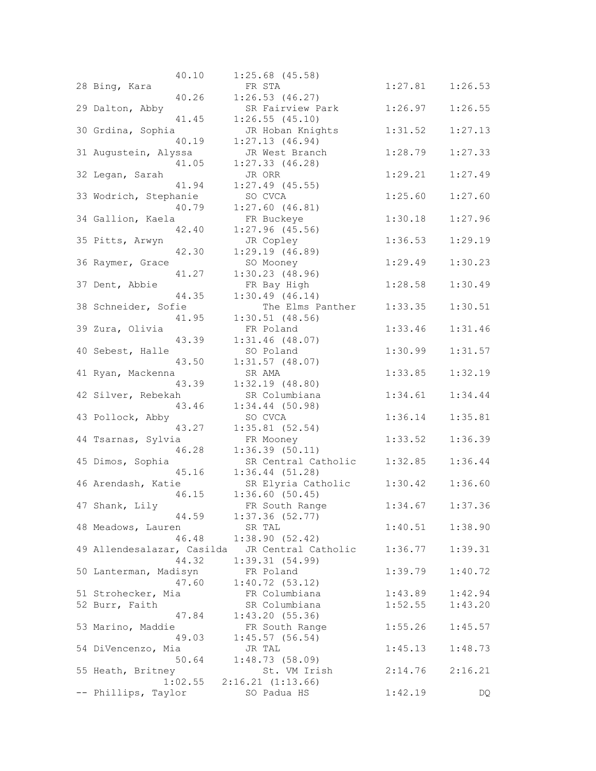```
                 40.10     1:25.68 (45.58)
 28 Bing, Kara                FR STA                   1:27.81    1:26.53
                 40.26     1:26.53 (46.27)
 29 Dalton, Abby              SR Fairview Park         1:26.97    1:26.55
                 41.45     1:26.55 (45.10)
 30 Grdina, Sophia            JR Hoban Knights         1:31.52    1:27.13
                 40.19     1:27.13 (46.94)
 31 Augustein, Alyssa         JR West Branch           1:28.79    1:27.33
                 41.05     1:27.33 (46.28)
 32 Legan, Sarah              JR ORR                   1:29.21    1:27.49
                 41.94     1:27.49 (45.55)
 33 Wodrich, Stephanie        SO CVCA                  1:25.60    1:27.60
                 40.79     1:27.60 (46.81)
 34 Gallion, Kaela            FR Buckeye               1:30.18    1:27.96
                 42.40     1:27.96 (45.56)
 35 Pitts, Arwyn              JR Copley                1:36.53    1:29.19
                 42.30     1:29.19 (46.89)
 36 Raymer, Grace             SO Mooney                1:29.49    1:30.23
                 41.27     1:30.23 (48.96)
 37 Dent, Abbie               FR Bay High              1:28.58    1:30.49
                 44.35     1:30.49 (46.14)
 38 Schneider, Sofie             The Elms Panther      1:33.35    1:30.51
                 41.95     1:30.51 (48.56)
 39 Zura, Olivia              FR Poland                1:33.46    1:31.46
                 43.39     1:31.46 (48.07)
 40 Sebest, Halle             SO Poland                1:30.99    1:31.57
                 43.50     1:31.57 (48.07)
 41 Ryan, Mackenna            SR AMA                   1:33.85    1:32.19
                 43.39     1:32.19 (48.80)
 42 Silver, Rebekah           SR Columbiana            1:34.61    1:34.44
                 43.46     1:34.44 (50.98)
 43 Pollock, Abby             SO CVCA                  1:36.14    1:35.81
                 43.27     1:35.81 (52.54)
 44 Tsarnas, Sylvia           FR Mooney                1:33.52    1:36.39
                 46.28     1:36.39 (50.11)
 45 Dimos, Sophia             SR Central Catholic      1:32.85    1:36.44
                 45.16     1:36.44 (51.28)
 46 Arendash, Katie           SR Elyria Catholic       1:30.42    1:36.60
                 46.15     1:36.60 (50.45)
 47 Shank, Lily               FR South Range           1:34.67    1:37.36
                 44.59     1:37.36 (52.77)
 48 Meadows, Lauren           SR TAL                   1:40.51    1:38.90
                 46.48     1:38.90 (52.42)
 49 Allendesalazar, Casilda   JR Central Catholic      1:36.77    1:39.31
                 44.32     1:39.31 (54.99)
 50 Lanterman, Madisyn        FR Poland                1:39.79    1:40.72
                 47.60     1:40.72 (53.12)
 51 Strohecker, Mia           FR Columbiana            1:43.89    1:42.94
 52 Burr, Faith               SR Columbiana            1:52.55    1:43.20
                 47.84     1:43.20 (55.36)
 53 Marino, Maddie            FR South Range           1:55.26    1:45.57
                 49.03     1:45.57 (56.54)
 54 DiVencenzo, Mia           JR TAL                   1:45.13    1:48.73
                 50.64     1:48.73 (58.09)
 55 Heath, Britney               St. VM Irish          2:14.76    2:16.21
               1:02.55   2:16.21 (1:13.66)
 -- Phillips, Taylor          SO Padua HS              1:42.19         DQ
```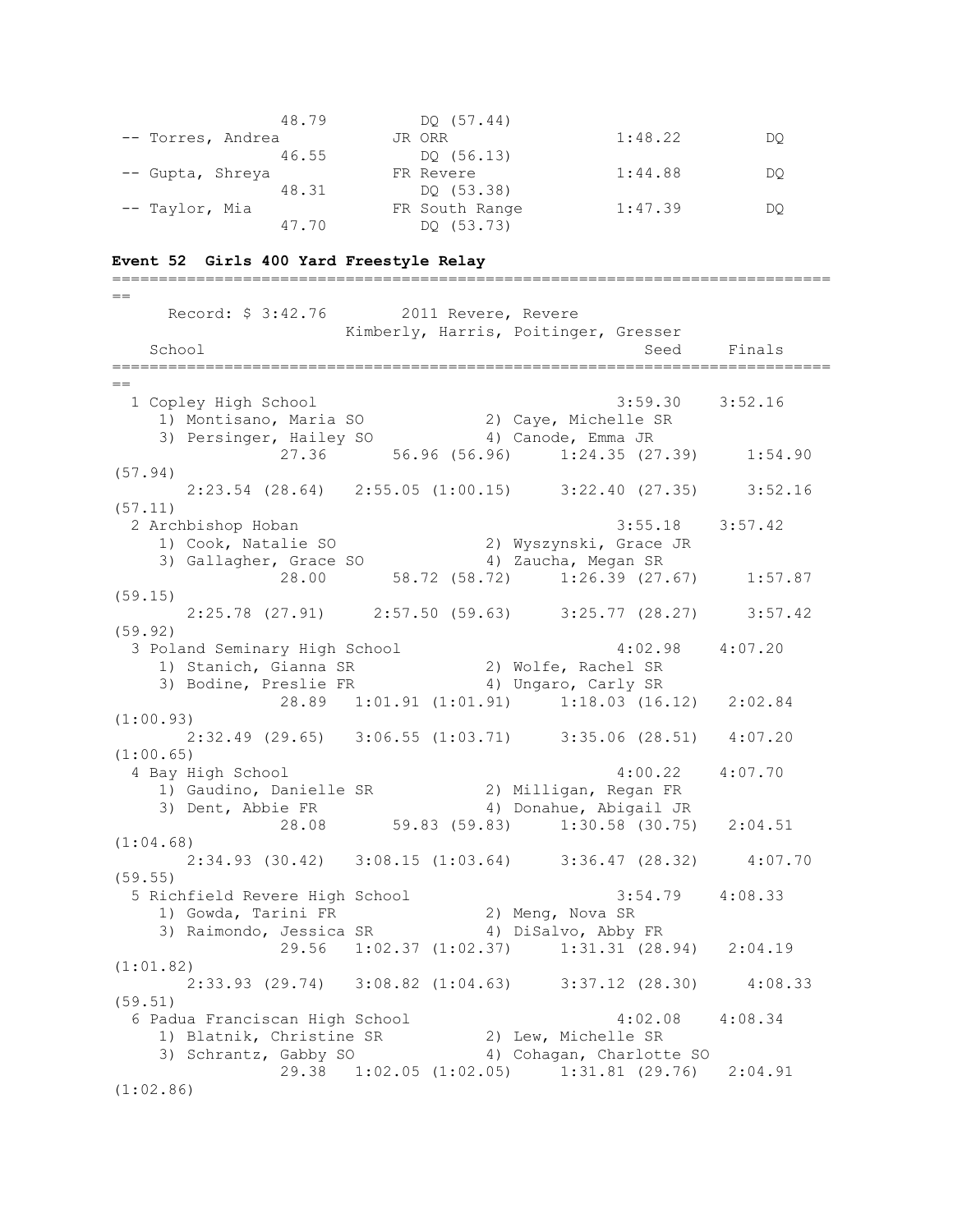```
                48.79         DQ (57.44)
 -- Torres, Andrea          JR ORR                  1:48.22         DQ
                46.55         DQ (56.13)
 -- Gupta, Shreya           FR Revere               1:44.88         DQ
                48.31         DQ (53.38)
 -- Taylor, Mia             FR South Range          1:47.39         DQ
                47.70         DQ (53.73)
```

**Event 52  Girls 400 Yard Freestyle Relay**

```
===============================================================================
==
     Record: $ 3:42.76       2011 Revere, Revere
                       Kimberly, Harris, Poitinger, Gresser
   School                                               Seed     Finals
===============================================================================
==
  1 Copley High School                                 3:59.30    3:52.16
     1) Montisano, Maria SO            2) Caye, Michelle SR
     3) Persinger, Hailey SO           4) Canode, Emma JR
               27.36       56.96 (56.96)     1:24.35 (27.39)     1:54.90
(57.94)
       2:23.54 (28.64)   2:55.05 (1:00.15)     3:22.40 (27.35)     3:52.16
(57.11)
  2 Archbishop Hoban                                   3:55.18    3:57.42
     1) Cook, Natalie SO               2) Wyszynski, Grace JR
     3) Gallagher, Grace SO            4) Zaucha, Megan SR
               28.00       58.72 (58.72)     1:26.39 (27.67)     1:57.87
(59.15)
       2:25.78 (27.91)     2:57.50 (59.63)     3:25.77 (28.27)     3:57.42
(59.92)
  3 Poland Seminary High School                        4:02.98    4:07.20
     1) Stanich, Gianna SR             2) Wolfe, Rachel SR
     3) Bodine, Preslie FR             4) Ungaro, Carly SR
               28.89   1:01.91 (1:01.91)     1:18.03 (16.12)   2:02.84
(1:00.93)
       2:32.49 (29.65)   3:06.55 (1:03.71)     3:35.06 (28.51)   4:07.20
(1:00.65)
  4 Bay High School                                    4:00.22    4:07.70
     1) Gaudino, Danielle SR           2) Milligan, Regan FR
     3) Dent, Abbie FR                 4) Donahue, Abigail JR
               28.08       59.83 (59.83)     1:30.58 (30.75)   2:04.51
(1:04.68)
       2:34.93 (30.42)   3:08.15 (1:03.64)     3:36.47 (28.32)     4:07.70
(59.55)
  5 Richfield Revere High School                       3:54.79    4:08.33
     1) Gowda, Tarini FR               2) Meng, Nova SR
     3) Raimondo, Jessica SR           4) DiSalvo, Abby FR
               29.56   1:02.37 (1:02.37)     1:31.31 (28.94)   2:04.19
(1:01.82)
       2:33.93 (29.74)   3:08.82 (1:04.63)     3:37.12 (28.30)     4:08.33
(59.51)
  6 Padua Franciscan High School                       4:02.08    4:08.34
     1) Blatnik, Christine SR          2) Lew, Michelle SR
     3) Schrantz, Gabby SO             4) Cohagan, Charlotte SO
               29.38   1:02.05 (1:02.05)     1:31.81 (29.76)   2:04.91
(1:02.86)
```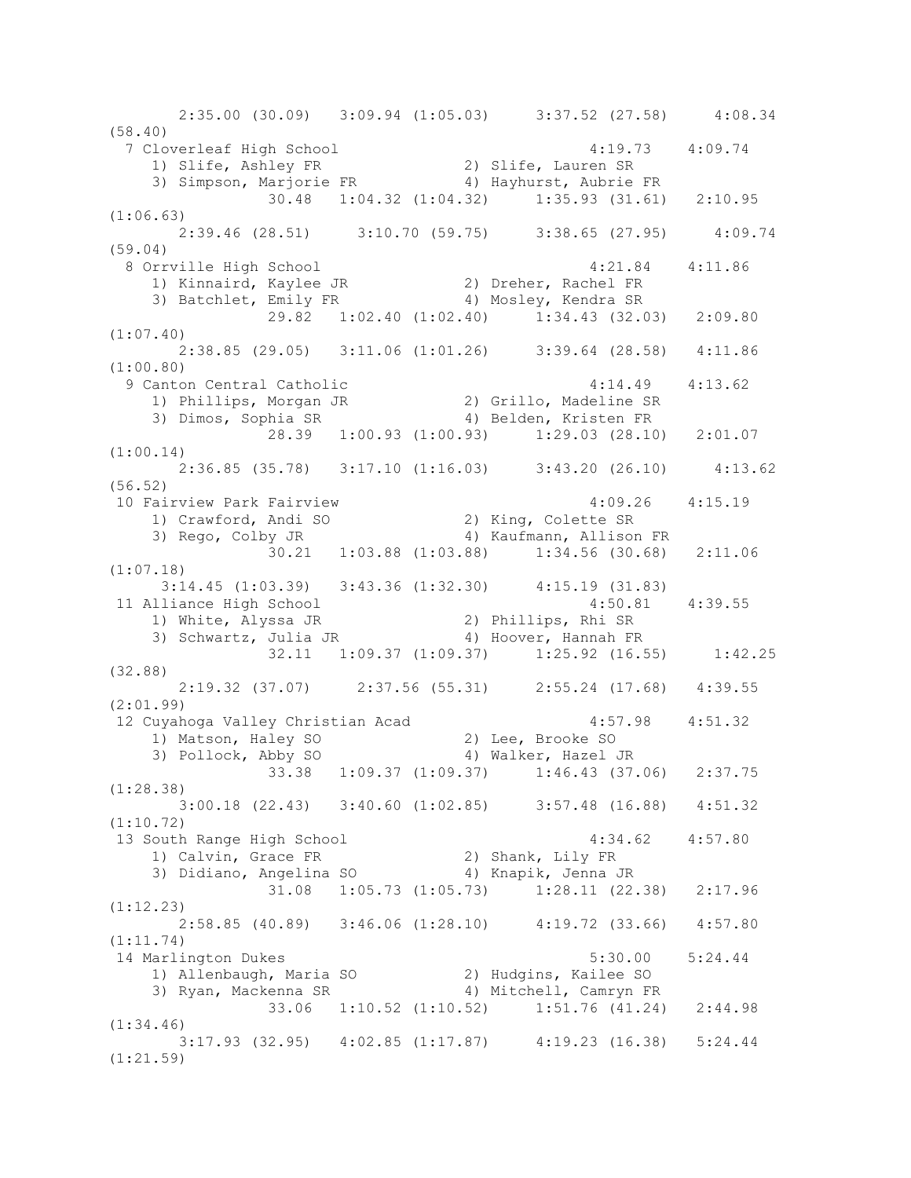```
       2:35.00 (30.09)   3:09.94 (1:05.03)     3:37.52 (27.58)     4:08.34
(58.40)
  7 Cloverleaf High School                             4:19.73    4:09.74
     1) Slife, Ashley FR               2) Slife, Lauren SR
     3) Simpson, Marjorie FR            4) Hayhurst, Aubrie FR
               30.48   1:04.32 (1:04.32)     1:35.93 (31.61)   2:10.95
(1:06.63)
       2:39.46 (28.51)     3:10.70 (59.75)     3:38.65 (27.95)     4:09.74
(59.04)
  8 Orrville High School                               4:21.84    4:11.86
     1) Kinnaird, Kaylee JR            2) Dreher, Rachel FR
     3) Batchlet, Emily FR             4) Mosley, Kendra SR
               29.82   1:02.40 (1:02.40)     1:34.43 (32.03)   2:09.80
(1:07.40)
       2:38.85 (29.05)   3:11.06 (1:01.26)     3:39.64 (28.58)   4:11.86
(1:00.80)
  9 Canton Central Catholic                            4:14.49    4:13.62
     1) Phillips, Morgan JR            2) Grillo, Madeline SR
     3) Dimos, Sophia SR               4) Belden, Kristen FR
               28.39   1:00.93 (1:00.93)     1:29.03 (28.10)   2:01.07
(1:00.14)
       2:36.85 (35.78)   3:17.10 (1:16.03)     3:43.20 (26.10)     4:13.62
(56.52)
 10 Fairview Park Fairview                             4:09.26    4:15.19
     1) Crawford, Andi SO              2) King, Colette SR
     3) Rego, Colby JR                 4) Kaufmann, Allison FR
               30.21   1:03.88 (1:03.88)     1:34.56 (30.68)   2:11.06
(1:07.18)
     3:14.45 (1:03.39)   3:43.36 (1:32.30)     4:15.19 (31.83)
 11 Alliance High School                               4:50.81    4:39.55
     1) White, Alyssa JR               2) Phillips, Rhi SR
     3) Schwartz, Julia JR             4) Hoover, Hannah FR
               32.11   1:09.37 (1:09.37)     1:25.92 (16.55)     1:42.25
(32.88)
       2:19.32 (37.07)     2:37.56 (55.31)     2:55.24 (17.68)   4:39.55
(2:01.99)
 12 Cuyahoga Valley Christian Acad                     4:57.98    4:51.32
     1) Matson, Haley SO               2) Lee, Brooke SO
     3) Pollock, Abby SO               4) Walker, Hazel JR
               33.38   1:09.37 (1:09.37)     1:46.43 (37.06)   2:37.75
(1:28.38)
       3:00.18 (22.43)   3:40.60 (1:02.85)     3:57.48 (16.88)   4:51.32
(1:10.72)
 13 South Range High School                            4:34.62    4:57.80
     1) Calvin, Grace FR               2) Shank, Lily FR
     3) Didiano, Angelina SO           4) Knapik, Jenna JR
               31.08   1:05.73 (1:05.73)     1:28.11 (22.38)   2:17.96
(1:12.23)
       2:58.85 (40.89)   3:46.06 (1:28.10)     4:19.72 (33.66)   4:57.80
(1:11.74)
 14 Marlington Dukes                                   5:30.00    5:24.44
     1) Allenbaugh, Maria SO           2) Hudgins, Kailee SO
     3) Ryan, Mackenna SR              4) Mitchell, Camryn FR
               33.06   1:10.52 (1:10.52)     1:51.76 (41.24)   2:44.98
(1:34.46)
       3:17.93 (32.95)   4:02.85 (1:17.87)     4:19.23 (16.38)   5:24.44
(1:21.59)
```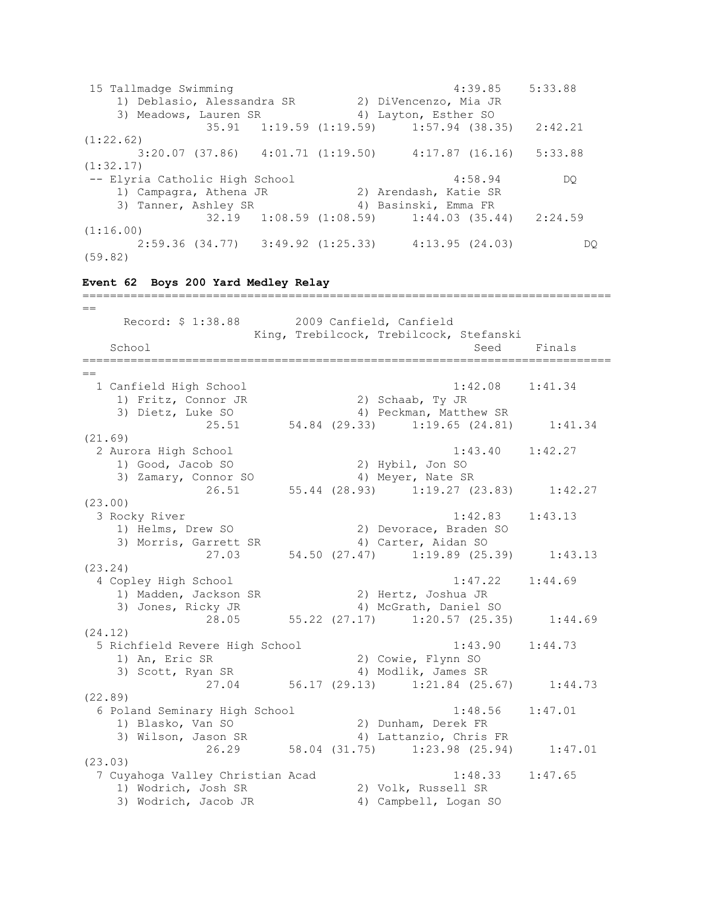```
 15 Tallmadge Swimming                                 4:39.85    5:33.88
     1) Deblasio, Alessandra SR         2) DiVencenzo, Mia JR
     3) Meadows, Lauren SR              4) Layton, Esther SO
               35.91   1:19.59 (1:19.59)     1:57.94 (38.35)   2:42.21
(1:22.62)
       3:20.07 (37.86)   4:01.71 (1:19.50)     4:17.87 (16.16)   5:33.88
(1:32.17)
 -- Elyria Catholic High School                        4:58.94         DQ
     1) Campagra, Athena JR             2) Arendash, Katie SR
     3) Tanner, Ashley SR               4) Basinski, Emma FR
               32.19   1:08.59 (1:08.59)     1:44.03 (35.44)   2:24.59
(1:16.00)
       2:59.36 (34.77)   3:49.92 (1:25.33)     4:13.95 (24.03)          DQ
(59.82)
```

**Event 62  Boys 200 Yard Medley Relay**

```
===============================================================================
==
      Record: $ 1:38.88        2009 Canfield, Canfield
                       King, Trebilcock, Trebilcock, Stefanski
    School                                           Seed     Finals
===============================================================================
==
  1 Canfield High School                             1:42.08    1:41.34
     1) Fritz, Connor JR                2) Schaab, Ty JR
     3) Dietz, Luke SO                  4) Peckman, Matthew SR
               25.51       54.84 (29.33)     1:19.65 (24.81)     1:41.34
(21.69)
  2 Aurora High School                               1:43.40    1:42.27
     1) Good, Jacob SO                  2) Hybil, Jon SO
     3) Zamary, Connor SO               4) Meyer, Nate SR
               26.51       55.44 (28.93)     1:19.27 (23.83)     1:42.27
(23.00)
  3 Rocky River                                      1:42.83    1:43.13
     1) Helms, Drew SO                  2) Devorace, Braden SO
     3) Morris, Garrett SR              4) Carter, Aidan SO
               27.03       54.50 (27.47)     1:19.89 (25.39)     1:43.13
(23.24)
  4 Copley High School                               1:47.22    1:44.69
     1) Madden, Jackson SR              2) Hertz, Joshua JR
     3) Jones, Ricky JR                 4) McGrath, Daniel SO
               28.05       55.22 (27.17)     1:20.57 (25.35)     1:44.69
(24.12)
  5 Richfield Revere High School                     1:43.90    1:44.73
     1) An, Eric SR                     2) Cowie, Flynn SO
     3) Scott, Ryan SR                  4) Modlik, James SR
               27.04       56.17 (29.13)     1:21.84 (25.67)     1:44.73
(22.89)
  6 Poland Seminary High School                      1:48.56    1:47.01
     1) Blasko, Van SO                  2) Dunham, Derek FR
     3) Wilson, Jason SR                4) Lattanzio, Chris FR
               26.29       58.04 (31.75)     1:23.98 (25.94)     1:47.01
(23.03)
  7 Cuyahoga Valley Christian Acad                   1:48.33    1:47.65
     1) Wodrich, Josh SR                2) Volk, Russell SR
     3) Wodrich, Jacob JR               4) Campbell, Logan SO
```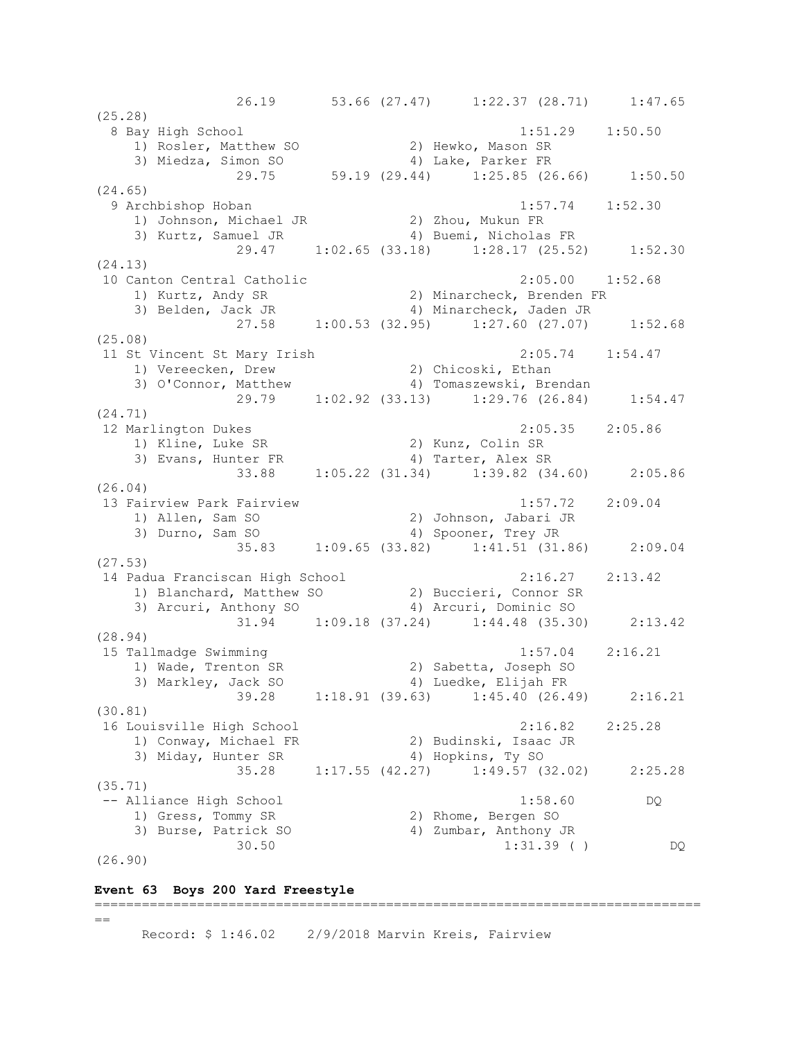```
                26.19       53.66 (27.47)     1:22.37 (28.71)     1:47.65
(25.28)
  8 Bay High School                                 1:51.29    1:50.50
     1) Rosler, Matthew SO             2) Hewko, Mason SR
     3) Miedza, Simon SO               4) Lake, Parker FR
                29.75       59.19 (29.44)     1:25.85 (26.66)     1:50.50
(24.65)
  9 Archbishop Hoban                                1:57.74    1:52.30
     1) Johnson, Michael JR            2) Zhou, Mukun FR
     3) Kurtz, Samuel JR               4) Buemi, Nicholas FR
                29.47     1:02.65 (33.18)     1:28.17 (25.52)     1:52.30
(24.13)
 10 Canton Central Catholic                         2:05.00    1:52.68
     1) Kurtz, Andy SR                 2) Minarcheck, Brenden FR
     3) Belden, Jack JR                4) Minarcheck, Jaden JR
                27.58     1:00.53 (32.95)     1:27.60 (27.07)     1:52.68
(25.08)
 11 St Vincent St Mary Irish                        2:05.74    1:54.47
     1) Vereecken, Drew                2) Chicoski, Ethan
     3) O'Connor, Matthew              4) Tomaszewski, Brendan
                29.79     1:02.92 (33.13)     1:29.76 (26.84)     1:54.47
(24.71)
 12 Marlington Dukes                                2:05.35    2:05.86
     1) Kline, Luke SR                 2) Kunz, Colin SR
     3) Evans, Hunter FR               4) Tarter, Alex SR
                33.88     1:05.22 (31.34)     1:39.82 (34.60)     2:05.86
(26.04)
 13 Fairview Park Fairview                          1:57.72    2:09.04
     1) Allen, Sam SO                  2) Johnson, Jabari JR
     3) Durno, Sam SO                  4) Spooner, Trey JR
                35.83     1:09.65 (33.82)     1:41.51 (31.86)     2:09.04
(27.53)
 14 Padua Franciscan High School                    2:16.27    2:13.42
     1) Blanchard, Matthew SO          2) Buccieri, Connor SR
     3) Arcuri, Anthony SO             4) Arcuri, Dominic SO
                31.94     1:09.18 (37.24)     1:44.48 (35.30)     2:13.42
(28.94)
 15 Tallmadge Swimming                              1:57.04    2:16.21
     1) Wade, Trenton SR               2) Sabetta, Joseph SO
     3) Markley, Jack SO               4) Luedke, Elijah FR
                39.28     1:18.91 (39.63)     1:45.40 (26.49)     2:16.21
(30.81)
 16 Louisville High School                          2:16.82    2:25.28
     1) Conway, Michael FR             2) Budinski, Isaac JR
     3) Miday, Hunter SR               4) Hopkins, Ty SO
                35.28     1:17.55 (42.27)     1:49.57 (32.02)     2:25.28
(35.71)
 -- Alliance High School                            1:58.60         DQ
     1) Gress, Tommy SR                2) Rhome, Bergen SO
     3) Burse, Patrick SO              4) Zumbar, Anthony JR
                30.50                             1:31.39 ( )          DQ
(26.90)
```

**Event 63  Boys 200 Yard Freestyle**

```
===============================================================================
==
      Record: $ 1:46.02    2/9/2018 Marvin Kreis, Fairview
```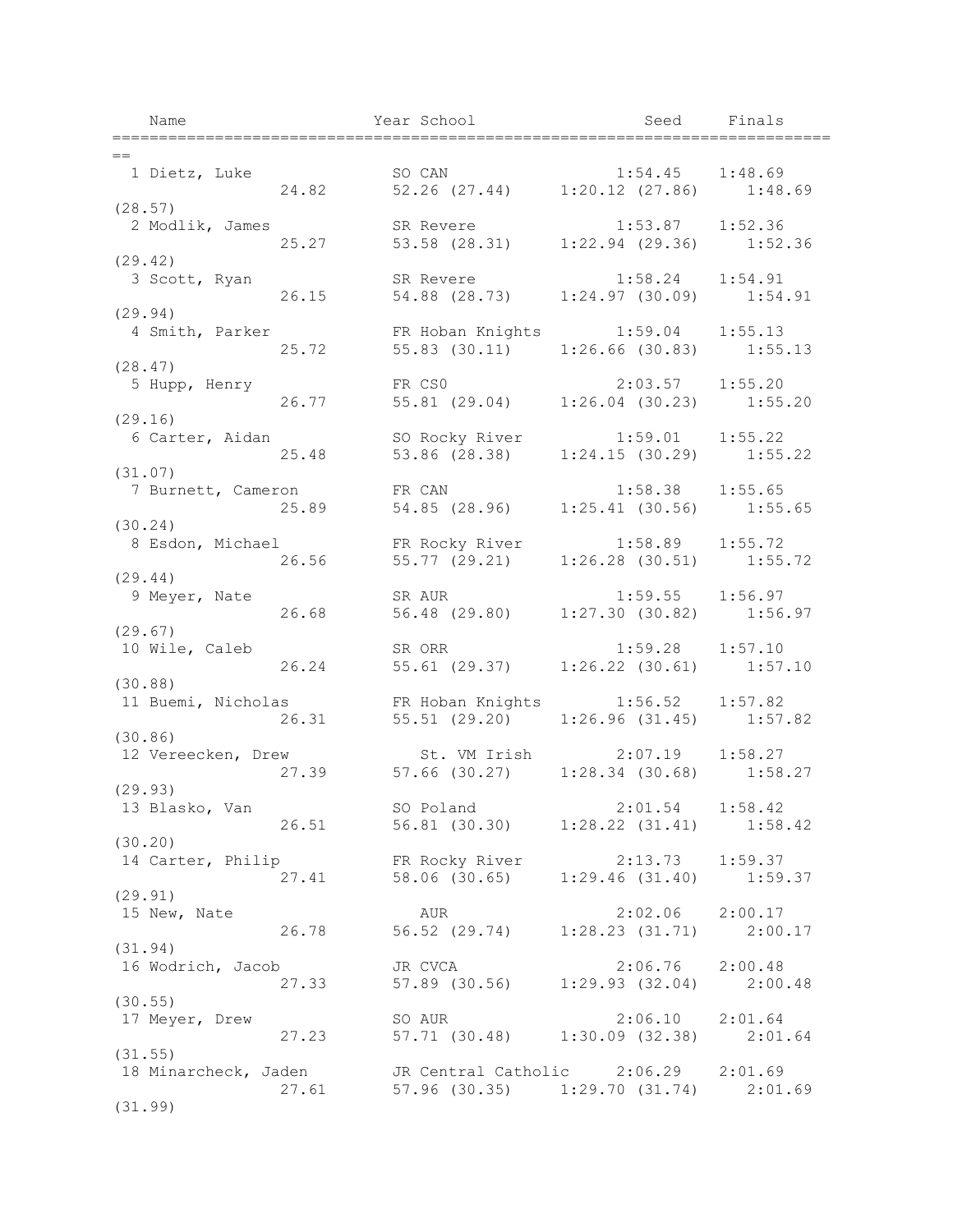| Name | Year | School | Seed | Finals |
|---|---|---|---|---|
| 1 Dietz, Luke | SO | CAN | 1:54.45 | 1:48.69 |
| 24.82 | | 52.26 (27.44) | 1:20.12 (27.86) | 1:48.69 (28.57) |
| 2 Modlik, James | SR | Revere | 1:53.87 | 1:52.36 |
| 25.27 | | 53.58 (28.31) | 1:22.94 (29.36) | 1:52.36 (29.42) |
| 3 Scott, Ryan | SR | Revere | 1:58.24 | 1:54.91 |
| 26.15 | | 54.88 (28.73) | 1:24.97 (30.09) | 1:54.91 (29.94) |
| 4 Smith, Parker | FR | Hoban Knights | 1:59.04 | 1:55.13 |
| 25.72 | | 55.83 (30.11) | 1:26.66 (30.83) | 1:55.13 (28.47) |
| 5 Hupp, Henry | FR | CS0 | 2:03.57 | 1:55.20 |
| 26.77 | | 55.81 (29.04) | 1:26.04 (30.23) | 1:55.20 (29.16) |
| 6 Carter, Aidan | SO | Rocky River | 1:59.01 | 1:55.22 |
| 25.48 | | 53.86 (28.38) | 1:24.15 (30.29) | 1:55.22 (31.07) |
| 7 Burnett, Cameron | FR | CAN | 1:58.38 | 1:55.65 |
| 25.89 | | 54.85 (28.96) | 1:25.41 (30.56) | 1:55.65 (30.24) |
| 8 Esdon, Michael | FR | Rocky River | 1:58.89 | 1:55.72 |
| 26.56 | | 55.77 (29.21) | 1:26.28 (30.51) | 1:55.72 (29.44) |
| 9 Meyer, Nate | SR | AUR | 1:59.55 | 1:56.97 |
| 26.68 | | 56.48 (29.80) | 1:27.30 (30.82) | 1:56.97 (29.67) |
| 10 Wile, Caleb | SR | ORR | 1:59.28 | 1:57.10 |
| 26.24 | | 55.61 (29.37) | 1:26.22 (30.61) | 1:57.10 (30.88) |
| 11 Buemi, Nicholas | FR | Hoban Knights | 1:56.52 | 1:57.82 |
| 26.31 | | 55.51 (29.20) | 1:26.96 (31.45) | 1:57.82 (30.86) |
| 12 Vereecken, Drew | | St. VM Irish | 2:07.19 | 1:58.27 |
| 27.39 | | 57.66 (30.27) | 1:28.34 (30.68) | 1:58.27 (29.93) |
| 13 Blasko, Van | SO | Poland | 2:01.54 | 1:58.42 |
| 26.51 | | 56.81 (30.30) | 1:28.22 (31.41) | 1:58.42 (30.20) |
| 14 Carter, Philip | FR | Rocky River | 2:13.73 | 1:59.37 |
| 27.41 | | 58.06 (30.65) | 1:29.46 (31.40) | 1:59.37 (29.91) |
| 15 New, Nate | | AUR | 2:02.06 | 2:00.17 |
| 26.78 | | 56.52 (29.74) | 1:28.23 (31.71) | 2:00.17 (31.94) |
| 16 Wodrich, Jacob | JR | CVCA | 2:06.76 | 2:00.48 |
| 27.33 | | 57.89 (30.56) | 1:29.93 (32.04) | 2:00.48 (30.55) |
| 17 Meyer, Drew | SO | AUR | 2:06.10 | 2:01.64 |
| 27.23 | | 57.71 (30.48) | 1:30.09 (32.38) | 2:01.64 (31.55) |
| 18 Minarcheck, Jaden | JR | Central Catholic | 2:06.29 | 2:01.69 |
| 27.61 | | 57.96 (30.35) | 1:29.70 (31.74) | 2:01.69 (31.99) |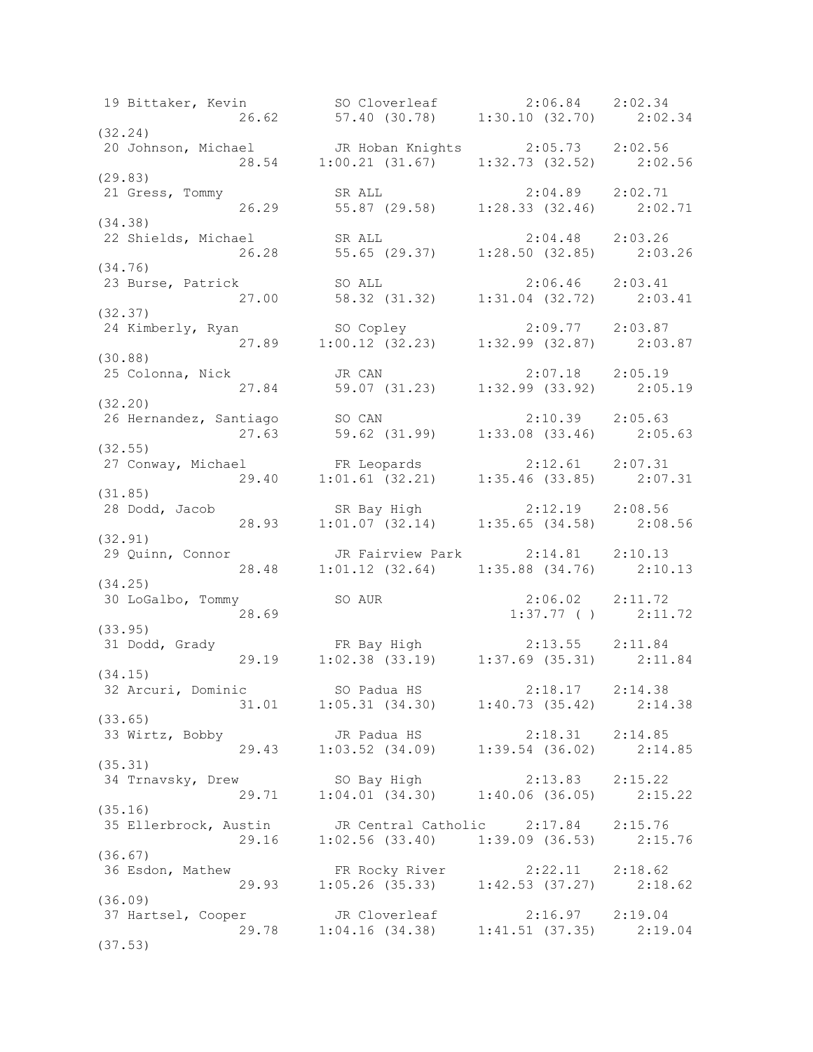```
 19 Bittaker, Kevin          SO Cloverleaf          2:06.84    2:02.34  
                26.62      57.40 (30.78)     1:30.10 (32.70)     2:02.34 
(32.24)
 20 Johnson, Michael         JR Hoban Knights       2:05.73    2:02.56  
                28.54    1:00.21 (31.67)     1:32.73 (32.52)     2:02.56 
(29.83)
 21 Gress, Tommy             SR ALL                 2:04.89    2:02.71  
                26.29      55.87 (29.58)     1:28.33 (32.46)     2:02.71 
(34.38)
 22 Shields, Michael         SR ALL                 2:04.48    2:03.26  
                26.28      55.65 (29.37)     1:28.50 (32.85)     2:03.26 
(34.76)
 23 Burse, Patrick           SO ALL                 2:06.46    2:03.41  
                27.00      58.32 (31.32)     1:31.04 (32.72)     2:03.41 
(32.37)
 24 Kimberly, Ryan           SO Copley              2:09.77    2:03.87  
                27.89    1:00.12 (32.23)     1:32.99 (32.87)     2:03.87 
(30.88)
 25 Colonna, Nick            JR CAN                 2:07.18    2:05.19  
                27.84      59.07 (31.23)     1:32.99 (33.92)     2:05.19 
(32.20)
 26 Hernandez, Santiago      SO CAN                 2:10.39    2:05.63  
                27.63      59.62 (31.99)     1:33.08 (33.46)     2:05.63 
(32.55)
 27 Conway, Michael          FR Leopards            2:12.61    2:07.31  
                29.40    1:01.61 (32.21)     1:35.46 (33.85)     2:07.31 
(31.85)
 28 Dodd, Jacob              SR Bay High            2:12.19    2:08.56  
                28.93    1:01.07 (32.14)     1:35.65 (34.58)     2:08.56 
(32.91)
 29 Quinn, Connor            JR Fairview Park       2:14.81    2:10.13  
                28.48    1:01.12 (32.64)     1:35.88 (34.76)     2:10.13 
(34.25)
 30 LoGalbo, Tommy           SO AUR                 2:06.02    2:11.72  
                28.69                        1:37.77 ( )         2:11.72 
(33.95)
 31 Dodd, Grady              FR Bay High            2:13.55    2:11.84  
                29.19    1:02.38 (33.19)     1:37.69 (35.31)     2:11.84 
(34.15)
 32 Arcuri, Dominic          SO Padua HS            2:18.17    2:14.38  
                31.01    1:05.31 (34.30)     1:40.73 (35.42)     2:14.38 
(33.65)
 33 Wirtz, Bobby             JR Padua HS            2:18.31    2:14.85  
                29.43    1:03.52 (34.09)     1:39.54 (36.02)     2:14.85 
(35.31)
 34 Trnavsky, Drew           SO Bay High            2:13.83    2:15.22  
                29.71    1:04.01 (34.30)     1:40.06 (36.05)     2:15.22 
(35.16)
 35 Ellerbrock, Austin       JR Central Catholic    2:17.84    2:15.76  
                29.16    1:02.56 (33.40)     1:39.09 (36.53)     2:15.76 
(36.67)
 36 Esdon, Mathew            FR Rocky River         2:22.11    2:18.62  
                29.93    1:05.26 (35.33)     1:42.53 (37.27)     2:18.62 
(36.09)
 37 Hartsel, Cooper          JR Cloverleaf          2:16.97    2:19.04  
                29.78    1:04.16 (34.38)     1:41.51 (37.35)     2:19.04 
(37.53)
```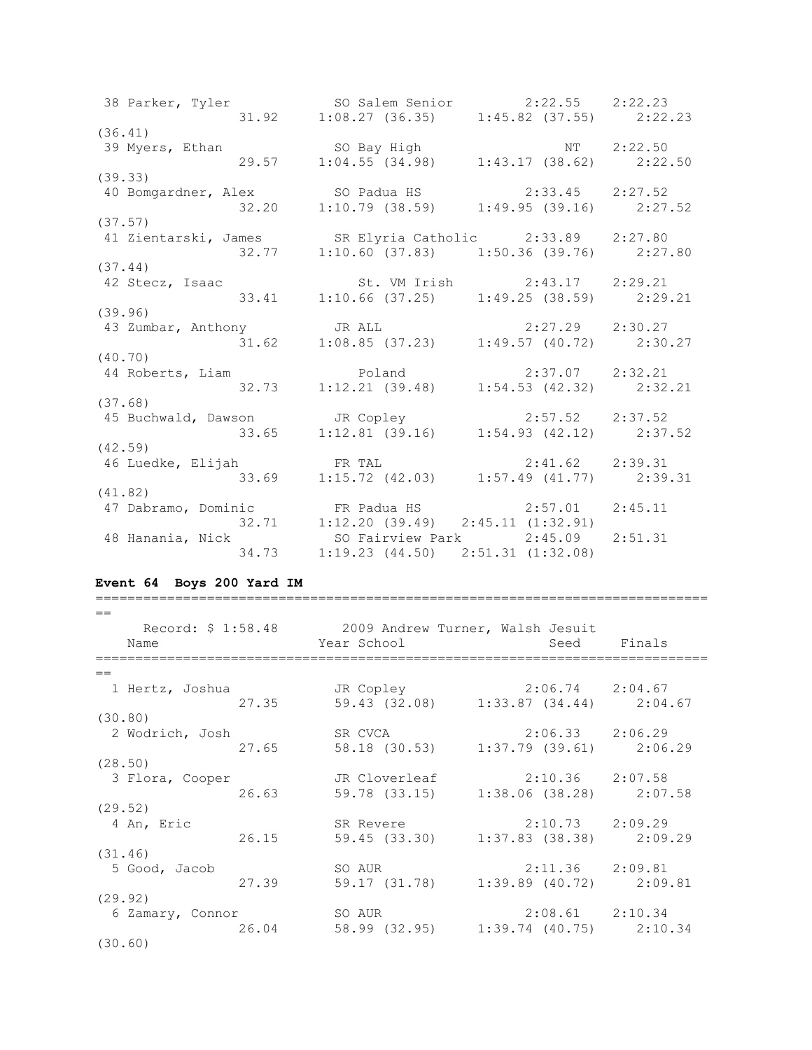```
 38 Parker, Tyler           SO Salem Senior         2:22.55    2:22.23 
               31.92     1:08.27 (36.35)     1:45.82 (37.55)     2:22.23 
(36.41)
 39 Myers, Ethan            SO Bay High                  NT    2:22.50 
               29.57     1:04.55 (34.98)     1:43.17 (38.62)     2:22.50 
(39.33)
 40 Bomgardner, Alex        SO Padua HS             2:33.45    2:27.52 
               32.20     1:10.79 (38.59)     1:49.95 (39.16)     2:27.52 
(37.57)
 41 Zientarski, James       SR Elyria Catholic      2:33.89    2:27.80 
               32.77     1:10.60 (37.83)     1:50.36 (39.76)     2:27.80 
(37.44)
 42 Stecz, Isaac               St. VM Irish         2:43.17    2:29.21 
               33.41     1:10.66 (37.25)     1:49.25 (38.59)     2:29.21 
(39.96)
 43 Zumbar, Anthony         JR ALL                  2:27.29    2:30.27 
               31.62     1:08.85 (37.23)     1:49.57 (40.72)     2:30.27 
(40.70)
 44 Roberts, Liam              Poland               2:37.07    2:32.21 
               32.73     1:12.21 (39.48)     1:54.53 (42.32)     2:32.21 
(37.68)
 45 Buchwald, Dawson        JR Copley               2:57.52    2:37.52 
               33.65     1:12.81 (39.16)     1:54.93 (42.12)     2:37.52 
(42.59)
 46 Luedke, Elijah          FR TAL                  2:41.62    2:39.31 
               33.69     1:15.72 (42.03)     1:57.49 (41.77)     2:39.31 
(41.82)
 47 Dabramo, Dominic        FR Padua HS             2:57.01    2:45.11 
               32.71     1:12.20 (39.49)   2:45.11 (1:32.91)
 48 Hanania, Nick           SO Fairview Park        2:45.09    2:51.31 
               34.73     1:19.23 (44.50)   2:51.31 (1:32.08)
```

**Event 64  Boys 200 Yard IM**

```
===============================================================================
==
     Record: $ 1:58.48        2009 Andrew Turner, Walsh Jesuit
    Name                    Year School                 Seed     Finals 
===============================================================================
==
  1 Hertz, Joshua           JR Copley               2:06.74    2:04.67 
               27.35     59.43 (32.08)     1:33.87 (34.44)     2:04.67 
(30.80)
  2 Wodrich, Josh           SR CVCA                 2:06.33    2:06.29 
               27.65     58.18 (30.53)     1:37.79 (39.61)     2:06.29 
(28.50)
  3 Flora, Cooper           JR Cloverleaf           2:10.36    2:07.58 
               26.63     59.78 (33.15)     1:38.06 (38.28)     2:07.58 
(29.52)
  4 An, Eric                SR Revere               2:10.73    2:09.29 
               26.15     59.45 (33.30)     1:37.83 (38.38)     2:09.29 
(31.46)
  5 Good, Jacob             SO AUR                  2:11.36    2:09.81 
               27.39     59.17 (31.78)     1:39.89 (40.72)     2:09.81 
(29.92)
  6 Zamary, Connor          SO AUR                  2:08.61    2:10.34 
               26.04     58.99 (32.95)     1:39.74 (40.75)     2:10.34 
(30.60)
```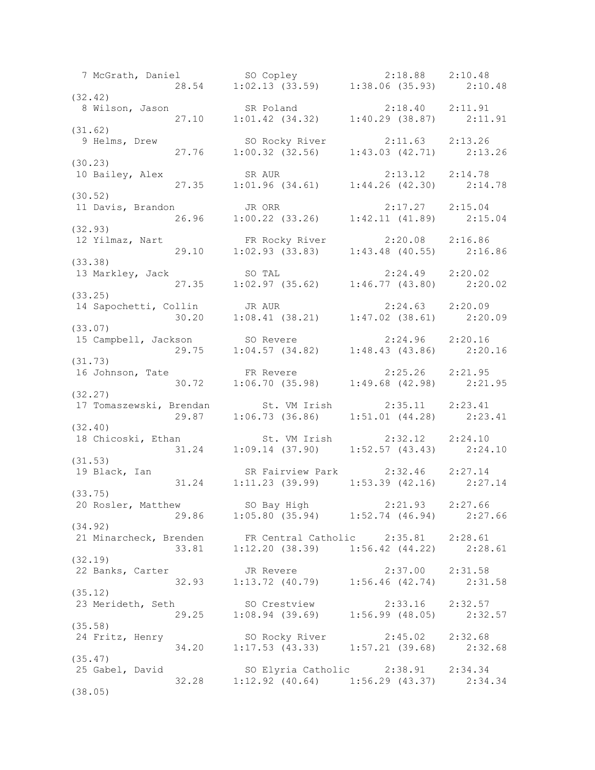```
  7 McGrath, Daniel          SO Copley              2:18.88    2:10.48 
                 28.54    1:02.13 (33.59)     1:38.06 (35.93)     2:10.48 
(32.42)
  8 Wilson, Jason            SR Poland              2:18.40    2:11.91 
                 27.10    1:01.42 (34.32)     1:40.29 (38.87)     2:11.91 
(31.62)
  9 Helms, Drew              SO Rocky River         2:11.63    2:13.26 
                 27.76    1:00.32 (32.56)     1:43.03 (42.71)     2:13.26 
(30.23)
 10 Bailey, Alex             SR AUR                 2:13.12    2:14.78 
                 27.35    1:01.96 (34.61)     1:44.26 (42.30)     2:14.78 
(30.52)
 11 Davis, Brandon           JR ORR                 2:17.27    2:15.04 
                 26.96    1:00.22 (33.26)     1:42.11 (41.89)     2:15.04 
(32.93)
 12 Yilmaz, Nart             FR Rocky River         2:20.08    2:16.86 
                 29.10    1:02.93 (33.83)     1:43.48 (40.55)     2:16.86 
(33.38)
 13 Markley, Jack            SO TAL                 2:24.49    2:20.02 
                 27.35    1:02.97 (35.62)     1:46.77 (43.80)     2:20.02 
(33.25)
 14 Sapochetti, Collin       JR AUR                 2:24.63    2:20.09 
                 30.20    1:08.41 (38.21)     1:47.02 (38.61)     2:20.09 
(33.07)
 15 Campbell, Jackson        SO Revere              2:24.96    2:20.16 
                 29.75    1:04.57 (34.82)     1:48.43 (43.86)     2:20.16 
(31.73)
 16 Johnson, Tate            FR Revere              2:25.26    2:21.95 
                 30.72    1:06.70 (35.98)     1:49.68 (42.98)     2:21.95 
(32.27)
 17 Tomaszewski, Brendan        St. VM Irish        2:35.11    2:23.41 
                 29.87    1:06.73 (36.86)     1:51.01 (44.28)     2:23.41 
(32.40)
 18 Chicoski, Ethan             St. VM Irish        2:32.12    2:24.10 
                 31.24    1:09.14 (37.90)     1:52.57 (43.43)     2:24.10 
(31.53)
 19 Black, Ian               SR Fairview Park       2:32.46    2:27.14 
                 31.24    1:11.23 (39.99)     1:53.39 (42.16)     2:27.14 
(33.75)
 20 Rosler, Matthew          SO Bay High            2:21.93    2:27.66 
                 29.86    1:05.80 (35.94)     1:52.74 (46.94)     2:27.66 
(34.92)
 21 Minarcheck, Brenden      FR Central Catholic    2:35.81    2:28.61 
                 33.81    1:12.20 (38.39)     1:56.42 (44.22)     2:28.61 
(32.19)
 22 Banks, Carter            JR Revere              2:37.00    2:31.58 
                 32.93    1:13.72 (40.79)     1:56.46 (42.74)     2:31.58 
(35.12)
 23 Merideth, Seth           SO Crestview           2:33.16    2:32.57 
                 29.25    1:08.94 (39.69)     1:56.99 (48.05)     2:32.57 
(35.58)
 24 Fritz, Henry             SO Rocky River         2:45.02    2:32.68 
                 34.20    1:17.53 (43.33)     1:57.21 (39.68)     2:32.68 
(35.47)
 25 Gabel, David             SO Elyria Catholic     2:38.91    2:34.34 
                 32.28    1:12.92 (40.64)     1:56.29 (43.37)     2:34.34 
(38.05)
```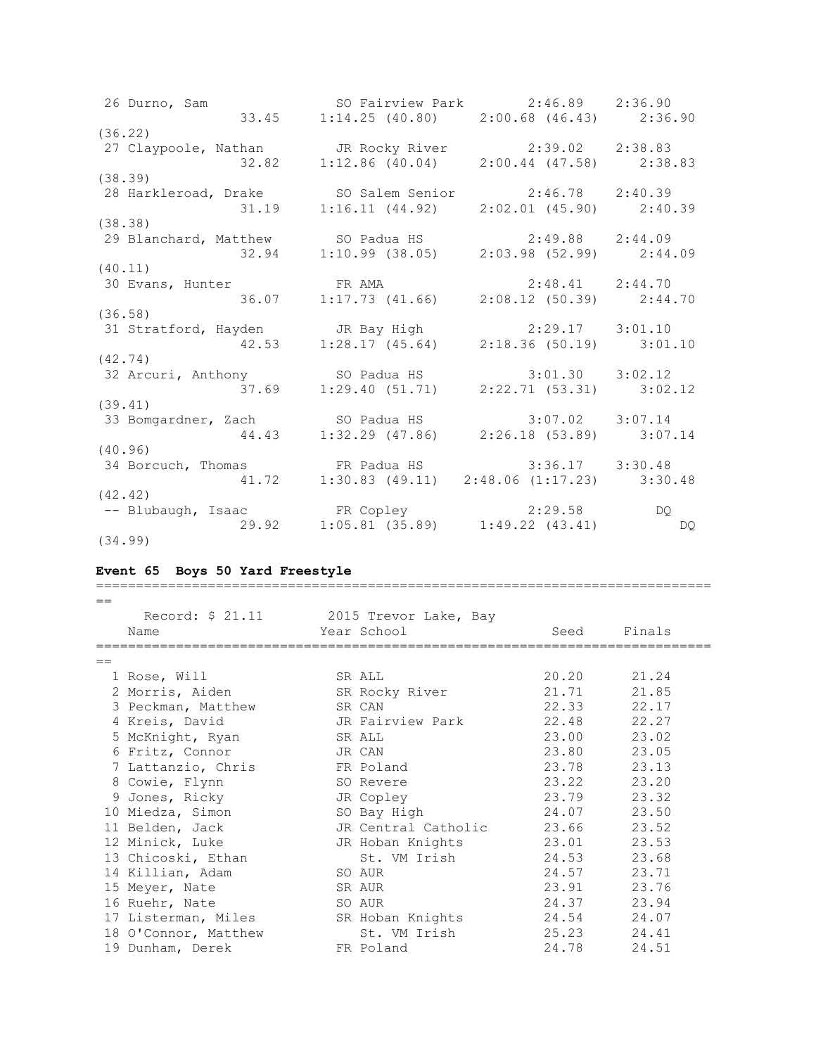| Place | Name | Year | School | Seed | Finals |
|---|---|---|---|---|---|
| 26 | Durno, Sam | SO | Fairview Park | 2:46.89 | 2:36.90 |
| | 33.45 | 1:14.25 (40.80) | 2:00.68 (46.43) | 2:36.90 (36.22) | |
| 27 | Claypoole, Nathan | JR | Rocky River | 2:39.02 | 2:38.83 |
| | 32.82 | 1:12.86 (40.04) | 2:00.44 (47.58) | 2:38.83 (38.39) | |
| 28 | Harkleroad, Drake | SO | Salem Senior | 2:46.78 | 2:40.39 |
| | 31.19 | 1:16.11 (44.92) | 2:02.01 (45.90) | 2:40.39 (38.38) | |
| 29 | Blanchard, Matthew | SO | Padua HS | 2:49.88 | 2:44.09 |
| | 32.94 | 1:10.99 (38.05) | 2:03.98 (52.99) | 2:44.09 (40.11) | |
| 30 | Evans, Hunter | FR | AMA | 2:48.41 | 2:44.70 |
| | 36.07 | 1:17.73 (41.66) | 2:08.12 (50.39) | 2:44.70 (36.58) | |
| 31 | Stratford, Hayden | JR | Bay High | 2:29.17 | 3:01.10 |
| | 42.53 | 1:28.17 (45.64) | 2:18.36 (50.19) | 3:01.10 (42.74) | |
| 32 | Arcuri, Anthony | SO | Padua HS | 3:01.30 | 3:02.12 |
| | 37.69 | 1:29.40 (51.71) | 2:22.71 (53.31) | 3:02.12 (39.41) | |
| 33 | Bomgardner, Zach | SO | Padua HS | 3:07.02 | 3:07.14 |
| | 44.43 | 1:32.29 (47.86) | 2:26.18 (53.89) | 3:07.14 (40.96) | |
| 34 | Borcuch, Thomas | FR | Padua HS | 3:36.17 | 3:30.48 |
| | 41.72 | 1:30.83 (49.11) | 2:48.06 (1:17.23) | 3:30.48 (42.42) | |
| -- | Blubaugh, Isaac | FR | Copley | 2:29.58 | DQ |
| | 29.92 | 1:05.81 (35.89) | 1:49.22 (43.41) | DQ (34.99) | |

### Event 65 Boys 50 Yard Freestyle

Record: $ 21.11 2015 Trevor Lake, Bay

| Place | Name | Year | School | Seed | Finals |
|---|---|---|---|---|---|
| 1 | Rose, Will | SR | ALL | 20.20 | 21.24 |
| 2 | Morris, Aiden | SR | Rocky River | 21.71 | 21.85 |
| 3 | Peckman, Matthew | SR | CAN | 22.33 | 22.17 |
| 4 | Kreis, David | JR | Fairview Park | 22.48 | 22.27 |
| 5 | McKnight, Ryan | SR | ALL | 23.00 | 23.02 |
| 6 | Fritz, Connor | JR | CAN | 23.80 | 23.05 |
| 7 | Lattanzio, Chris | FR | Poland | 23.78 | 23.13 |
| 8 | Cowie, Flynn | SO | Revere | 23.22 | 23.20 |
| 9 | Jones, Ricky | JR | Copley | 23.79 | 23.32 |
| 10 | Miedza, Simon | SO | Bay High | 24.07 | 23.50 |
| 11 | Belden, Jack | JR | Central Catholic | 23.66 | 23.52 |
| 12 | Minick, Luke | JR | Hoban Knights | 23.01 | 23.53 |
| 13 | Chicoski, Ethan | | St. VM Irish | 24.53 | 23.68 |
| 14 | Killian, Adam | SO | AUR | 24.57 | 23.71 |
| 15 | Meyer, Nate | SR | AUR | 23.91 | 23.76 |
| 16 | Ruehr, Nate | SO | AUR | 24.37 | 23.94 |
| 17 | Listerman, Miles | SR | Hoban Knights | 24.54 | 24.07 |
| 18 | O'Connor, Matthew | | St. VM Irish | 25.23 | 24.41 |
| 19 | Dunham, Derek | FR | Poland | 24.78 | 24.51 |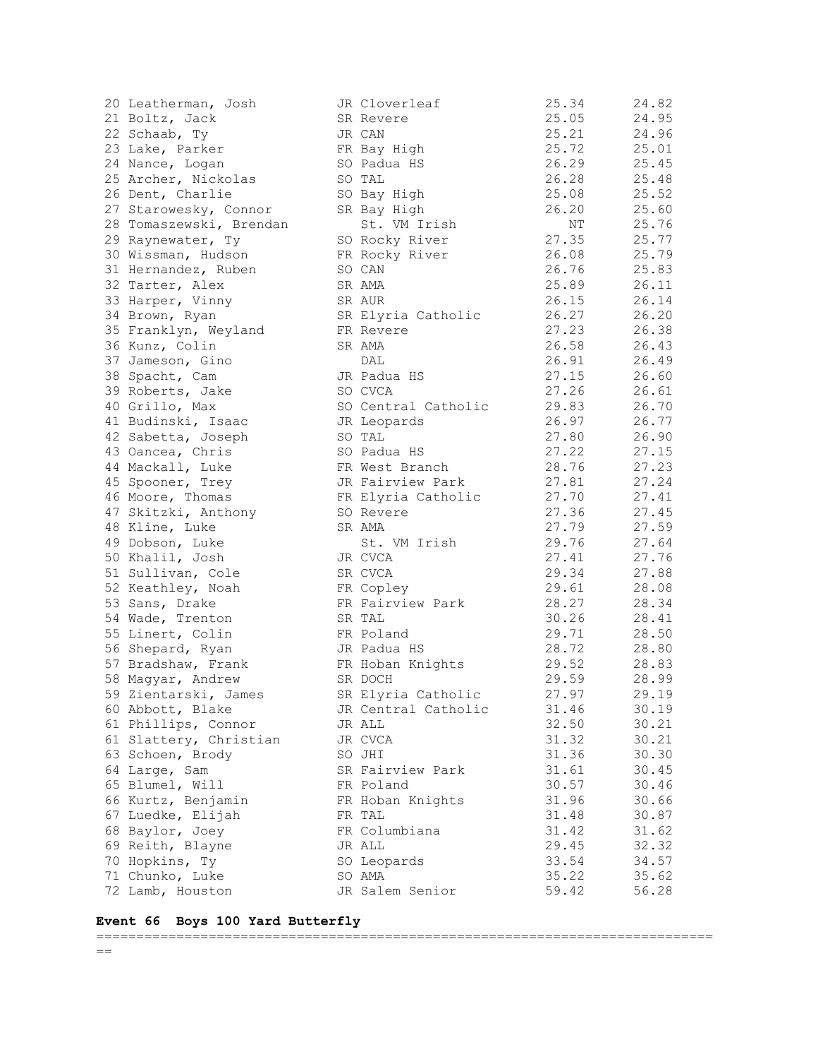| Place | Name | Yr | School | Seed Time | Finals Time |
|---|---|---|---|---|---|
| 20 | Leatherman, Josh | JR | Cloverleaf | 25.34 | 24.82 |
| 21 | Boltz, Jack | SR | Revere | 25.05 | 24.95 |
| 22 | Schaab, Ty | JR | CAN | 25.21 | 24.96 |
| 23 | Lake, Parker | FR | Bay High | 25.72 | 25.01 |
| 24 | Nance, Logan | SO | Padua HS | 26.29 | 25.45 |
| 25 | Archer, Nickolas | SO | TAL | 26.28 | 25.48 |
| 26 | Dent, Charlie | SO | Bay High | 25.08 | 25.52 |
| 27 | Starowesky, Connor | SR | Bay High | 26.20 | 25.60 |
| 28 | Tomaszewski, Brendan | | St. VM Irish | NT | 25.76 |
| 29 | Raynewater, Ty | SO | Rocky River | 27.35 | 25.77 |
| 30 | Wissman, Hudson | FR | Rocky River | 26.08 | 25.79 |
| 31 | Hernandez, Ruben | SO | CAN | 26.76 | 25.83 |
| 32 | Tarter, Alex | SR | AMA | 25.89 | 26.11 |
| 33 | Harper, Vinny | SR | AUR | 26.15 | 26.14 |
| 34 | Brown, Ryan | SR | Elyria Catholic | 26.27 | 26.20 |
| 35 | Franklyn, Weyland | FR | Revere | 27.23 | 26.38 |
| 36 | Kunz, Colin | SR | AMA | 26.58 | 26.43 |
| 37 | Jameson, Gino | | DAL | 26.91 | 26.49 |
| 38 | Spacht, Cam | JR | Padua HS | 27.15 | 26.60 |
| 39 | Roberts, Jake | SO | CVCA | 27.26 | 26.61 |
| 40 | Grillo, Max | SO | Central Catholic | 29.83 | 26.70 |
| 41 | Budinski, Isaac | JR | Leopards | 26.97 | 26.77 |
| 42 | Sabetta, Joseph | SO | TAL | 27.80 | 26.90 |
| 43 | Oancea, Chris | SO | Padua HS | 27.22 | 27.15 |
| 44 | Mackall, Luke | FR | West Branch | 28.76 | 27.23 |
| 45 | Spooner, Trey | JR | Fairview Park | 27.81 | 27.24 |
| 46 | Moore, Thomas | FR | Elyria Catholic | 27.70 | 27.41 |
| 47 | Skitzki, Anthony | SO | Revere | 27.36 | 27.45 |
| 48 | Kline, Luke | SR | AMA | 27.79 | 27.59 |
| 49 | Dobson, Luke | | St. VM Irish | 29.76 | 27.64 |
| 50 | Khalil, Josh | JR | CVCA | 27.41 | 27.76 |
| 51 | Sullivan, Cole | SR | CVCA | 29.34 | 27.88 |
| 52 | Keathley, Noah | FR | Copley | 29.61 | 28.08 |
| 53 | Sans, Drake | FR | Fairview Park | 28.27 | 28.34 |
| 54 | Wade, Trenton | SR | TAL | 30.26 | 28.41 |
| 55 | Linert, Colin | FR | Poland | 29.71 | 28.50 |
| 56 | Shepard, Ryan | JR | Padua HS | 28.72 | 28.80 |
| 57 | Bradshaw, Frank | FR | Hoban Knights | 29.52 | 28.83 |
| 58 | Magyar, Andrew | SR | DOCH | 29.59 | 28.99 |
| 59 | Zientarski, James | SR | Elyria Catholic | 27.97 | 29.19 |
| 60 | Abbott, Blake | JR | Central Catholic | 31.46 | 30.19 |
| 61 | Phillips, Connor | JR | ALL | 32.50 | 30.21 |
| 61 | Slattery, Christian | JR | CVCA | 31.32 | 30.21 |
| 63 | Schoen, Brody | SO | JHI | 31.36 | 30.30 |
| 64 | Large, Sam | SR | Fairview Park | 31.61 | 30.45 |
| 65 | Blumel, Will | FR | Poland | 30.57 | 30.46 |
| 66 | Kurtz, Benjamin | FR | Hoban Knights | 31.96 | 30.66 |
| 67 | Luedke, Elijah | FR | TAL | 31.48 | 30.87 |
| 68 | Baylor, Joey | FR | Columbiana | 31.42 | 31.62 |
| 69 | Reith, Blayne | JR | ALL | 29.45 | 32.32 |
| 70 | Hopkins, Ty | SO | Leopards | 33.54 | 34.57 |
| 71 | Chunko, Luke | SO | AMA | 35.22 | 35.62 |
| 72 | Lamb, Houston | JR | Salem Senior | 59.42 | 56.28 |

**Event 66 Boys 100 Yard Butterfly**

===============================================================================
==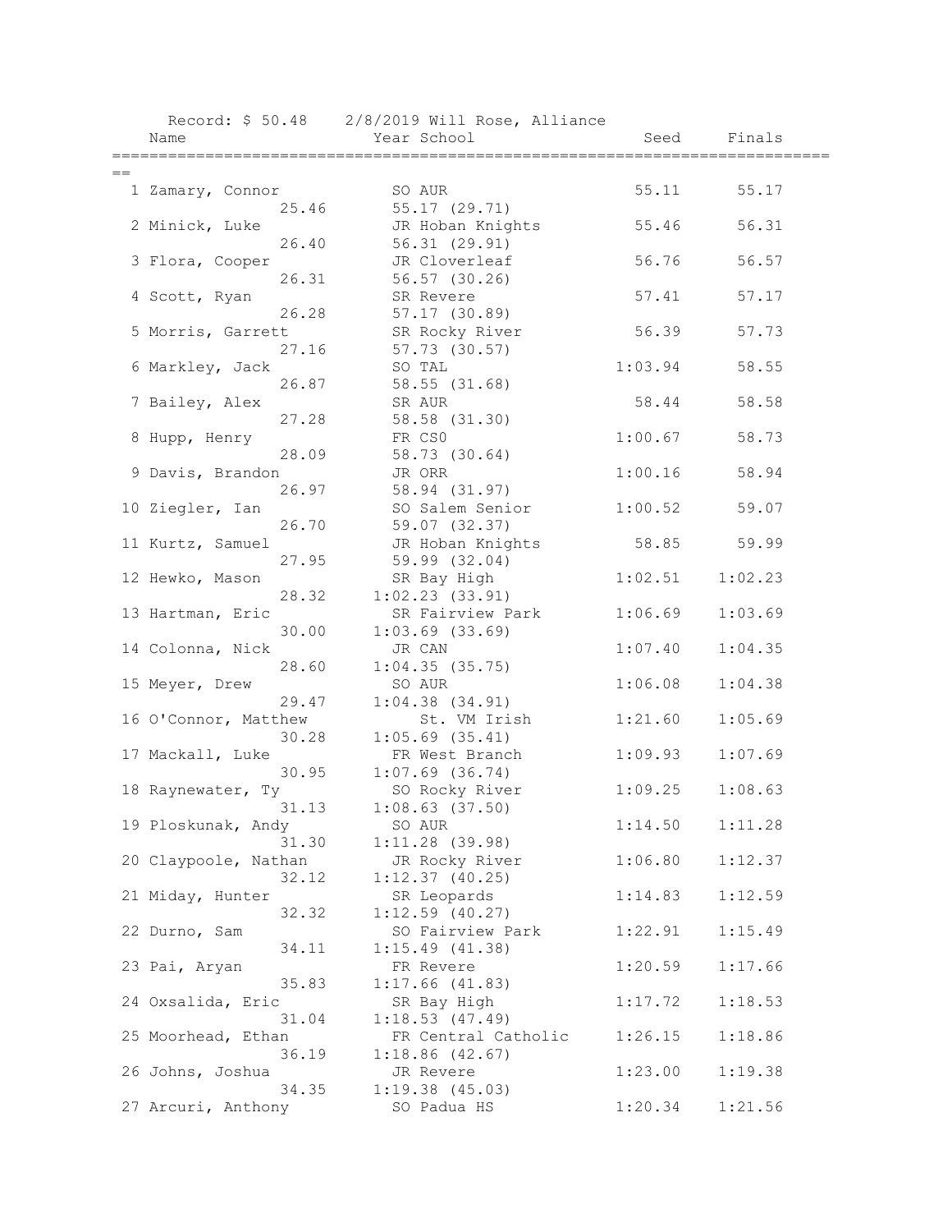Record: $ 50.48    2/8/2019 Will Rose, Alliance

| Place | Name | Year | School | Seed | Finals | Splits |
|---|---|---|---|---|---|---|
| 1 | Zamary, Connor | SO | AUR | 55.11 | 55.17 | 25.46, 55.17 (29.71) |
| 2 | Minick, Luke | JR | Hoban Knights | 55.46 | 56.31 | 26.40, 56.31 (29.91) |
| 3 | Flora, Cooper | JR | Cloverleaf | 56.76 | 56.57 | 26.31, 56.57 (30.26) |
| 4 | Scott, Ryan | SR | Revere | 57.41 | 57.17 | 26.28, 57.17 (30.89) |
| 5 | Morris, Garrett | SR | Rocky River | 56.39 | 57.73 | 27.16, 57.73 (30.57) |
| 6 | Markley, Jack | SO | TAL | 1:03.94 | 58.55 | 26.87, 58.55 (31.68) |
| 7 | Bailey, Alex | SR | AUR | 58.44 | 58.58 | 27.28, 58.58 (31.30) |
| 8 | Hupp, Henry | FR | CS0 | 1:00.67 | 58.73 | 28.09, 58.73 (30.64) |
| 9 | Davis, Brandon | JR | ORR | 1:00.16 | 58.94 | 26.97, 58.94 (31.97) |
| 10 | Ziegler, Ian | SO | Salem Senior | 1:00.52 | 59.07 | 26.70, 59.07 (32.37) |
| 11 | Kurtz, Samuel | JR | Hoban Knights | 58.85 | 59.99 | 27.95, 59.99 (32.04) |
| 12 | Hewko, Mason | SR | Bay High | 1:02.51 | 1:02.23 | 28.32, 1:02.23 (33.91) |
| 13 | Hartman, Eric | SR | Fairview Park | 1:06.69 | 1:03.69 | 30.00, 1:03.69 (33.69) |
| 14 | Colonna, Nick | JR | CAN | 1:07.40 | 1:04.35 | 28.60, 1:04.35 (35.75) |
| 15 | Meyer, Drew | SO | AUR | 1:06.08 | 1:04.38 | 29.47, 1:04.38 (34.91) |
| 16 | O'Connor, Matthew | | St. VM Irish | 1:21.60 | 1:05.69 | 30.28, 1:05.69 (35.41) |
| 17 | Mackall, Luke | FR | West Branch | 1:09.93 | 1:07.69 | 30.95, 1:07.69 (36.74) |
| 18 | Raynewater, Ty | SO | Rocky River | 1:09.25 | 1:08.63 | 31.13, 1:08.63 (37.50) |
| 19 | Ploskunak, Andy | SO | AUR | 1:14.50 | 1:11.28 | 31.30, 1:11.28 (39.98) |
| 20 | Claypoole, Nathan | JR | Rocky River | 1:06.80 | 1:12.37 | 32.12, 1:12.37 (40.25) |
| 21 | Miday, Hunter | SR | Leopards | 1:14.83 | 1:12.59 | 32.32, 1:12.59 (40.27) |
| 22 | Durno, Sam | SO | Fairview Park | 1:22.91 | 1:15.49 | 34.11, 1:15.49 (41.38) |
| 23 | Pai, Aryan | FR | Revere | 1:20.59 | 1:17.66 | 35.83, 1:17.66 (41.83) |
| 24 | Oxsalida, Eric | SR | Bay High | 1:17.72 | 1:18.53 | 31.04, 1:18.53 (47.49) |
| 25 | Moorhead, Ethan | FR | Central Catholic | 1:26.15 | 1:18.86 | 36.19, 1:18.86 (42.67) |
| 26 | Johns, Joshua | JR | Revere | 1:23.00 | 1:19.38 | 34.35, 1:19.38 (45.03) |
| 27 | Arcuri, Anthony | SO | Padua HS | 1:20.34 | 1:21.56 | |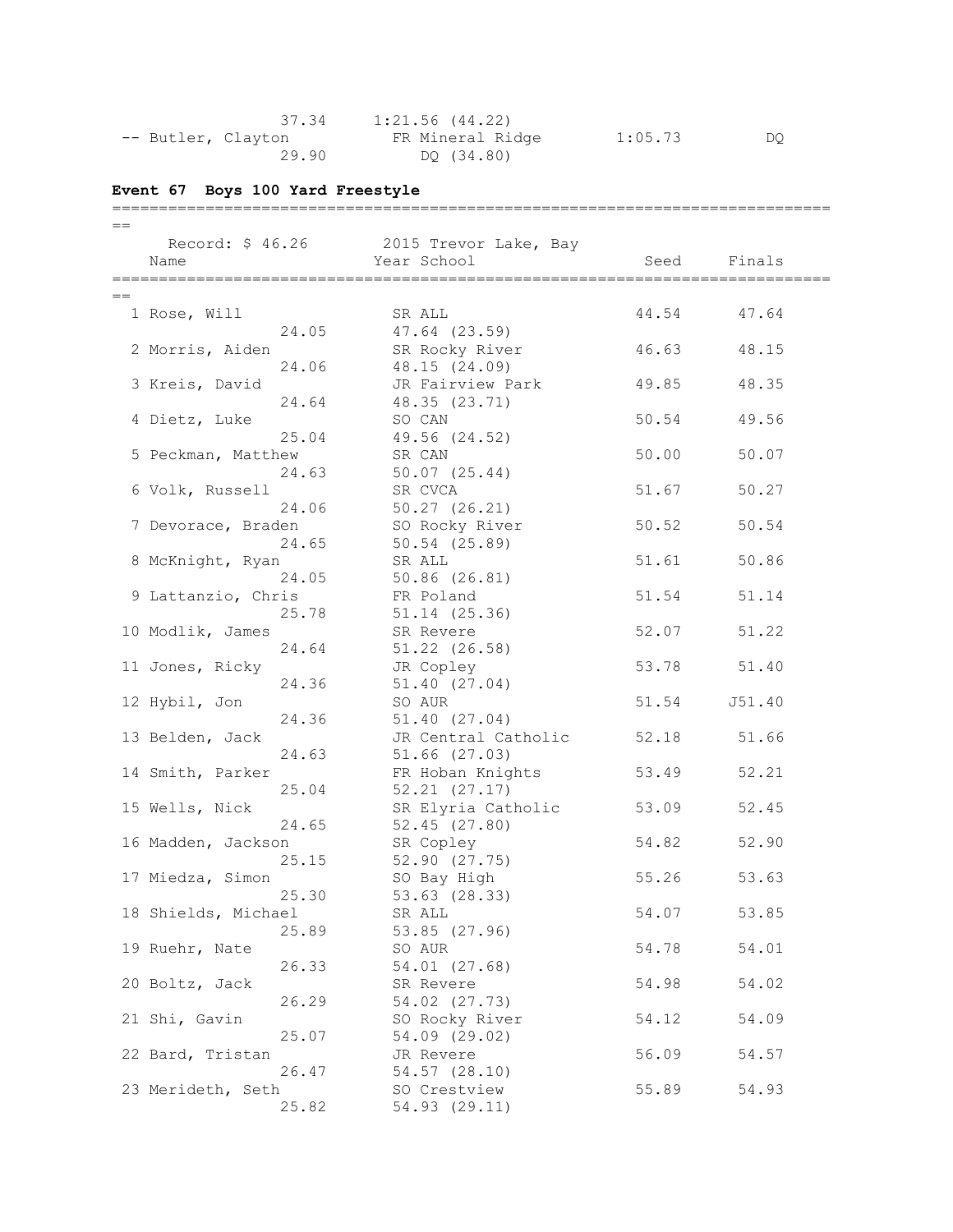```
                  37.34     1:21.56 (44.22)
 -- Butler, Clayton           FR Mineral Ridge        1:05.73         DQ
                  29.90         DQ (34.80)
```

**Event 67 Boys 100 Yard Freestyle**

```
===============================================================================
==
     Record: $ 46.26          2015 Trevor Lake, Bay
    Name                    Year School                 Seed     Finals
===============================================================================
==
  1 Rose, Will                SR ALL                   44.54      47.64
                  24.05       47.64 (23.59)
  2 Morris, Aiden             SR Rocky River           46.63      48.15
                  24.06       48.15 (24.09)
  3 Kreis, David              JR Fairview Park         49.85      48.35
                  24.64       48.35 (23.71)
  4 Dietz, Luke               SO CAN                   50.54      49.56
                  25.04       49.56 (24.52)
  5 Peckman, Matthew          SR CAN                   50.00      50.07
                  24.63       50.07 (25.44)
  6 Volk, Russell             SR CVCA                  51.67      50.27
                  24.06       50.27 (26.21)
  7 Devorace, Braden          SO Rocky River           50.52      50.54
                  24.65       50.54 (25.89)
  8 McKnight, Ryan            SR ALL                   51.61      50.86
                  24.05       50.86 (26.81)
  9 Lattanzio, Chris          FR Poland                51.54      51.14
                  25.78       51.14 (25.36)
 10 Modlik, James             SR Revere                52.07      51.22
                  24.64       51.22 (26.58)
 11 Jones, Ricky              JR Copley                53.78      51.40
                  24.36       51.40 (27.04)
 12 Hybil, Jon                SO AUR                   51.54     J51.40
                  24.36       51.40 (27.04)
 13 Belden, Jack              JR Central Catholic      52.18      51.66
                  24.63       51.66 (27.03)
 14 Smith, Parker             FR Hoban Knights         53.49      52.21
                  25.04       52.21 (27.17)
 15 Wells, Nick               SR Elyria Catholic       53.09      52.45
                  24.65       52.45 (27.80)
 16 Madden, Jackson           SR Copley                54.82      52.90
                  25.15       52.90 (27.75)
 17 Miedza, Simon             SO Bay High              55.26      53.63
                  25.30       53.63 (28.33)
 18 Shields, Michael          SR ALL                   54.07      53.85
                  25.89       53.85 (27.96)
 19 Ruehr, Nate               SO AUR                   54.78      54.01
                  26.33       54.01 (27.68)
 20 Boltz, Jack               SR Revere                54.98      54.02
                  26.29       54.02 (27.73)
 21 Shi, Gavin                SO Rocky River           54.12      54.09
                  25.07       54.09 (29.02)
 22 Bard, Tristan             JR Revere                56.09      54.57
                  26.47       54.57 (28.10)
 23 Merideth, Seth            SO Crestview             55.89      54.93
                  25.82       54.93 (29.11)
```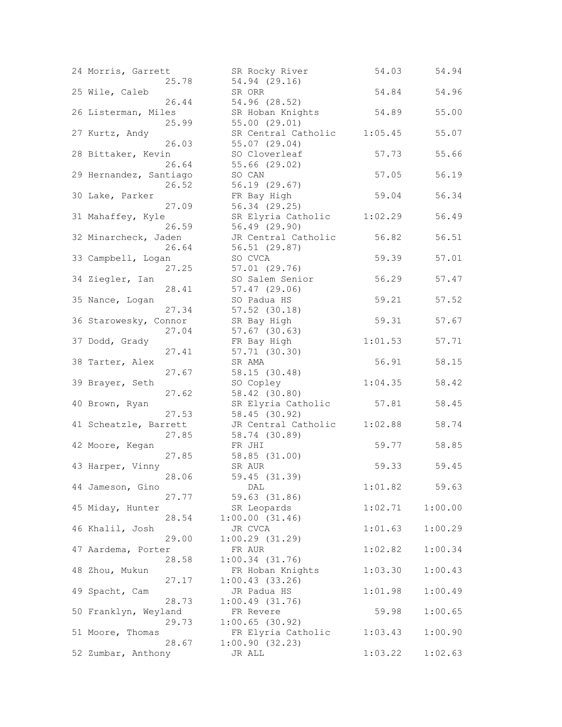```
 24 Morris, Garrett          SR Rocky River           54.03      54.94  
                 25.78        54.94 (29.16)
 25 Wile, Caleb              SR ORR                   54.84      54.96  
                 26.44        54.96 (28.52)
 26 Listerman, Miles         SR Hoban Knights         54.89      55.00  
                 25.99        55.00 (29.01)
 27 Kurtz, Andy              SR Central Catholic    1:05.45      55.07  
                 26.03        55.07 (29.04)
 28 Bittaker, Kevin          SO Cloverleaf            57.73      55.66  
                 26.64        55.66 (29.02)
 29 Hernandez, Santiago      SO CAN                   57.05      56.19  
                 26.52        56.19 (29.67)
 30 Lake, Parker             FR Bay High              59.04      56.34  
                 27.09        56.34 (29.25)
 31 Mahaffey, Kyle           SR Elyria Catholic     1:02.29      56.49  
                 26.59        56.49 (29.90)
 32 Minarcheck, Jaden        JR Central Catholic      56.82      56.51  
                 26.64        56.51 (29.87)
 33 Campbell, Logan          SO CVCA                  59.39      57.01  
                 27.25        57.01 (29.76)
 34 Ziegler, Ian             SO Salem Senior          56.29      57.47  
                 28.41        57.47 (29.06)
 35 Nance, Logan             SO Padua HS              59.21      57.52  
                 27.34        57.52 (30.18)
 36 Starowesky, Connor       SR Bay High              59.31      57.67  
                 27.04        57.67 (30.63)
 37 Dodd, Grady              FR Bay High            1:01.53      57.71  
                 27.41        57.71 (30.30)
 38 Tarter, Alex             SR AMA                   56.91      58.15  
                 27.67        58.15 (30.48)
 39 Brayer, Seth             SO Copley              1:04.35      58.42  
                 27.62        58.42 (30.80)
 40 Brown, Ryan              SR Elyria Catholic       57.81      58.45  
                 27.53        58.45 (30.92)
 41 Scheatzle, Barrett       JR Central Catholic    1:02.88      58.74  
                 27.85        58.74 (30.89)
 42 Moore, Kegan             FR JHI                   59.77      58.85  
                 27.85        58.85 (31.00)
 43 Harper, Vinny            SR AUR                   59.33      59.45  
                 28.06        59.45 (31.39)
 44 Jameson, Gino               DAL                 1:01.82      59.63  
                 27.77        59.63 (31.86)
 45 Miday, Hunter            SR Leopards            1:02.71    1:00.00  
                 28.54      1:00.00 (31.46)
 46 Khalil, Josh             JR CVCA                1:01.63    1:00.29  
                 29.00      1:00.29 (31.29)
 47 Aardema, Porter          FR AUR                 1:02.82    1:00.34  
                 28.58      1:00.34 (31.76)
 48 Zhou, Mukun              FR Hoban Knights       1:03.30    1:00.43  
                 27.17      1:00.43 (33.26)
 49 Spacht, Cam              JR Padua HS            1:01.98    1:00.49  
                 28.73      1:00.49 (31.76)
 50 Franklyn, Weyland        FR Revere                59.98    1:00.65  
                 29.73      1:00.65 (30.92)
 51 Moore, Thomas            FR Elyria Catholic     1:03.43    1:00.90  
                 28.67      1:00.90 (32.23)
 52 Zumbar, Anthony          JR ALL                 1:03.22    1:02.63  
```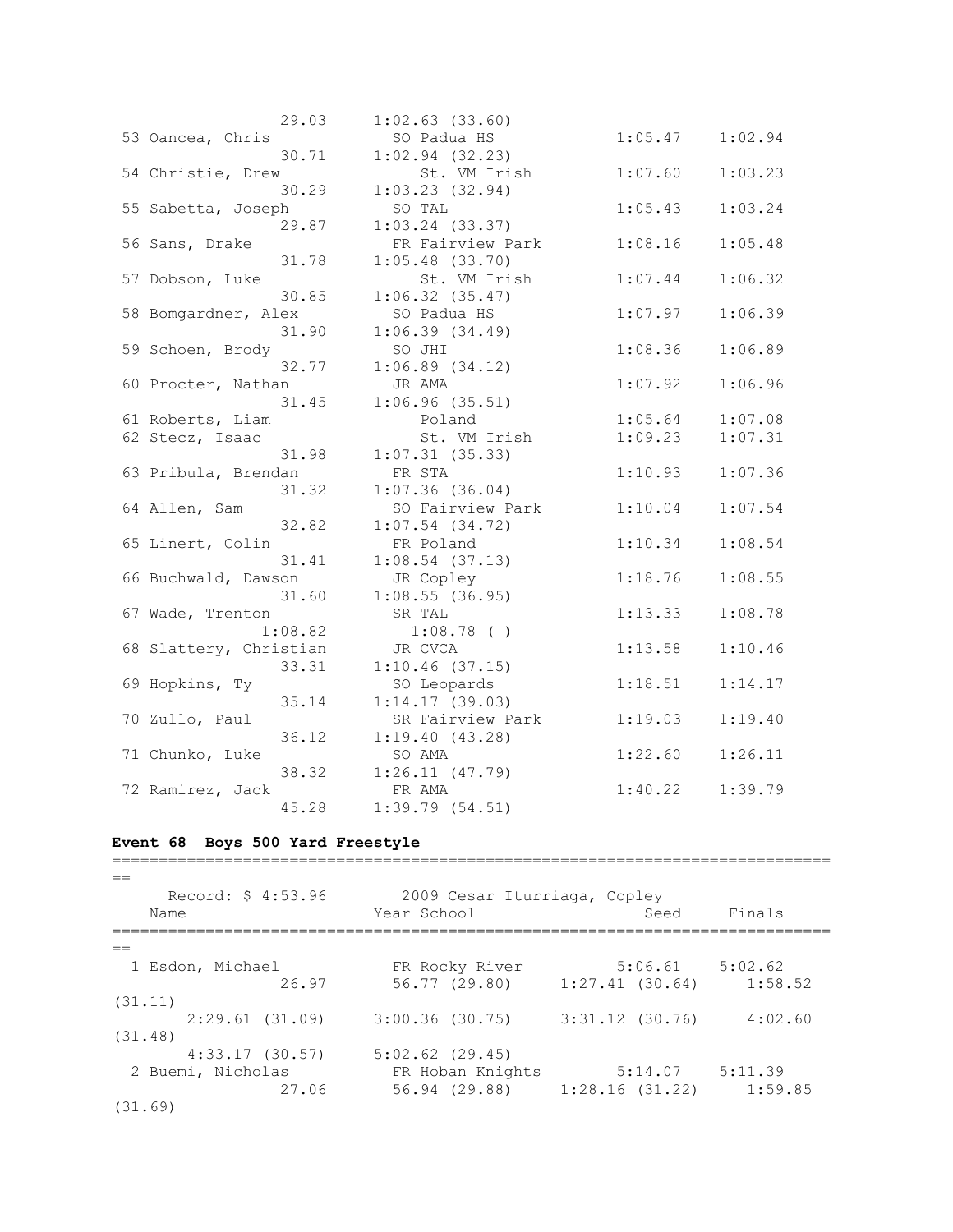```
                29.03     1:02.63 (33.60)
 53 Oancea, Chris            SO Padua HS            1:05.47    1:02.94
                30.71     1:02.94 (32.23)
 54 Christie, Drew              St. VM Irish        1:07.60    1:03.23
                30.29     1:03.23 (32.94)
 55 Sabetta, Joseph          SO TAL                 1:05.43    1:03.24
                29.87     1:03.24 (33.37)
 56 Sans, Drake              FR Fairview Park       1:08.16    1:05.48
                31.78     1:05.48 (33.70)
 57 Dobson, Luke                St. VM Irish        1:07.44    1:06.32
                30.85     1:06.32 (35.47)
 58 Bomgardner, Alex         SO Padua HS            1:07.97    1:06.39
                31.90     1:06.39 (34.49)
 59 Schoen, Brody            SO JHI                 1:08.36    1:06.89
                32.77     1:06.89 (34.12)
 60 Procter, Nathan          JR AMA                 1:07.92    1:06.96
                31.45     1:06.96 (35.51)
 61 Roberts, Liam               Poland              1:05.64    1:07.08
 62 Stecz, Isaac                St. VM Irish        1:09.23    1:07.31
                31.98     1:07.31 (35.33)
 63 Pribula, Brendan         FR STA                 1:10.93    1:07.36
                31.32     1:07.36 (36.04)
 64 Allen, Sam               SO Fairview Park       1:10.04    1:07.54
                32.82     1:07.54 (34.72)
 65 Linert, Colin            FR Poland              1:10.34    1:08.54
                31.41     1:08.54 (37.13)
 66 Buchwald, Dawson         JR Copley              1:18.76    1:08.55
                31.60     1:08.55 (36.95)
 67 Wade, Trenton            SR TAL                 1:13.33    1:08.78
              1:08.82       1:08.78 ( )
 68 Slattery, Christian      JR CVCA                1:13.58    1:10.46
                33.31     1:10.46 (37.15)
 69 Hopkins, Ty              SO Leopards            1:18.51    1:14.17
                35.14     1:14.17 (39.03)
 70 Zullo, Paul              SR Fairview Park       1:19.03    1:19.40
                36.12     1:19.40 (43.28)
 71 Chunko, Luke             SO AMA                 1:22.60    1:26.11
                38.32     1:26.11 (47.79)
 72 Ramirez, Jack            FR AMA                 1:40.22    1:39.79
                45.28     1:39.79 (54.51)
```

**Event 68  Boys 500 Yard Freestyle**

```
===============================================================================
==
     Record: $ 4:53.96        2009 Cesar Iturriaga, Copley
   Name                    Year School                 Seed     Finals
===============================================================================
==
  1 Esdon, Michael          FR Rocky River         5:06.61    5:02.62
                26.97        56.77 (29.80)     1:27.41 (30.64)     1:58.52
(31.11)
       2:29.61 (31.09)    3:00.36 (30.75)     3:31.12 (30.76)     4:02.60
(31.48)
       4:33.17 (30.57)    5:02.62 (29.45)
  2 Buemi, Nicholas         FR Hoban Knights       5:14.07    5:11.39
                27.06        56.94 (29.88)     1:28.16 (31.22)     1:59.85
(31.69)
```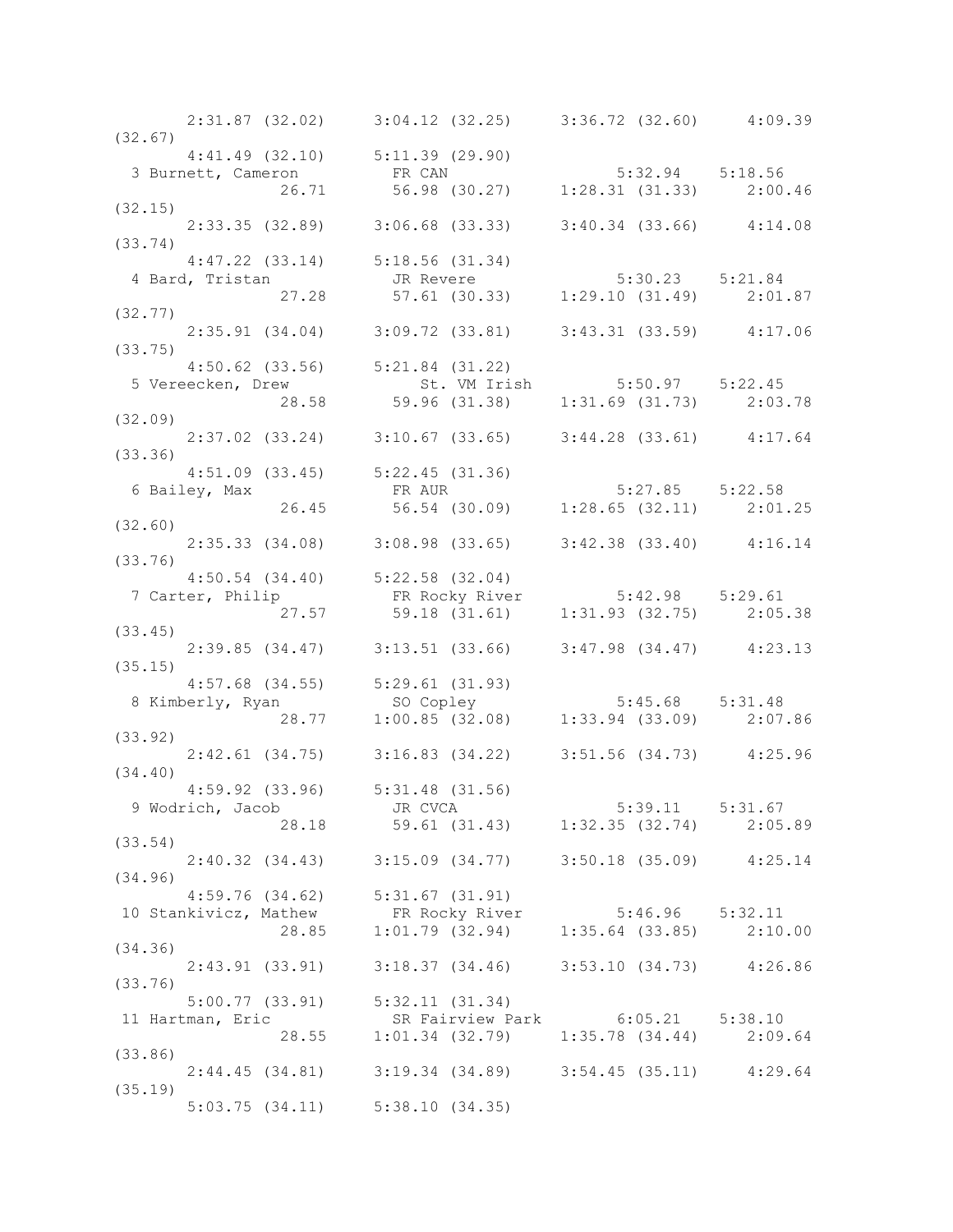```
       2:31.87 (32.02)     3:04.12 (32.25)     3:36.72 (32.60)     4:09.39
(32.67)
       4:41.49 (32.10)     5:11.39 (29.90)
  3 Burnett, Cameron          FR CAN                    5:32.94    5:18.56
                 26.71       56.98 (30.27)     1:28.31 (31.33)     2:00.46
(32.15)
       2:33.35 (32.89)     3:06.68 (33.33)     3:40.34 (33.66)     4:14.08
(33.74)
       4:47.22 (33.14)     5:18.56 (31.34)
  4 Bard, Tristan             JR Revere                 5:30.23    5:21.84
                 27.28       57.61 (30.33)     1:29.10 (31.49)     2:01.87
(32.77)
       2:35.91 (34.04)     3:09.72 (33.81)     3:43.31 (33.59)     4:17.06
(33.75)
       4:50.62 (33.56)     5:21.84 (31.22)
  5 Vereecken, Drew              St. VM Irish         5:50.97    5:22.45
                 28.58       59.96 (31.38)     1:31.69 (31.73)     2:03.78
(32.09)
       2:37.02 (33.24)     3:10.67 (33.65)     3:44.28 (33.61)     4:17.64
(33.36)
       4:51.09 (33.45)     5:22.45 (31.36)
  6 Bailey, Max               FR AUR                    5:27.85    5:22.58
                 26.45       56.54 (30.09)     1:28.65 (32.11)     2:01.25
(32.60)
       2:35.33 (34.08)     3:08.98 (33.65)     3:42.38 (33.40)     4:16.14
(33.76)
       4:50.54 (34.40)     5:22.58 (32.04)
  7 Carter, Philip            FR Rocky River            5:42.98    5:29.61
                 27.57       59.18 (31.61)     1:31.93 (32.75)     2:05.38
(33.45)
       2:39.85 (34.47)     3:13.51 (33.66)     3:47.98 (34.47)     4:23.13
(35.15)
       4:57.68 (34.55)     5:29.61 (31.93)
  8 Kimberly, Ryan            SO Copley                 5:45.68    5:31.48
                 28.77     1:00.85 (32.08)     1:33.94 (33.09)     2:07.86
(33.92)
       2:42.61 (34.75)     3:16.83 (34.22)     3:51.56 (34.73)     4:25.96
(34.40)
       4:59.92 (33.96)     5:31.48 (31.56)
  9 Wodrich, Jacob            JR CVCA                   5:39.11    5:31.67
                 28.18       59.61 (31.43)     1:32.35 (32.74)     2:05.89
(33.54)
       2:40.32 (34.43)     3:15.09 (34.77)     3:50.18 (35.09)     4:25.14
(34.96)
       4:59.76 (34.62)     5:31.67 (31.91)
 10 Stankivicz, Mathew        FR Rocky River            5:46.96    5:32.11
                 28.85     1:01.79 (32.94)     1:35.64 (33.85)     2:10.00
(34.36)
       2:43.91 (33.91)     3:18.37 (34.46)     3:53.10 (34.73)     4:26.86
(33.76)
       5:00.77 (33.91)     5:32.11 (31.34)
 11 Hartman, Eric             SR Fairview Park          6:05.21    5:38.10
                 28.55     1:01.34 (32.79)     1:35.78 (34.44)     2:09.64
(33.86)
       2:44.45 (34.81)     3:19.34 (34.89)     3:54.45 (35.11)     4:29.64
(35.19)
       5:03.75 (34.11)     5:38.10 (34.35)
```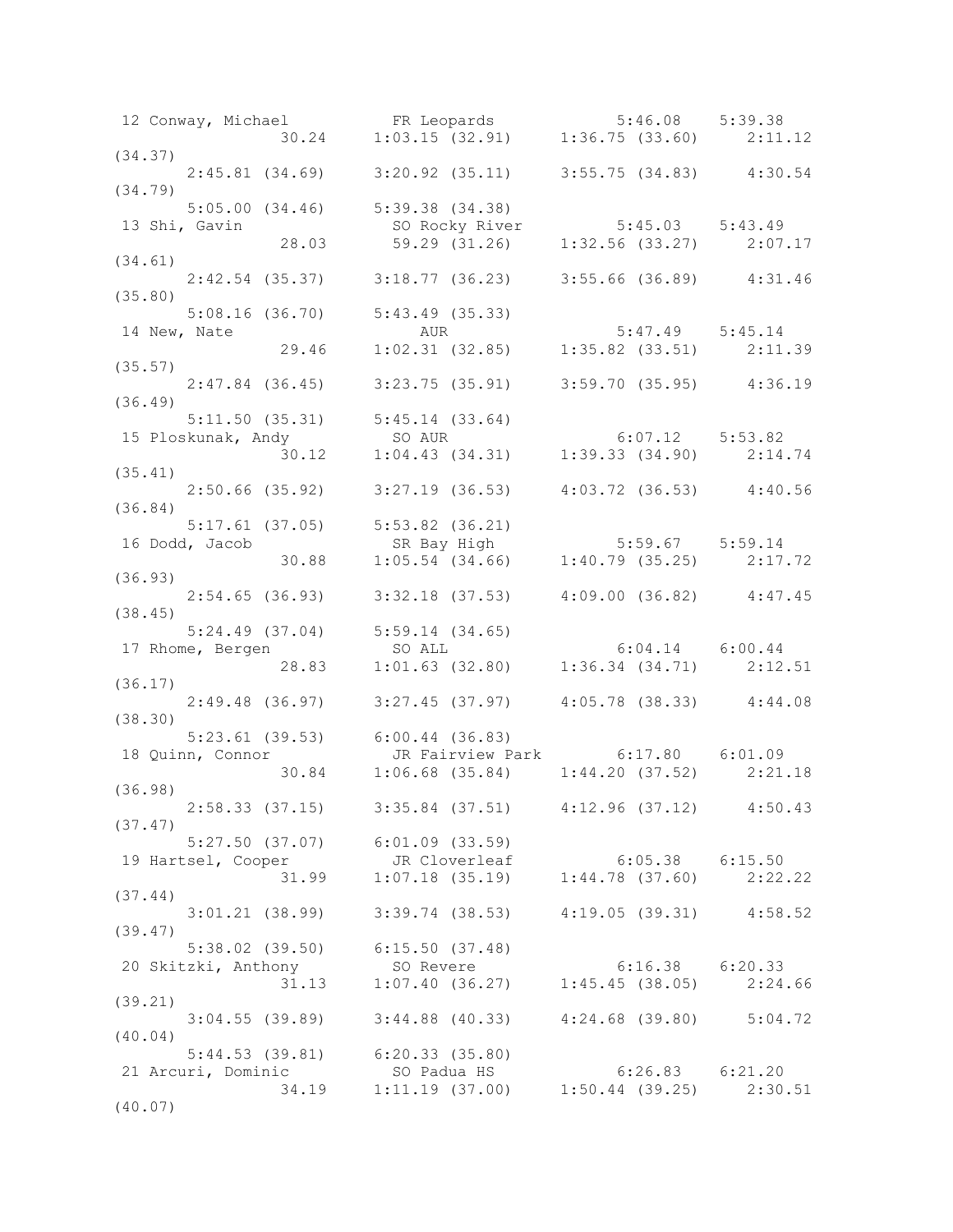```
 12 Conway, Michael          FR Leopards            5:46.08    5:39.38
                30.24      1:03.15 (32.91)     1:36.75 (33.60)     2:11.12
(34.37)
       2:45.81 (34.69)     3:20.92 (35.11)     3:55.75 (34.83)     4:30.54
(34.79)
       5:05.00 (34.46)     5:39.38 (34.38)
 13 Shi, Gavin               SO Rocky River         5:45.03    5:43.49
                28.03        59.29 (31.26)     1:32.56 (33.27)     2:07.17
(34.61)
       2:42.54 (35.37)     3:18.77 (36.23)     3:55.66 (36.89)     4:31.46
(35.80)
       5:08.16 (36.70)     5:43.49 (35.33)
 14 New, Nate                   AUR                 5:47.49    5:45.14
                29.46      1:02.31 (32.85)     1:35.82 (33.51)     2:11.39
(35.57)
       2:47.84 (36.45)     3:23.75 (35.91)     3:59.70 (35.95)     4:36.19
(36.49)
       5:11.50 (35.31)     5:45.14 (33.64)
 15 Ploskunak, Andy          SO AUR                 6:07.12    5:53.82
                30.12      1:04.43 (34.31)     1:39.33 (34.90)     2:14.74
(35.41)
       2:50.66 (35.92)     3:27.19 (36.53)     4:03.72 (36.53)     4:40.56
(36.84)
       5:17.61 (37.05)     5:53.82 (36.21)
 16 Dodd, Jacob              SR Bay High            5:59.67    5:59.14
                30.88      1:05.54 (34.66)     1:40.79 (35.25)     2:17.72
(36.93)
       2:54.65 (36.93)     3:32.18 (37.53)     4:09.00 (36.82)     4:47.45
(38.45)
       5:24.49 (37.04)     5:59.14 (34.65)
 17 Rhome, Bergen            SO ALL                 6:04.14    6:00.44
                28.83      1:01.63 (32.80)     1:36.34 (34.71)     2:12.51
(36.17)
       2:49.48 (36.97)     3:27.45 (37.97)     4:05.78 (38.33)     4:44.08
(38.30)
       5:23.61 (39.53)     6:00.44 (36.83)
 18 Quinn, Connor            JR Fairview Park       6:17.80    6:01.09
                30.84      1:06.68 (35.84)     1:44.20 (37.52)     2:21.18
(36.98)
       2:58.33 (37.15)     3:35.84 (37.51)     4:12.96 (37.12)     4:50.43
(37.47)
       5:27.50 (37.07)     6:01.09 (33.59)
 19 Hartsel, Cooper          JR Cloverleaf          6:05.38    6:15.50
                31.99      1:07.18 (35.19)     1:44.78 (37.60)     2:22.22
(37.44)
       3:01.21 (38.99)     3:39.74 (38.53)     4:19.05 (39.31)     4:58.52
(39.47)
       5:38.02 (39.50)     6:15.50 (37.48)
 20 Skitzki, Anthony         SO Revere              6:16.38    6:20.33
                31.13      1:07.40 (36.27)     1:45.45 (38.05)     2:24.66
(39.21)
       3:04.55 (39.89)     3:44.88 (40.33)     4:24.68 (39.80)     5:04.72
(40.04)
       5:44.53 (39.81)     6:20.33 (35.80)
 21 Arcuri, Dominic          SO Padua HS            6:26.83    6:21.20
                34.19      1:11.19 (37.00)     1:50.44 (39.25)     2:30.51
(40.07)
```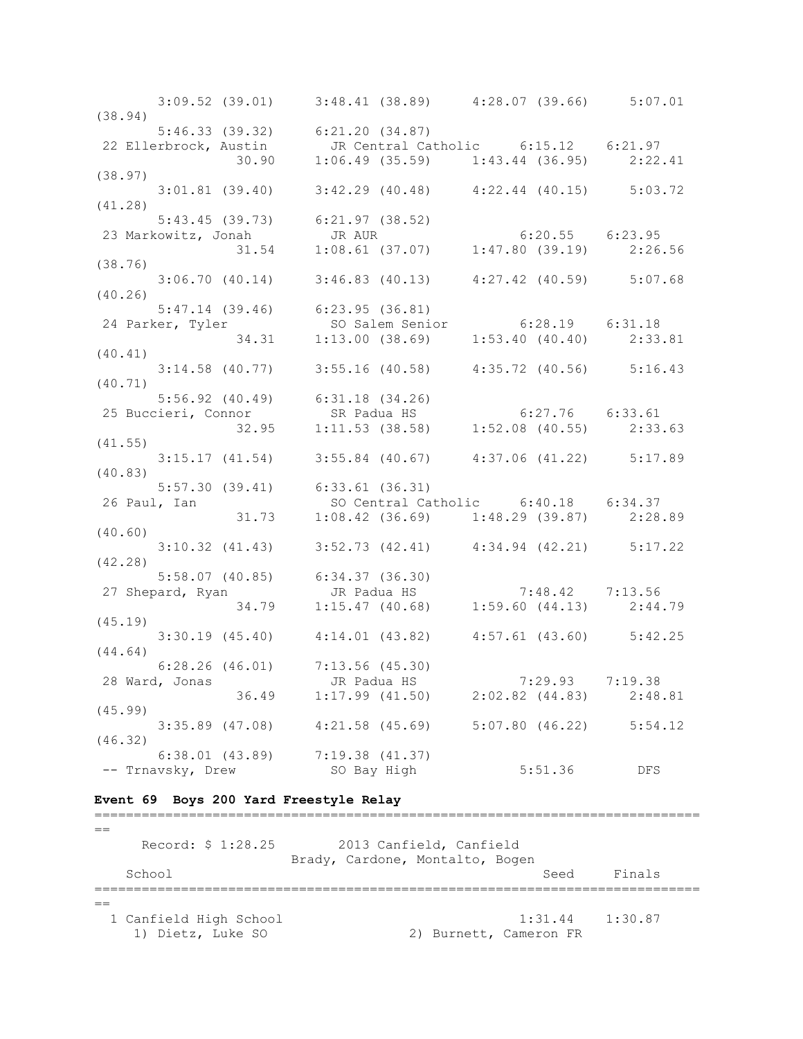```
       3:09.52 (39.01)     3:48.41 (38.89)     4:28.07 (39.66)     5:07.01
(38.94)
       5:46.33 (39.32)     6:21.20 (34.87)
 22 Ellerbrock, Austin        JR Central Catholic     6:15.12    6:21.97
                30.90     1:06.49 (35.59)     1:43.44 (36.95)     2:22.41
(38.97)
       3:01.81 (39.40)     3:42.29 (40.48)     4:22.44 (40.15)     5:03.72
(41.28)
       5:43.45 (39.73)     6:21.97 (38.52)
 23 Markowitz, Jonah          JR AUR                  6:20.55    6:23.95
                31.54     1:08.61 (37.07)     1:47.80 (39.19)     2:26.56
(38.76)
       3:06.70 (40.14)     3:46.83 (40.13)     4:27.42 (40.59)     5:07.68
(40.26)
       5:47.14 (39.46)     6:23.95 (36.81)
 24 Parker, Tyler             SO Salem Senior         6:28.19    6:31.18
                34.31     1:13.00 (38.69)     1:53.40 (40.40)     2:33.81
(40.41)
       3:14.58 (40.77)     3:55.16 (40.58)     4:35.72 (40.56)     5:16.43
(40.71)
       5:56.92 (40.49)     6:31.18 (34.26)
 25 Buccieri, Connor          SR Padua HS             6:27.76    6:33.61
                32.95     1:11.53 (38.58)     1:52.08 (40.55)     2:33.63
(41.55)
       3:15.17 (41.54)     3:55.84 (40.67)     4:37.06 (41.22)     5:17.89
(40.83)
       5:57.30 (39.41)     6:33.61 (36.31)
 26 Paul, Ian                 SO Central Catholic     6:40.18    6:34.37
                31.73     1:08.42 (36.69)     1:48.29 (39.87)     2:28.89
(40.60)
       3:10.32 (41.43)     3:52.73 (42.41)     4:34.94 (42.21)     5:17.22
(42.28)
       5:58.07 (40.85)     6:34.37 (36.30)
 27 Shepard, Ryan             JR Padua HS             7:48.42    7:13.56
                34.79     1:15.47 (40.68)     1:59.60 (44.13)     2:44.79
(45.19)
       3:30.19 (45.40)     4:14.01 (43.82)     4:57.61 (43.60)     5:42.25
(44.64)
       6:28.26 (46.01)     7:13.56 (45.30)
 28 Ward, Jonas               JR Padua HS             7:29.93    7:19.38
                36.49     1:17.99 (41.50)     2:02.82 (44.83)     2:48.81
(45.99)
       3:35.89 (47.08)     4:21.58 (45.69)     5:07.80 (46.22)     5:54.12
(46.32)
       6:38.01 (43.89)     7:19.38 (41.37)
 -- Trnavsky, Drew            SO Bay High             5:51.36        DFS
```

**Event 69  Boys 200 Yard Freestyle Relay**

```
===============================================================================
==
      Record: $ 1:28.25        2013 Canfield, Canfield
                         Brady, Cardone, Montalto, Bogen
    School                                                   Seed     Finals
===============================================================================
==
  1 Canfield High School                                  1:31.44    1:30.87
     1) Dietz, Luke SO               2) Burnett, Cameron FR
```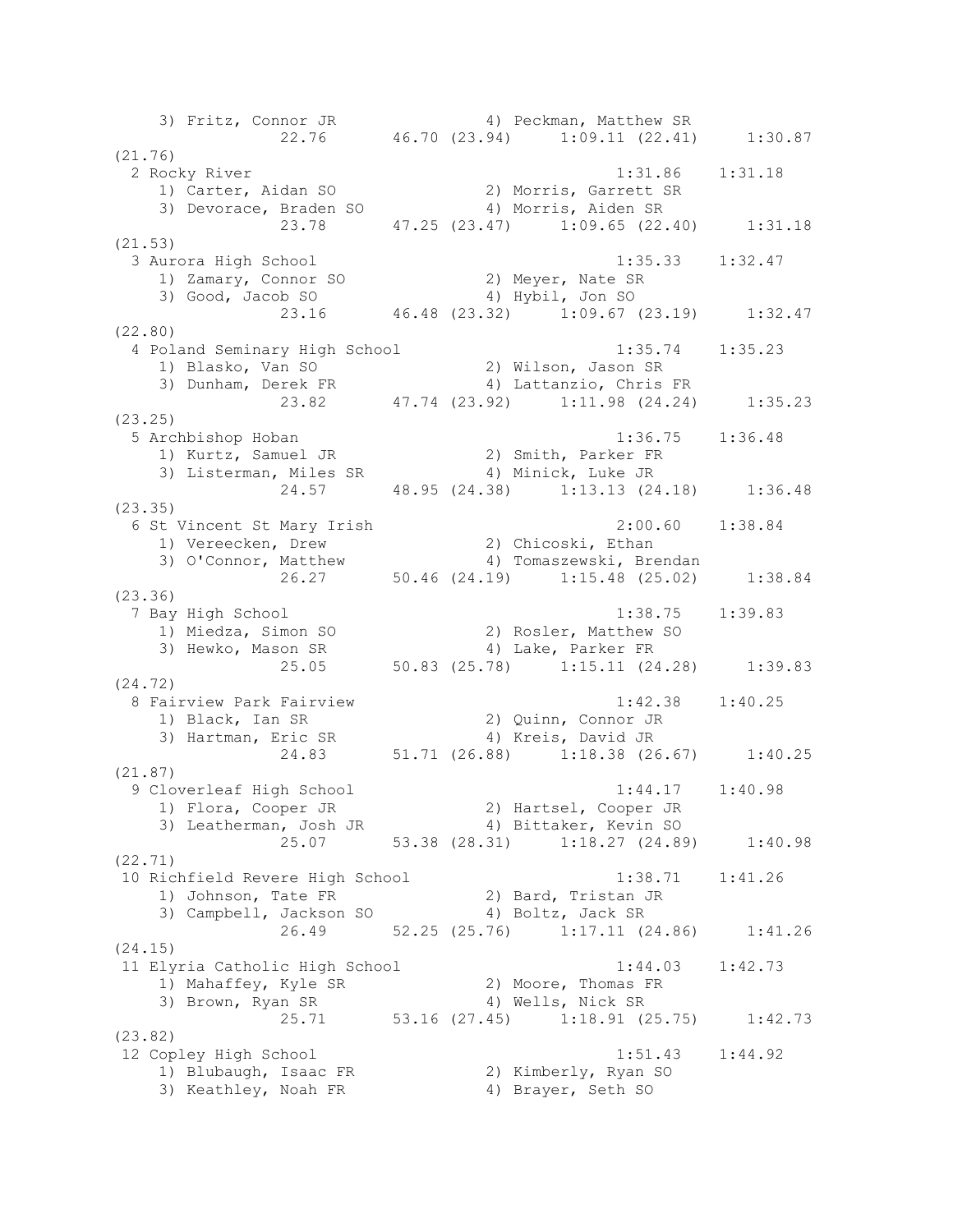```
    3) Fritz, Connor JR                4) Peckman, Matthew SR
               22.76       46.70 (23.94)     1:09.11 (22.41)     1:30.87
(21.76)
  2 Rocky River                                        1:31.86    1:31.18
    1) Carter, Aidan SO                2) Morris, Garrett SR
    3) Devorace, Braden SO             4) Morris, Aiden SR
               23.78       47.25 (23.47)     1:09.65 (22.40)     1:31.18
(21.53)
  3 Aurora High School                                 1:35.33    1:32.47
    1) Zamary, Connor SO               2) Meyer, Nate SR
    3) Good, Jacob SO                  4) Hybil, Jon SO
               23.16       46.48 (23.32)     1:09.67 (23.19)     1:32.47
(22.80)
  4 Poland Seminary High School                        1:35.74    1:35.23
    1) Blasko, Van SO                  2) Wilson, Jason SR
    3) Dunham, Derek FR                4) Lattanzio, Chris FR
               23.82       47.74 (23.92)     1:11.98 (24.24)     1:35.23
(23.25)
  5 Archbishop Hoban                                   1:36.75    1:36.48
    1) Kurtz, Samuel JR                2) Smith, Parker FR
    3) Listerman, Miles SR             4) Minick, Luke JR
               24.57       48.95 (24.38)     1:13.13 (24.18)     1:36.48
(23.35)
  6 St Vincent St Mary Irish                           2:00.60    1:38.84
    1) Vereecken, Drew                 2) Chicoski, Ethan
    3) O'Connor, Matthew               4) Tomaszewski, Brendan
               26.27       50.46 (24.19)     1:15.48 (25.02)     1:38.84
(23.36)
  7 Bay High School                                    1:38.75    1:39.83
    1) Miedza, Simon SO                2) Rosler, Matthew SO
    3) Hewko, Mason SR                 4) Lake, Parker FR
               25.05       50.83 (25.78)     1:15.11 (24.28)     1:39.83
(24.72)
  8 Fairview Park Fairview                             1:42.38    1:40.25
    1) Black, Ian SR                   2) Quinn, Connor JR
    3) Hartman, Eric SR                4) Kreis, David JR
               24.83       51.71 (26.88)     1:18.38 (26.67)     1:40.25
(21.87)
  9 Cloverleaf High School                             1:44.17    1:40.98
    1) Flora, Cooper JR                2) Hartsel, Cooper JR
    3) Leatherman, Josh JR             4) Bittaker, Kevin SO
               25.07       53.38 (28.31)     1:18.27 (24.89)     1:40.98
(22.71)
 10 Richfield Revere High School                       1:38.71    1:41.26
    1) Johnson, Tate FR                2) Bard, Tristan JR
    3) Campbell, Jackson SO            4) Boltz, Jack SR
               26.49       52.25 (25.76)     1:17.11 (24.86)     1:41.26
(24.15)
 11 Elyria Catholic High School                        1:44.03    1:42.73
    1) Mahaffey, Kyle SR               2) Moore, Thomas FR
    3) Brown, Ryan SR                  4) Wells, Nick SR
               25.71       53.16 (27.45)     1:18.91 (25.75)     1:42.73
(23.82)
 12 Copley High School                                 1:51.43    1:44.92
    1) Blubaugh, Isaac FR              2) Kimberly, Ryan SO
    3) Keathley, Noah FR               4) Brayer, Seth SO
```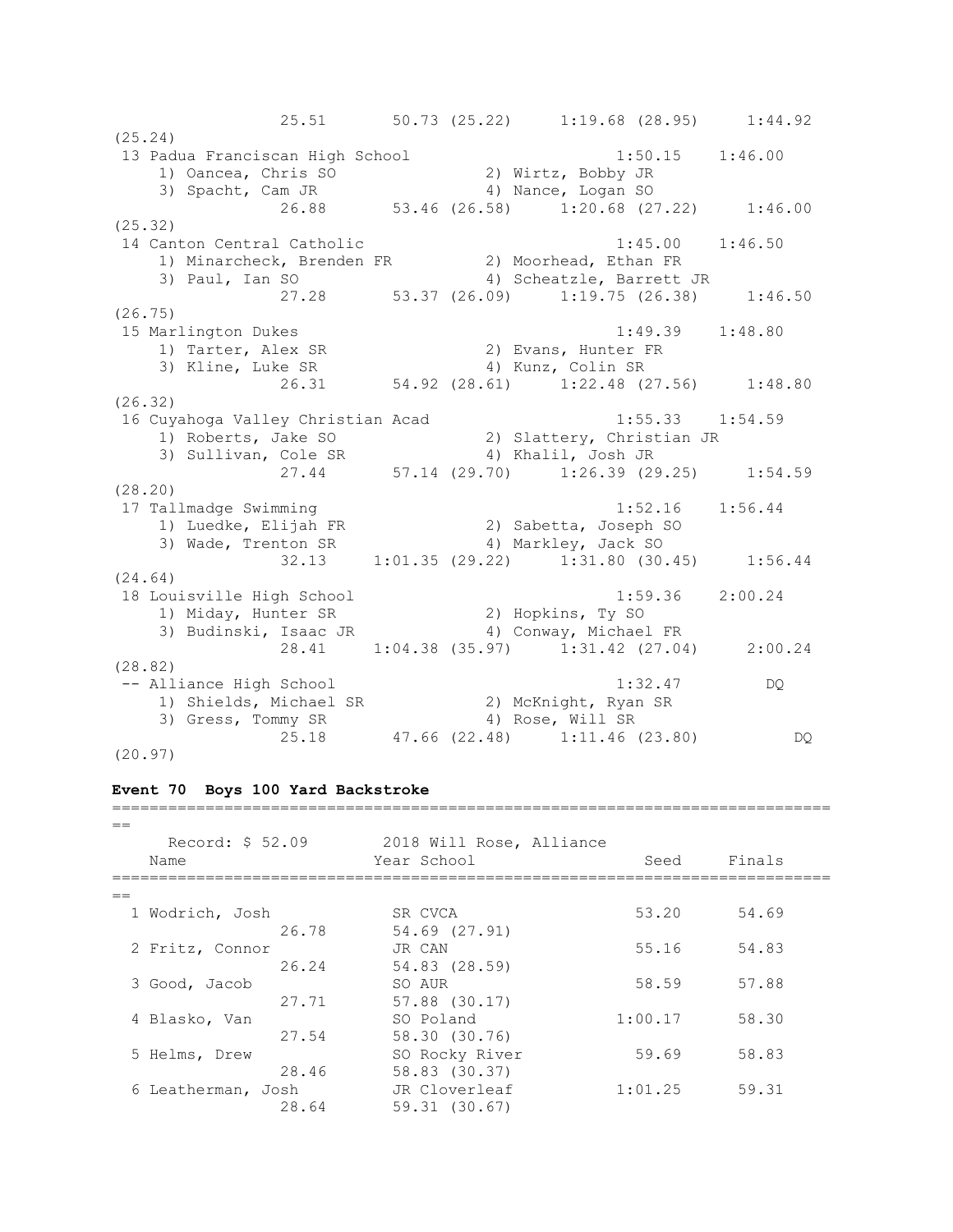```
               25.51       50.73 (25.22)     1:19.68 (28.95)     1:44.92
(25.24)
 13 Padua Franciscan High School                      1:50.15    1:46.00
    1) Oancea, Chris SO               2) Wirtz, Bobby JR
    3) Spacht, Cam JR                 4) Nance, Logan SO
               26.88       53.46 (26.58)     1:20.68 (27.22)     1:46.00
(25.32)
 14 Canton Central Catholic                           1:45.00    1:46.50
    1) Minarcheck, Brenden FR         2) Moorhead, Ethan FR
    3) Paul, Ian SO                   4) Scheatzle, Barrett JR
               27.28       53.37 (26.09)     1:19.75 (26.38)     1:46.50
(26.75)
 15 Marlington Dukes                                  1:49.39    1:48.80
    1) Tarter, Alex SR                2) Evans, Hunter FR
    3) Kline, Luke SR                 4) Kunz, Colin SR
               26.31       54.92 (28.61)     1:22.48 (27.56)     1:48.80
(26.32)
 16 Cuyahoga Valley Christian Acad                    1:55.33    1:54.59
    1) Roberts, Jake SO               2) Slattery, Christian JR
    3) Sullivan, Cole SR              4) Khalil, Josh JR
               27.44       57.14 (29.70)     1:26.39 (29.25)     1:54.59
(28.20)
 17 Tallmadge Swimming                                1:52.16    1:56.44
    1) Luedke, Elijah FR              2) Sabetta, Joseph SO
    3) Wade, Trenton SR               4) Markley, Jack SO
               32.13     1:01.35 (29.22)     1:31.80 (30.45)     1:56.44
(24.64)
 18 Louisville High School                            1:59.36    2:00.24
    1) Miday, Hunter SR               2) Hopkins, Ty SO
    3) Budinski, Isaac JR             4) Conway, Michael FR
               28.41     1:04.38 (35.97)     1:31.42 (27.04)     2:00.24
(28.82)
 -- Alliance High School                              1:32.47         DQ
    1) Shields, Michael SR            2) McKnight, Ryan SR
    3) Gress, Tommy SR                4) Rose, Will SR
               25.18       47.66 (22.48)     1:11.46 (23.80)          DQ
(20.97)
```

**Event 70  Boys 100 Yard Backstroke**

```
===============================================================================
==
     Record: $ 52.09         2018 Will Rose, Alliance
   Name                    Year School                   Seed     Finals
===============================================================================
==
  1 Wodrich, Josh           SR CVCA                     53.20      54.69
               26.78        54.69 (27.91)
  2 Fritz, Connor           JR CAN                      55.16      54.83
               26.24        54.83 (28.59)
  3 Good, Jacob             SO AUR                      58.59      57.88
               27.71        57.88 (30.17)
  4 Blasko, Van             SO Poland                 1:00.17      58.30
               27.54        58.30 (30.76)
  5 Helms, Drew             SO Rocky River              59.69      58.83
               28.46        58.83 (30.37)
  6 Leatherman, Josh        JR Cloverleaf             1:01.25      59.31
               28.64        59.31 (30.67)
```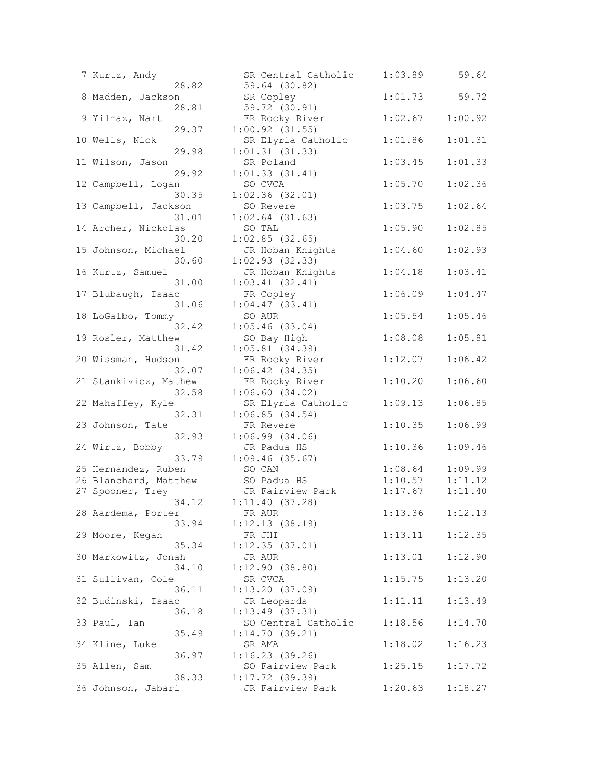```
  7 Kurtz, Andy               SR Central Catholic     1:03.89      59.64
                  28.82       59.64 (30.82)
  8 Madden, Jackson           SR Copley               1:01.73      59.72
                  28.81       59.72 (30.91)
  9 Yilmaz, Nart              FR Rocky River          1:02.67    1:00.92
                  29.37     1:00.92 (31.55)
 10 Wells, Nick               SR Elyria Catholic      1:01.86    1:01.31
                  29.98     1:01.31 (31.33)
 11 Wilson, Jason             SR Poland               1:03.45    1:01.33
                  29.92     1:01.33 (31.41)
 12 Campbell, Logan           SO CVCA                 1:05.70    1:02.36
                  30.35     1:02.36 (32.01)
 13 Campbell, Jackson         SO Revere               1:03.75    1:02.64
                  31.01     1:02.64 (31.63)
 14 Archer, Nickolas          SO TAL                  1:05.90    1:02.85
                  30.20     1:02.85 (32.65)
 15 Johnson, Michael          JR Hoban Knights        1:04.60    1:02.93
                  30.60     1:02.93 (32.33)
 16 Kurtz, Samuel             JR Hoban Knights        1:04.18    1:03.41
                  31.00     1:03.41 (32.41)
 17 Blubaugh, Isaac           FR Copley               1:06.09    1:04.47
                  31.06     1:04.47 (33.41)
 18 LoGalbo, Tommy            SO AUR                  1:05.54    1:05.46
                  32.42     1:05.46 (33.04)
 19 Rosler, Matthew           SO Bay High             1:08.08    1:05.81
                  31.42     1:05.81 (34.39)
 20 Wissman, Hudson           FR Rocky River          1:12.07    1:06.42
                  32.07     1:06.42 (34.35)
 21 Stankivicz, Mathew        FR Rocky River          1:10.20    1:06.60
                  32.58     1:06.60 (34.02)
 22 Mahaffey, Kyle            SR Elyria Catholic      1:09.13    1:06.85
                  32.31     1:06.85 (34.54)
 23 Johnson, Tate             FR Revere               1:10.35    1:06.99
                  32.93     1:06.99 (34.06)
 24 Wirtz, Bobby              JR Padua HS             1:10.36    1:09.46
                  33.79     1:09.46 (35.67)
 25 Hernandez, Ruben          SO CAN                  1:08.64    1:09.99
 26 Blanchard, Matthew        SO Padua HS             1:10.57    1:11.12
 27 Spooner, Trey             JR Fairview Park        1:17.67    1:11.40
                  34.12     1:11.40 (37.28)
 28 Aardema, Porter           FR AUR                  1:13.36    1:12.13
                  33.94     1:12.13 (38.19)
 29 Moore, Kegan              FR JHI                  1:13.11    1:12.35
                  35.34     1:12.35 (37.01)
 30 Markowitz, Jonah          JR AUR                  1:13.01    1:12.90
                  34.10     1:12.90 (38.80)
 31 Sullivan, Cole            SR CVCA                 1:15.75    1:13.20
                  36.11     1:13.20 (37.09)
 32 Budinski, Isaac           JR Leopards             1:11.11    1:13.49
                  36.18     1:13.49 (37.31)
 33 Paul, Ian                 SO Central Catholic     1:18.56    1:14.70
                  35.49     1:14.70 (39.21)
 34 Kline, Luke               SR AMA                  1:18.02    1:16.23
                  36.97     1:16.23 (39.26)
 35 Allen, Sam                SO Fairview Park        1:25.15    1:17.72
                  38.33     1:17.72 (39.39)
 36 Johnson, Jabari           JR Fairview Park        1:20.63    1:18.27
```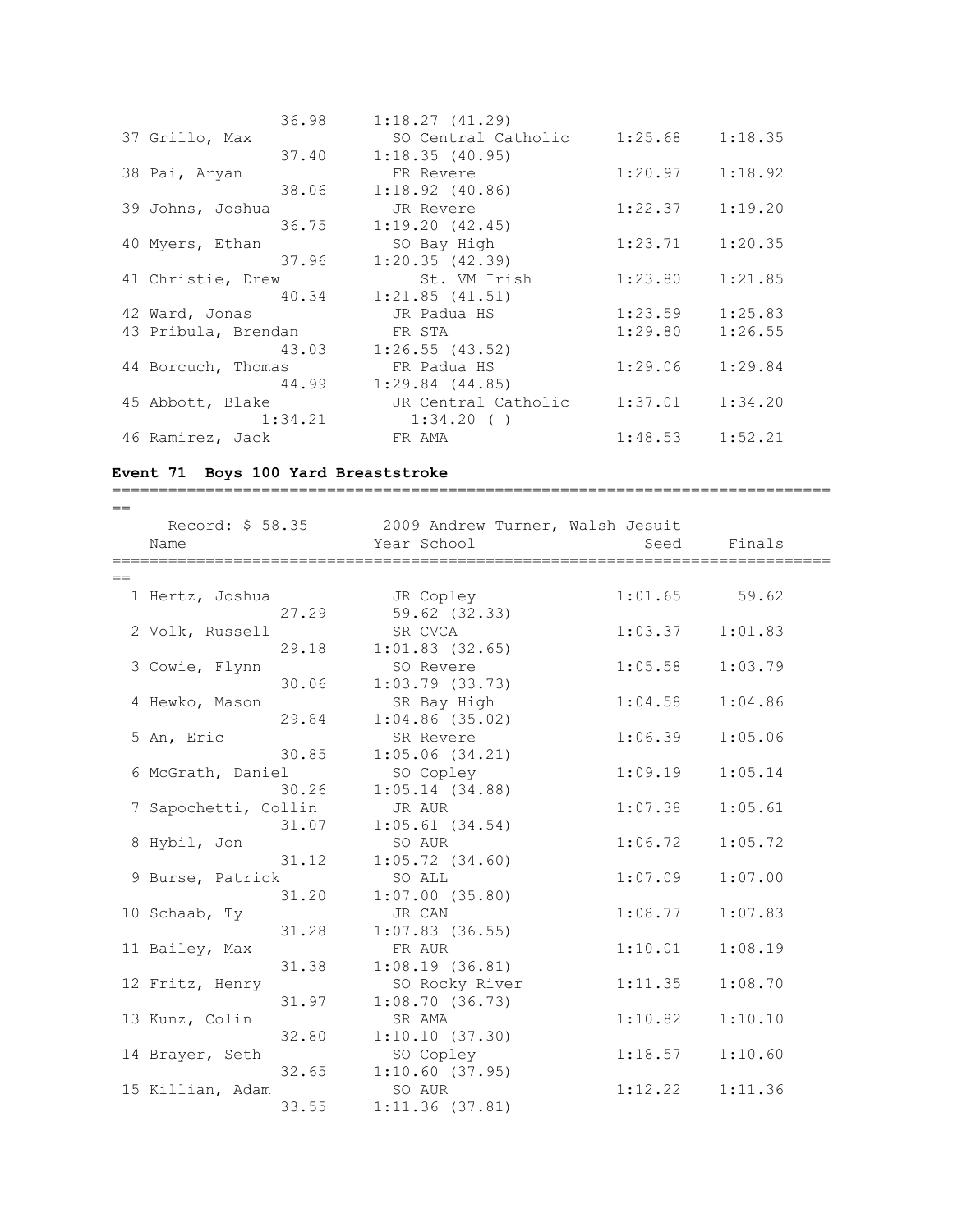```
                 36.98      1:18.27 (41.29)
 37 Grillo, Max               SO Central Catholic     1:25.68    1:18.35
                 37.40      1:18.35 (40.95)
 38 Pai, Aryan                FR Revere               1:20.97    1:18.92
                 38.06      1:18.92 (40.86)
 39 Johns, Joshua             JR Revere               1:22.37    1:19.20
                 36.75      1:19.20 (42.45)
 40 Myers, Ethan              SO Bay High             1:23.71    1:20.35
                 37.96      1:20.35 (42.39)
 41 Christie, Drew               St. VM Irish         1:23.80    1:21.85
                 40.34      1:21.85 (41.51)
 42 Ward, Jonas               JR Padua HS             1:23.59    1:25.83
 43 Pribula, Brendan          FR STA                  1:29.80    1:26.55
                 43.03      1:26.55 (43.52)
 44 Borcuch, Thomas           FR Padua HS             1:29.06    1:29.84
                 44.99      1:29.84 (44.85)
 45 Abbott, Blake             JR Central Catholic     1:37.01    1:34.20
               1:34.21        1:34.20 ( )
 46 Ramirez, Jack             FR AMA                  1:48.53    1:52.21
```

**Event 71  Boys 100 Yard Breaststroke**

```
===============================================================================
==
    Record: $ 58.35          2009 Andrew Turner, Walsh Jesuit
    Name                     Year School                 Seed     Finals
===============================================================================
==
  1 Hertz, Joshua             JR Copley               1:01.65      59.62
                 27.29        59.62 (32.33)
  2 Volk, Russell             SR CVCA                 1:03.37    1:01.83
                 29.18      1:01.83 (32.65)
  3 Cowie, Flynn              SO Revere               1:05.58    1:03.79
                 30.06      1:03.79 (33.73)
  4 Hewko, Mason              SR Bay High             1:04.58    1:04.86
                 29.84      1:04.86 (35.02)
  5 An, Eric                  SR Revere               1:06.39    1:05.06
                 30.85      1:05.06 (34.21)
  6 McGrath, Daniel           SO Copley               1:09.19    1:05.14
                 30.26      1:05.14 (34.88)
  7 Sapochetti, Collin        JR AUR                  1:07.38    1:05.61
                 31.07      1:05.61 (34.54)
  8 Hybil, Jon                SO AUR                  1:06.72    1:05.72
                 31.12      1:05.72 (34.60)
  9 Burse, Patrick            SO ALL                  1:07.09    1:07.00
                 31.20      1:07.00 (35.80)
 10 Schaab, Ty                JR CAN                  1:08.77    1:07.83
                 31.28      1:07.83 (36.55)
 11 Bailey, Max               FR AUR                  1:10.01    1:08.19
                 31.38      1:08.19 (36.81)
 12 Fritz, Henry              SO Rocky River          1:11.35    1:08.70
                 31.97      1:08.70 (36.73)
 13 Kunz, Colin               SR AMA                  1:10.82    1:10.10
                 32.80      1:10.10 (37.30)
 14 Brayer, Seth              SO Copley               1:18.57    1:10.60
                 32.65      1:10.60 (37.95)
 15 Killian, Adam             SO AUR                  1:12.22    1:11.36
                 33.55      1:11.36 (37.81)
```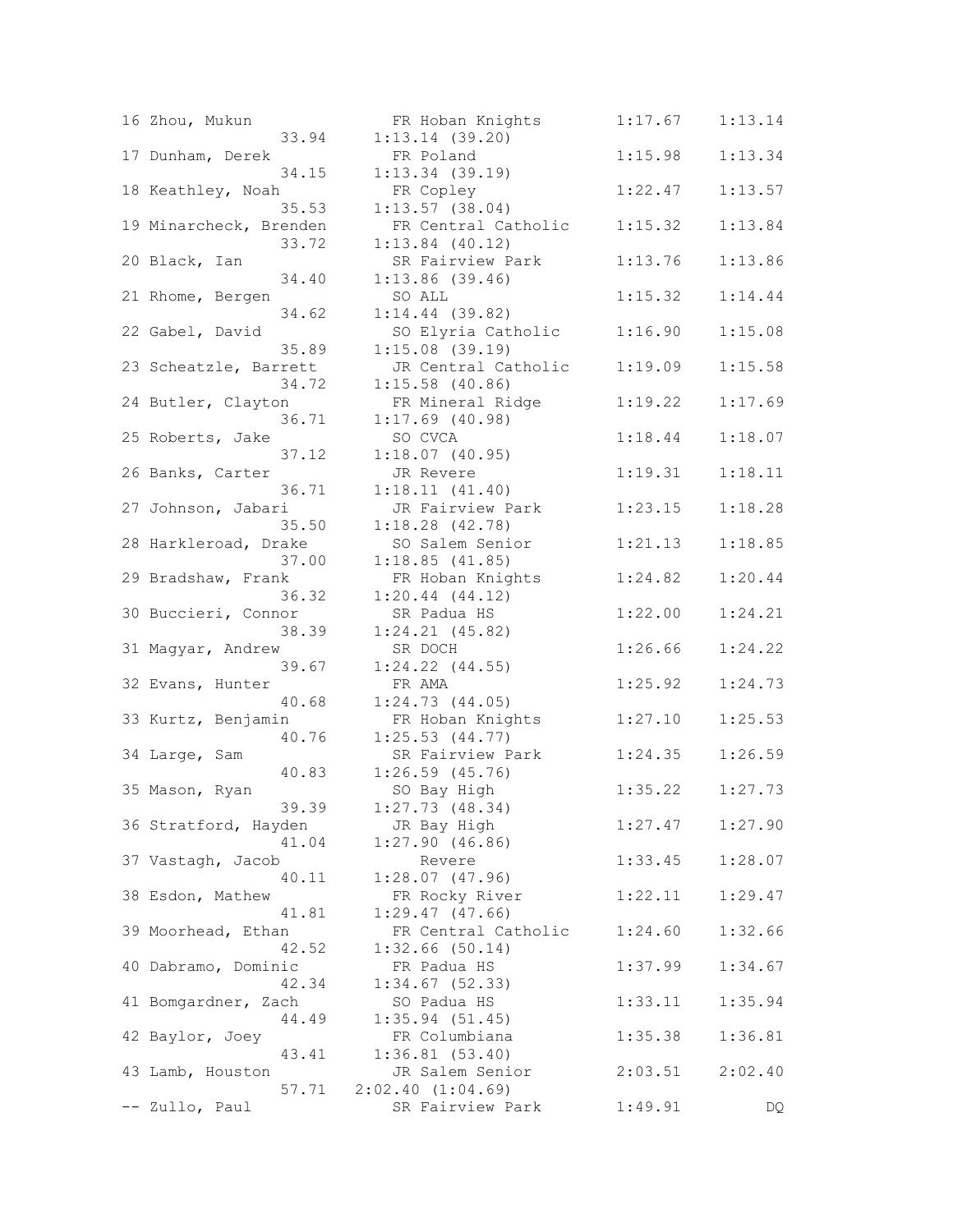```
 16 Zhou, Mukun               FR Hoban Knights        1:17.67    1:13.14
                  33.94     1:13.14 (39.20)
 17 Dunham, Derek             FR Poland               1:15.98    1:13.34
                  34.15     1:13.34 (39.19)
 18 Keathley, Noah            FR Copley               1:22.47    1:13.57
                  35.53     1:13.57 (38.04)
 19 Minarcheck, Brenden       FR Central Catholic     1:15.32    1:13.84
                  33.72     1:13.84 (40.12)
 20 Black, Ian                SR Fairview Park        1:13.76    1:13.86
                  34.40     1:13.86 (39.46)
 21 Rhome, Bergen             SO ALL                  1:15.32    1:14.44
                  34.62     1:14.44 (39.82)
 22 Gabel, David              SO Elyria Catholic      1:16.90    1:15.08
                  35.89     1:15.08 (39.19)
 23 Scheatzle, Barrett        JR Central Catholic     1:19.09    1:15.58
                  34.72     1:15.58 (40.86)
 24 Butler, Clayton           FR Mineral Ridge        1:19.22    1:17.69
                  36.71     1:17.69 (40.98)
 25 Roberts, Jake             SO CVCA                 1:18.44    1:18.07
                  37.12     1:18.07 (40.95)
 26 Banks, Carter             JR Revere               1:19.31    1:18.11
                  36.71     1:18.11 (41.40)
 27 Johnson, Jabari           JR Fairview Park        1:23.15    1:18.28
                  35.50     1:18.28 (42.78)
 28 Harkleroad, Drake         SO Salem Senior         1:21.13    1:18.85
                  37.00     1:18.85 (41.85)
 29 Bradshaw, Frank           FR Hoban Knights        1:24.82    1:20.44
                  36.32     1:20.44 (44.12)
 30 Buccieri, Connor          SR Padua HS             1:22.00    1:24.21
                  38.39     1:24.21 (45.82)
 31 Magyar, Andrew            SR DOCH                 1:26.66    1:24.22
                  39.67     1:24.22 (44.55)
 32 Evans, Hunter             FR AMA                  1:25.92    1:24.73
                  40.68     1:24.73 (44.05)
 33 Kurtz, Benjamin           FR Hoban Knights        1:27.10    1:25.53
                  40.76     1:25.53 (44.77)
 34 Large, Sam                SR Fairview Park        1:24.35    1:26.59
                  40.83     1:26.59 (45.76)
 35 Mason, Ryan               SO Bay High             1:35.22    1:27.73
                  39.39     1:27.73 (48.34)
 36 Stratford, Hayden         JR Bay High             1:27.47    1:27.90
                  41.04     1:27.90 (46.86)
 37 Vastagh, Jacob               Revere               1:33.45    1:28.07
                  40.11     1:28.07 (47.96)
 38 Esdon, Mathew             FR Rocky River          1:22.11    1:29.47
                  41.81     1:29.47 (47.66)
 39 Moorhead, Ethan           FR Central Catholic     1:24.60    1:32.66
                  42.52     1:32.66 (50.14)
 40 Dabramo, Dominic          FR Padua HS             1:37.99    1:34.67
                  42.34     1:34.67 (52.33)
 41 Bomgardner, Zach          SO Padua HS             1:33.11    1:35.94
                  44.49     1:35.94 (51.45)
 42 Baylor, Joey              FR Columbiana           1:35.38    1:36.81
                  43.41     1:36.81 (53.40)
 43 Lamb, Houston             JR Salem Senior         2:03.51    2:02.40
                  57.71   2:02.40 (1:04.69)
 -- Zullo, Paul               SR Fairview Park        1:49.91         DQ
```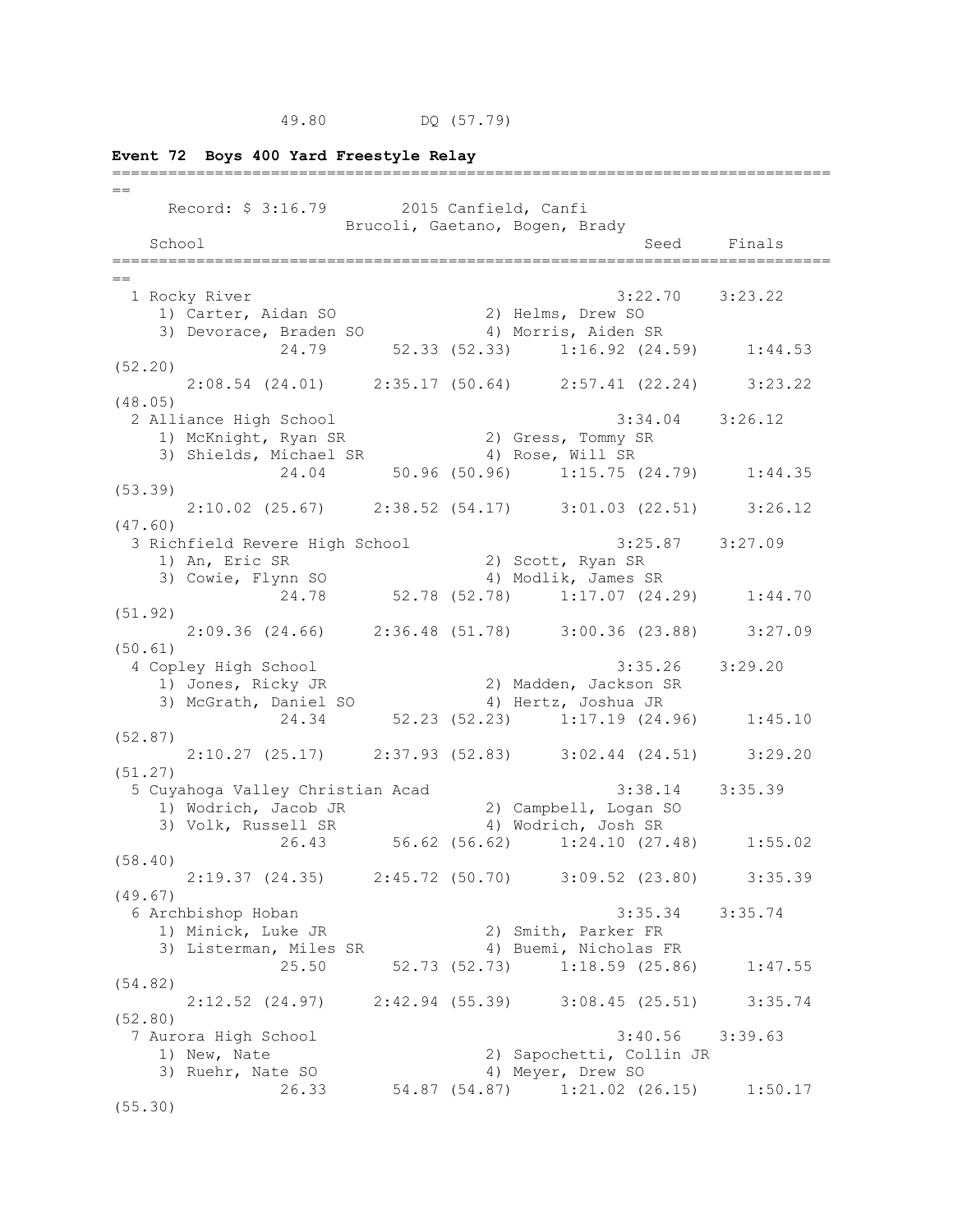```
                 49.80         DQ (57.79)
```

**Event 72  Boys 400 Yard Freestyle Relay**

```
===============================================================================
==
      Record: $ 3:16.79        2015 Canfield, Canfi
                         Brucoli, Gaetano, Bogen, Brady
    School                                              Seed     Finals
===============================================================================
==
  1 Rocky River                                       3:22.70    3:23.22
     1) Carter, Aidan SO               2) Helms, Drew SO
     3) Devorace, Braden SO            4) Morris, Aiden SR
                24.79       52.33 (52.33)     1:16.92 (24.59)     1:44.53
(52.20)
       2:08.54 (24.01)     2:35.17 (50.64)     2:57.41 (22.24)     3:23.22
(48.05)
  2 Alliance High School                              3:34.04    3:26.12
     1) McKnight, Ryan SR              2) Gress, Tommy SR
     3) Shields, Michael SR            4) Rose, Will SR
                24.04       50.96 (50.96)     1:15.75 (24.79)     1:44.35
(53.39)
       2:10.02 (25.67)     2:38.52 (54.17)     3:01.03 (22.51)     3:26.12
(47.60)
  3 Richfield Revere High School                      3:25.87    3:27.09
     1) An, Eric SR                    2) Scott, Ryan SR
     3) Cowie, Flynn SO                4) Modlik, James SR
                24.78       52.78 (52.78)     1:17.07 (24.29)     1:44.70
(51.92)
       2:09.36 (24.66)     2:36.48 (51.78)     3:00.36 (23.88)     3:27.09
(50.61)
  4 Copley High School                                3:35.26    3:29.20
     1) Jones, Ricky JR                2) Madden, Jackson SR
     3) McGrath, Daniel SO             4) Hertz, Joshua JR
                24.34       52.23 (52.23)     1:17.19 (24.96)     1:45.10
(52.87)
       2:10.27 (25.17)     2:37.93 (52.83)     3:02.44 (24.51)     3:29.20
(51.27)
  5 Cuyahoga Valley Christian Acad                    3:38.14    3:35.39
     1) Wodrich, Jacob JR              2) Campbell, Logan SO
     3) Volk, Russell SR               4) Wodrich, Josh SR
                26.43       56.62 (56.62)     1:24.10 (27.48)     1:55.02
(58.40)
       2:19.37 (24.35)     2:45.72 (50.70)     3:09.52 (23.80)     3:35.39
(49.67)
  6 Archbishop Hoban                                  3:35.34    3:35.74
     1) Minick, Luke JR                2) Smith, Parker FR
     3) Listerman, Miles SR            4) Buemi, Nicholas FR
                25.50       52.73 (52.73)     1:18.59 (25.86)     1:47.55
(54.82)
       2:12.52 (24.97)     2:42.94 (55.39)     3:08.45 (25.51)     3:35.74
(52.80)
  7 Aurora High School                                3:40.56    3:39.63
     1) New, Nate                      2) Sapochetti, Collin JR
     3) Ruehr, Nate SO                 4) Meyer, Drew SO
                26.33       54.87 (54.87)     1:21.02 (26.15)     1:50.17
(55.30)
```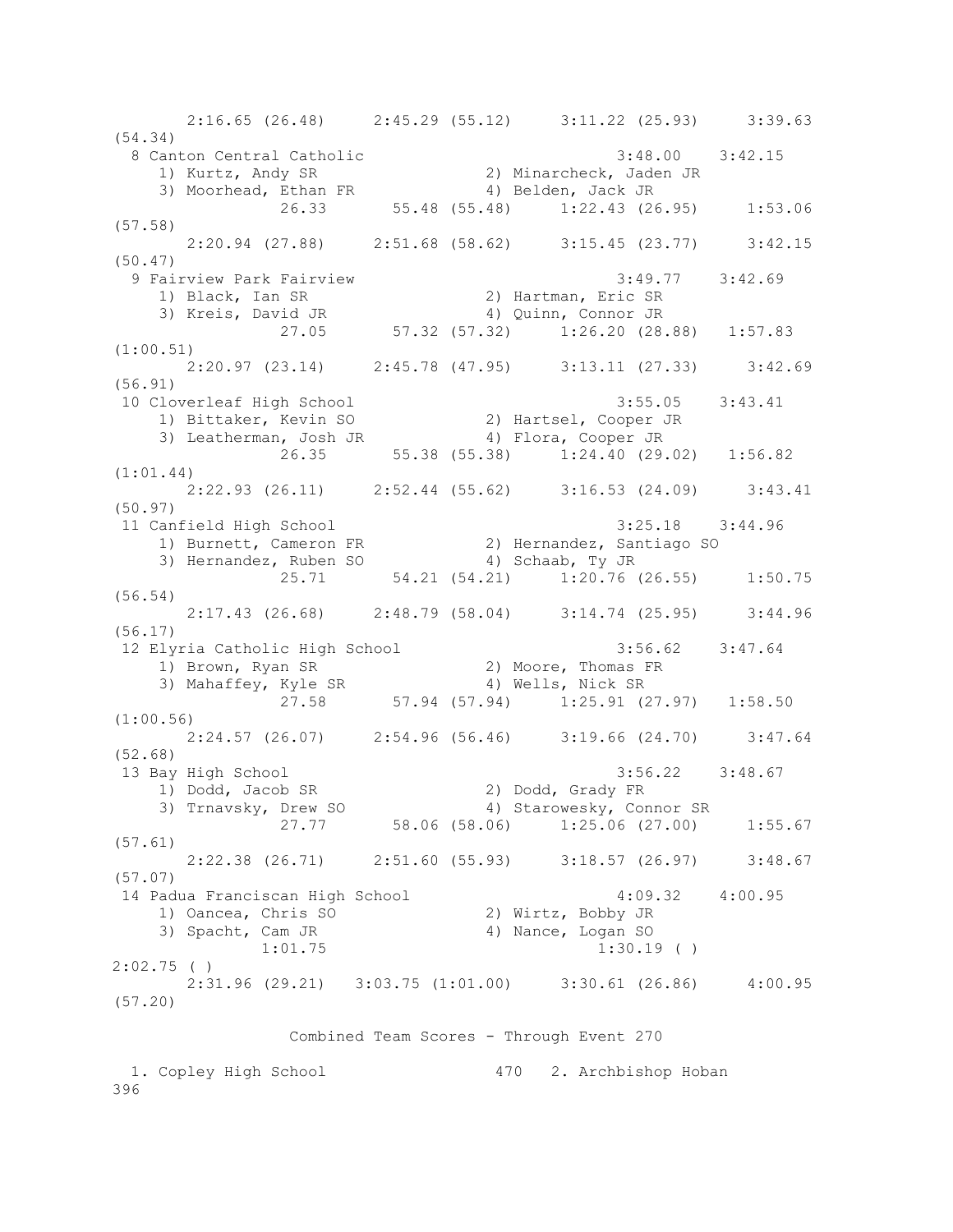```
      2:16.65 (26.48)     2:45.29 (55.12)     3:11.22 (25.93)     3:39.63
(54.34)
  8 Canton Central Catholic                            3:48.00    3:42.15
    1) Kurtz, Andy SR                 2) Minarcheck, Jaden JR
    3) Moorhead, Ethan FR             4) Belden, Jack JR
              26.33       55.48 (55.48)     1:22.43 (26.95)     1:53.06
(57.58)
      2:20.94 (27.88)     2:51.68 (58.62)     3:15.45 (23.77)     3:42.15
(50.47)
  9 Fairview Park Fairview                             3:49.77    3:42.69
    1) Black, Ian SR                  2) Hartman, Eric SR
    3) Kreis, David JR                4) Quinn, Connor JR
              27.05       57.32 (57.32)     1:26.20 (28.88)   1:57.83
(1:00.51)
      2:20.97 (23.14)     2:45.78 (47.95)     3:13.11 (27.33)     3:42.69
(56.91)
 10 Cloverleaf High School                             3:55.05    3:43.41
    1) Bittaker, Kevin SO             2) Hartsel, Cooper JR
    3) Leatherman, Josh JR            4) Flora, Cooper JR
              26.35       55.38 (55.38)     1:24.40 (29.02)   1:56.82
(1:01.44)
      2:22.93 (26.11)     2:52.44 (55.62)     3:16.53 (24.09)     3:43.41
(50.97)
 11 Canfield High School                               3:25.18    3:44.96
    1) Burnett, Cameron FR            2) Hernandez, Santiago SO
    3) Hernandez, Ruben SO            4) Schaab, Ty JR
              25.71       54.21 (54.21)     1:20.76 (26.55)     1:50.75
(56.54)
      2:17.43 (26.68)     2:48.79 (58.04)     3:14.74 (25.95)     3:44.96
(56.17)
 12 Elyria Catholic High School                        3:56.62    3:47.64
    1) Brown, Ryan SR                 2) Moore, Thomas FR
    3) Mahaffey, Kyle SR              4) Wells, Nick SR
              27.58       57.94 (57.94)     1:25.91 (27.97)   1:58.50
(1:00.56)
      2:24.57 (26.07)     2:54.96 (56.46)     3:19.66 (24.70)     3:47.64
(52.68)
 13 Bay High School                                    3:56.22    3:48.67
    1) Dodd, Jacob SR                 2) Dodd, Grady FR
    3) Trnavsky, Drew SO              4) Starowesky, Connor SR
              27.77       58.06 (58.06)     1:25.06 (27.00)     1:55.67
(57.61)
      2:22.38 (26.71)     2:51.60 (55.93)     3:18.57 (26.97)     3:48.67
(57.07)
 14 Padua Franciscan High School                       4:09.32    4:00.95
    1) Oancea, Chris SO               2) Wirtz, Bobby JR
    3) Spacht, Cam JR                 4) Nance, Logan SO
            1:01.75                               1:30.19 ( )
2:02.75 ( )
      2:31.96 (29.21)   3:03.75 (1:01.00)     3:30.61 (26.86)     4:00.95
(57.20)

                Combined Team Scores - Through Event 270

  1. Copley High School                 470   2. Archbishop Hoban
396
```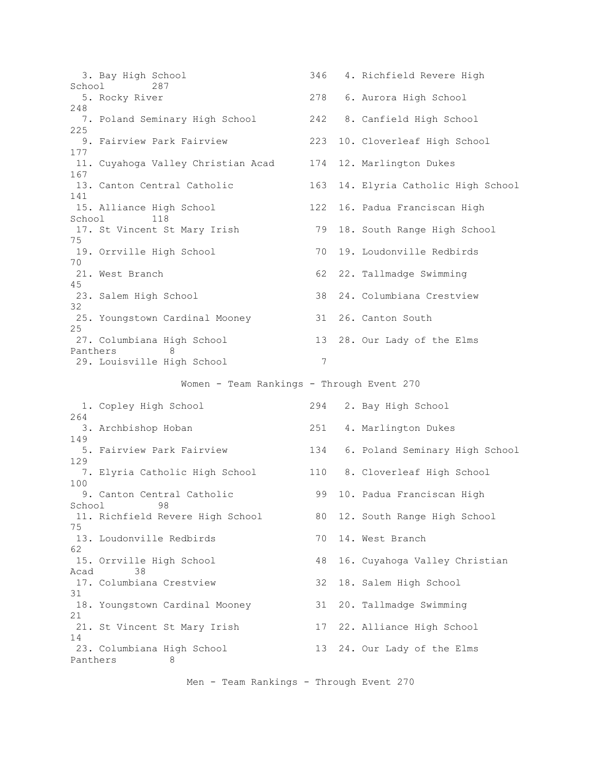| Rank | Team | Points | Rank | Team | Points |
|---|---|---|---|---|---|
| 3. | Bay High School | 346 | 4. | Richfield Revere High School | 287 |
| 5. | Rocky River | 278 | 6. | Aurora High School | 248 |
| 7. | Poland Seminary High School | 242 | 8. | Canfield High School | 225 |
| 9. | Fairview Park Fairview | 223 | 10. | Cloverleaf High School | 177 |
| 11. | Cuyahoga Valley Christian Acad | 174 | 12. | Marlington Dukes | 167 |
| 13. | Canton Central Catholic | 163 | 14. | Elyria Catholic High School | 141 |
| 15. | Alliance High School | 122 | 16. | Padua Franciscan High School | 118 |
| 17. | St Vincent St Mary Irish | 79 | 18. | South Range High School | 75 |
| 19. | Orrville High School | 70 | 19. | Loudonville Redbirds | 70 |
| 21. | West Branch | 62 | 22. | Tallmadge Swimming | 45 |
| 23. | Salem High School | 38 | 24. | Columbiana Crestview | 32 |
| 25. | Youngstown Cardinal Mooney | 31 | 26. | Canton South | 25 |
| 27. | Columbiana High School | 13 | 28. | Our Lady of the Elms Panthers | 8 |
| 29. | Louisville High School | 7 | | | |

## Women - Team Rankings - Through Event 270

| Rank | Team | Points | Rank | Team | Points |
|---|---|---|---|---|---|
| 1. | Copley High School | 294 | 2. | Bay High School | 264 |
| 3. | Archbishop Hoban | 251 | 4. | Marlington Dukes | 149 |
| 5. | Fairview Park Fairview | 134 | 6. | Poland Seminary High School | 129 |
| 7. | Elyria Catholic High School | 110 | 8. | Cloverleaf High School | 100 |
| 9. | Canton Central Catholic | 99 | 10. | Padua Franciscan High School | 98 |
| 11. | Richfield Revere High School | 80 | 12. | South Range High School | 75 |
| 13. | Loudonville Redbirds | 70 | 14. | West Branch | 62 |
| 15. | Orrville High School | 48 | 16. | Cuyahoga Valley Christian Acad | 38 |
| 17. | Columbiana Crestview | 32 | 18. | Salem High School | 31 |
| 18. | Youngstown Cardinal Mooney | 31 | 20. | Tallmadge Swimming | 21 |
| 21. | St Vincent St Mary Irish | 17 | 22. | Alliance High School | 14 |
| 23. | Columbiana High School | 13 | 24. | Our Lady of the Elms Panthers | 8 |

## Men - Team Rankings - Through Event 270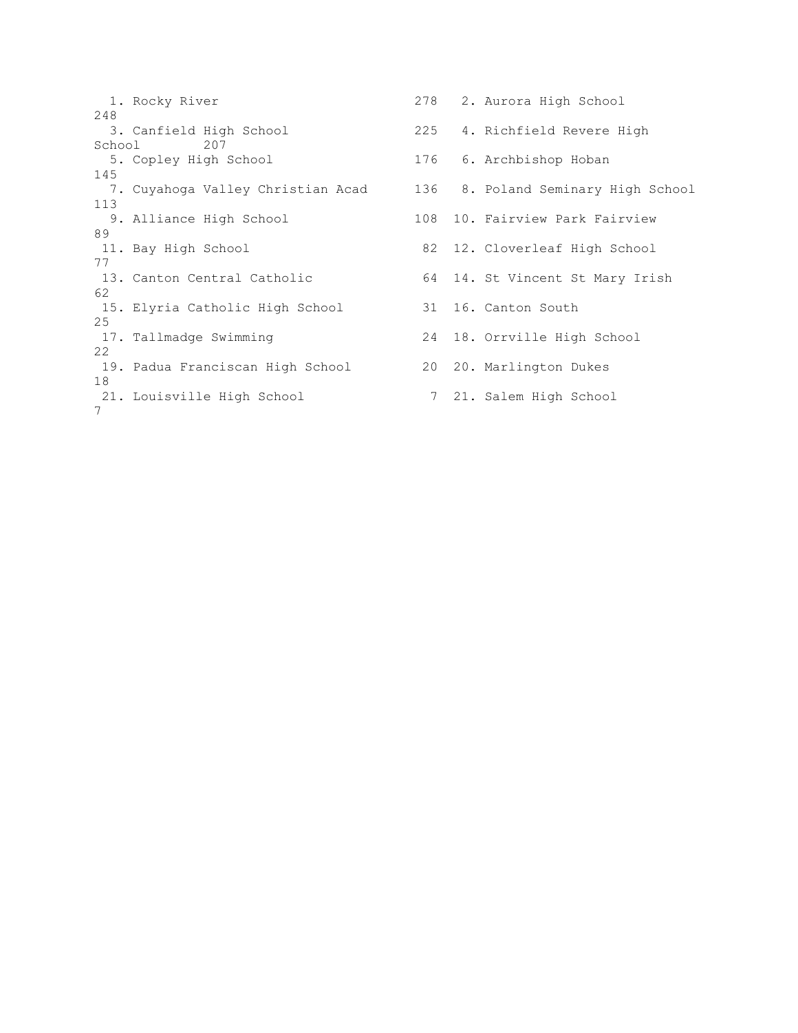| | | | | | |
|---|---|---|---|---|---|
| 1. | Rocky River | 278 | 2. | Aurora High School | 248 |
| 3. | Canfield High School | 225 | 4. | Richfield Revere High School | 207 |
| 5. | Copley High School | 176 | 6. | Archbishop Hoban | 145 |
| 7. | Cuyahoga Valley Christian Acad | 136 | 8. | Poland Seminary High School | 113 |
| 9. | Alliance High School | 108 | 10. | Fairview Park Fairview | 89 |
| 11. | Bay High School | 82 | 12. | Cloverleaf High School | 77 |
| 13. | Canton Central Catholic | 64 | 14. | St Vincent St Mary Irish | 62 |
| 15. | Elyria Catholic High School | 31 | 16. | Canton South | 25 |
| 17. | Tallmadge Swimming | 24 | 18. | Orrville High School | 22 |
| 19. | Padua Franciscan High School | 20 | 20. | Marlington Dukes | 18 |
| 21. | Louisville High School | 7 | 21. | Salem High School | 7 |